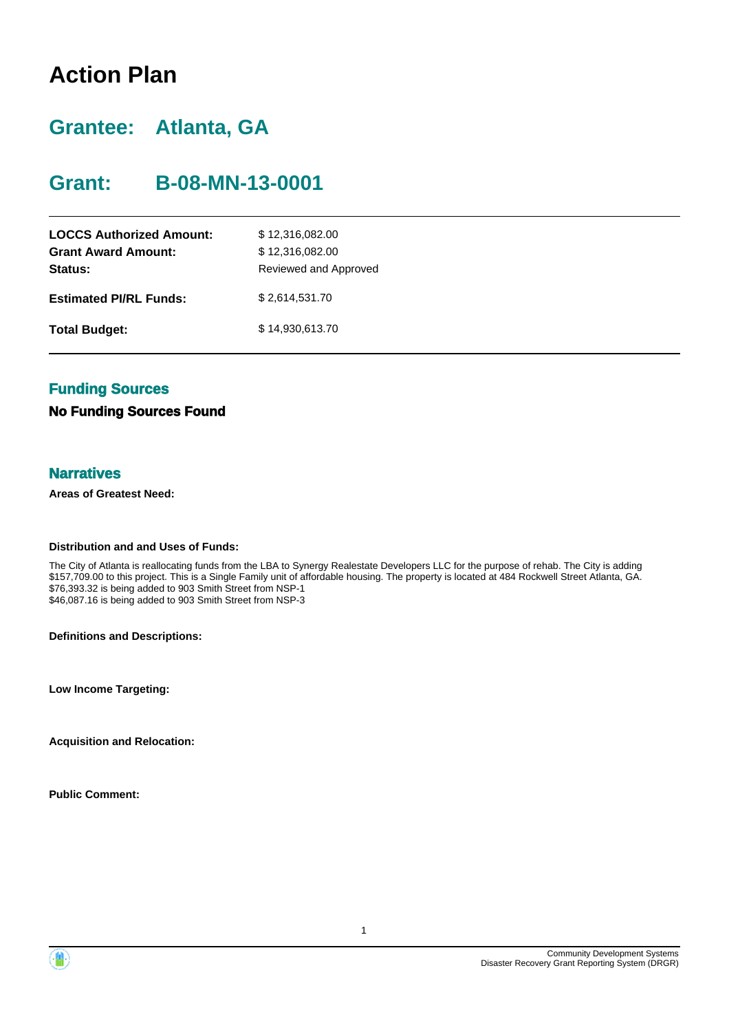# Action Plan

## Grantee: Atlanta, GA

## Grant: B-08-MN-13-0001

| | |
|---|---|
| **LOCCS Authorized Amount:** | $ 12,316,082.00 |
| **Grant Award Amount:** | $ 12,316,082.00 |
| **Status:** | Reviewed and Approved |
| **Estimated PI/RL Funds:** | $ 2,614,531.70 |
| **Total Budget:** | $ 14,930,613.70 |

### Funding Sources

**No Funding Sources Found**

### Narratives

**Areas of Greatest Need:**

**Distribution and and Uses of Funds:**

The City of Atlanta is reallocating funds from the LBA to Synergy Realestate Developers LLC for the purpose of rehab. The City is adding $157,709.00 to this project. This is a Single Family unit of affordable housing. The property is located at 484 Rockwell Street Atlanta, GA.
$76,393.32 is being added to 903 Smith Street from NSP-1
$46,087.16 is being added to 903 Smith Street from NSP-3

**Definitions and Descriptions:**

**Low Income Targeting:**

**Acquisition and Relocation:**

**Public Comment:**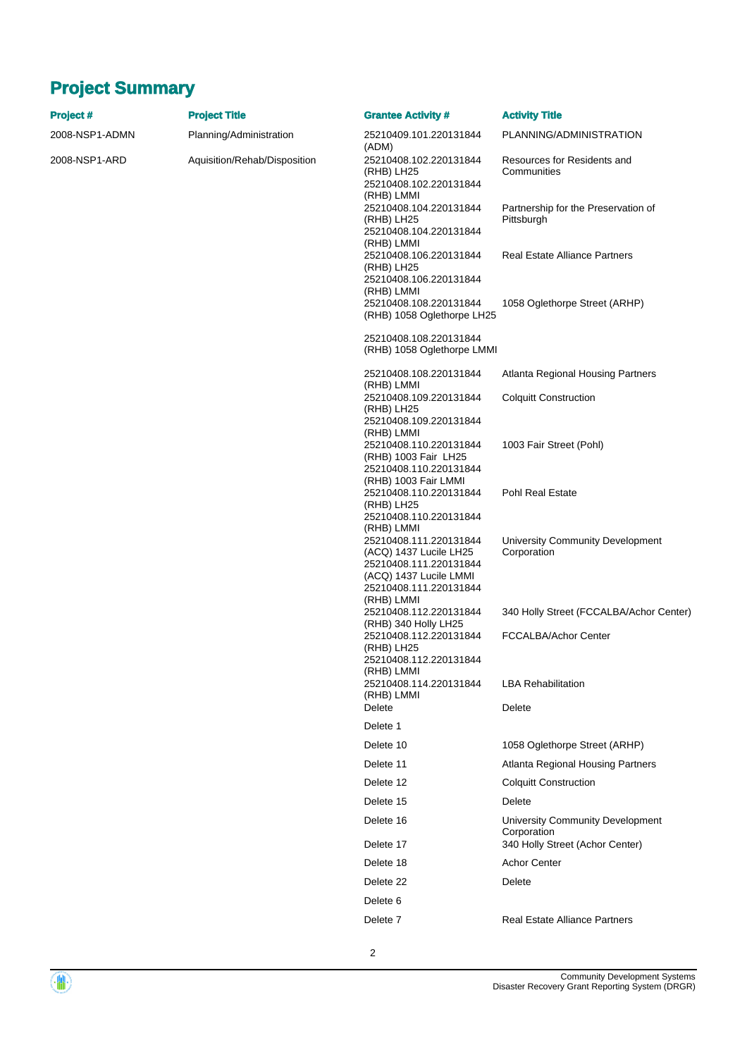# Project Summary

| Project # | Project Title | Grantee Activity # | Activity Title |
|---|---|---|---|
| 2008-NSP1-ADMN | Planning/Administration | 25210409.101.220131844 (ADM) | PLANNING/ADMINISTRATION |
| 2008-NSP1-ARD | Aquisition/Rehab/Disposition | 25210408.102.220131844 (RHB) LH25 | Resources for Residents and Communities |
| | | 25210408.102.220131844 (RHB) LMMI | |
| | | 25210408.104.220131844 (RHB) LH25 | Partnership for the Preservation of Pittsburgh |
| | | 25210408.104.220131844 (RHB) LMMI | |
| | | 25210408.106.220131844 (RHB) LH25 | Real Estate Alliance Partners |
| | | 25210408.106.220131844 (RHB) LMMI | |
| | | 25210408.108.220131844 (RHB) 1058 Oglethorpe LH25 | 1058 Oglethorpe Street (ARHP) |
| | | 25210408.108.220131844 (RHB) 1058 Oglethorpe LMMI | |
| | | 25210408.108.220131844 (RHB) LMMI | Atlanta Regional Housing Partners |
| | | 25210408.109.220131844 (RHB) LH25 | Colquitt Construction |
| | | 25210408.109.220131844 (RHB) LMMI | |
| | | 25210408.110.220131844 (RHB) 1003 Fair LH25 | 1003 Fair Street (Pohl) |
| | | 25210408.110.220131844 (RHB) 1003 Fair LMMI | |
| | | 25210408.110.220131844 (RHB) LH25 | Pohl Real Estate |
| | | 25210408.110.220131844 (RHB) LMMI | |
| | | 25210408.111.220131844 (ACQ) 1437 Lucile LH25 | University Community Development Corporation |
| | | 25210408.111.220131844 (ACQ) 1437 Lucile LMMI | |
| | | 25210408.111.220131844 (RHB) LMMI | |
| | | 25210408.112.220131844 (RHB) 340 Holly LH25 | 340 Holly Street (FCCALBA/Achor Center) |
| | | 25210408.112.220131844 (RHB) LH25 | FCCALBA/Achor Center |
| | | 25210408.112.220131844 (RHB) LMMI | |
| | | 25210408.114.220131844 (RHB) LMMI | LBA Rehabilitation |
| | | Delete | Delete |
| | | Delete 1 | |
| | | Delete 10 | 1058 Oglethorpe Street (ARHP) |
| | | Delete 11 | Atlanta Regional Housing Partners |
| | | Delete 12 | Colquitt Construction |
| | | Delete 15 | Delete |
| | | Delete 16 | University Community Development Corporation |
| | | Delete 17 | 340 Holly Street (Achor Center) |
| | | Delete 18 | Achor Center |
| | | Delete 22 | Delete |
| | | Delete 6 | |
| | | Delete 7 | Real Estate Alliance Partners |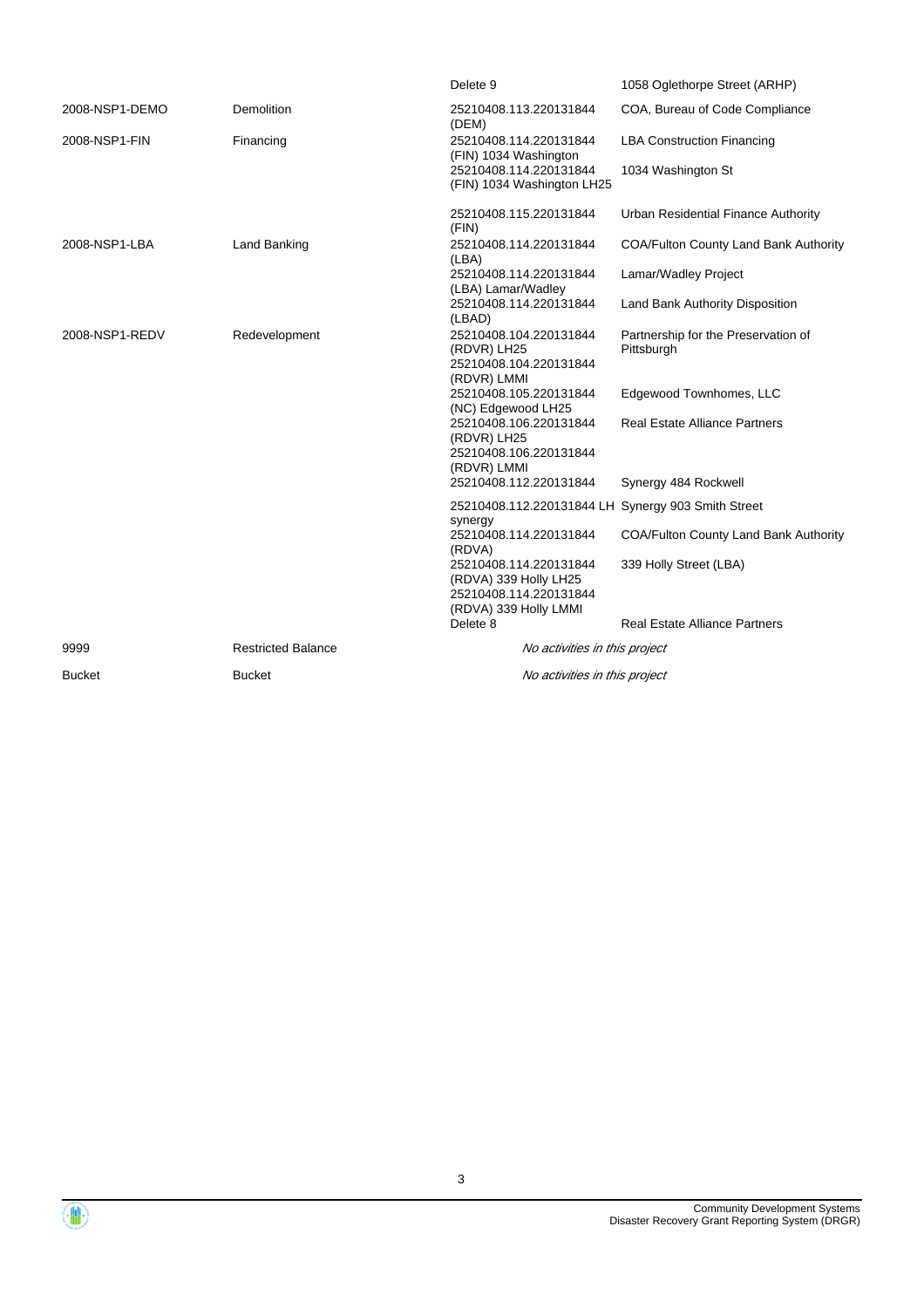| | | | |
|---|---|---|---|
| | | Delete 9 | 1058 Oglethorpe Street (ARHP) |
| 2008-NSP1-DEMO | Demolition | 25210408.113.220131844 (DEM) | COA, Bureau of Code Compliance |
| 2008-NSP1-FIN | Financing | 25210408.114.220131844 (FIN) 1034 Washington | LBA Construction Financing |
| | | 25210408.114.220131844 (FIN) 1034 Washington LH25 | 1034 Washington St |
| | | 25210408.115.220131844 (FIN) | Urban Residential Finance Authority |
| 2008-NSP1-LBA | Land Banking | 25210408.114.220131844 (LBA) | COA/Fulton County Land Bank Authority |
| | | 25210408.114.220131844 (LBA) Lamar/Wadley | Lamar/Wadley Project |
| | | 25210408.114.220131844 (LBAD) | Land Bank Authority Disposition |
| 2008-NSP1-REDV | Redevelopment | 25210408.104.220131844 (RDVR) LH25<br>25210408.104.220131844 (RDVR) LMMI | Partnership for the Preservation of Pittsburgh |
| | | 25210408.105.220131844 (NC) Edgewood LH25 | Edgewood Townhomes, LLC |
| | | 25210408.106.220131844 (RDVR) LH25<br>25210408.106.220131844 (RDVR) LMMI | Real Estate Alliance Partners |
| | | 25210408.112.220131844 | Synergy 484 Rockwell |
| | | 25210408.112.220131844 LH synergy | Synergy 903 Smith Street |
| | | 25210408.114.220131844 (RDVA) | COA/Fulton County Land Bank Authority |
| | | 25210408.114.220131844 (RDVA) 339 Holly LH25<br>25210408.114.220131844 (RDVA) 339 Holly LMMI | 339 Holly Street (LBA) |
| | | Delete 8 | Real Estate Alliance Partners |
| 9999 | Restricted Balance | *No activities in this project* | |
| Bucket | Bucket | *No activities in this project* | |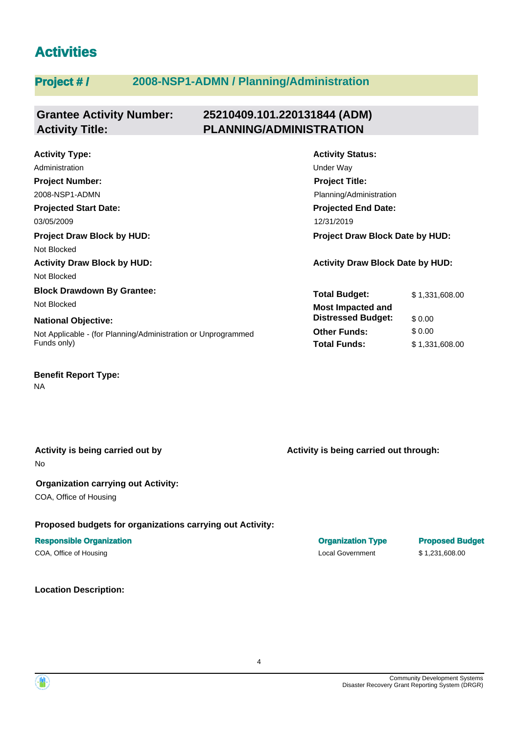# Activities

## Project # / 2008-NSP1-ADMN / Planning/Administration

**Grantee Activity Number:** 25210409.101.220131844 (ADM)
**Activity Title:** PLANNING/ADMINISTRATION

**Activity Type:**
Administration

**Activity Status:**
Under Way

**Project Number:**
2008-NSP1-ADMN

**Project Title:**
Planning/Administration

**Projected Start Date:**
03/05/2009

**Projected End Date:**
12/31/2019

**Project Draw Block by HUD:**
Not Blocked

**Project Draw Block Date by HUD:**

**Activity Draw Block by HUD:**
Not Blocked

**Activity Draw Block Date by HUD:**

**Block Drawdown By Grantee:**
Not Blocked

**National Objective:**
Not Applicable - (for Planning/Administration or Unprogrammed Funds only)

| | |
|---|---|
| **Total Budget:** | $ 1,331,608.00 |
| **Most Impacted and Distressed Budget:** | $ 0.00 |
| **Other Funds:** | $ 0.00 |
| **Total Funds:** | $ 1,331,608.00 |

**Benefit Report Type:**
NA

**Activity is being carried out by**
No

**Activity is being carried out through:**

**Organization carrying out Activity:**
COA, Office of Housing

**Proposed budgets for organizations carrying out Activity:**

| Responsible Organization | Organization Type | Proposed Budget |
|---|---|---|
| COA, Office of Housing | Local Government | $ 1,231,608.00 |

**Location Description:**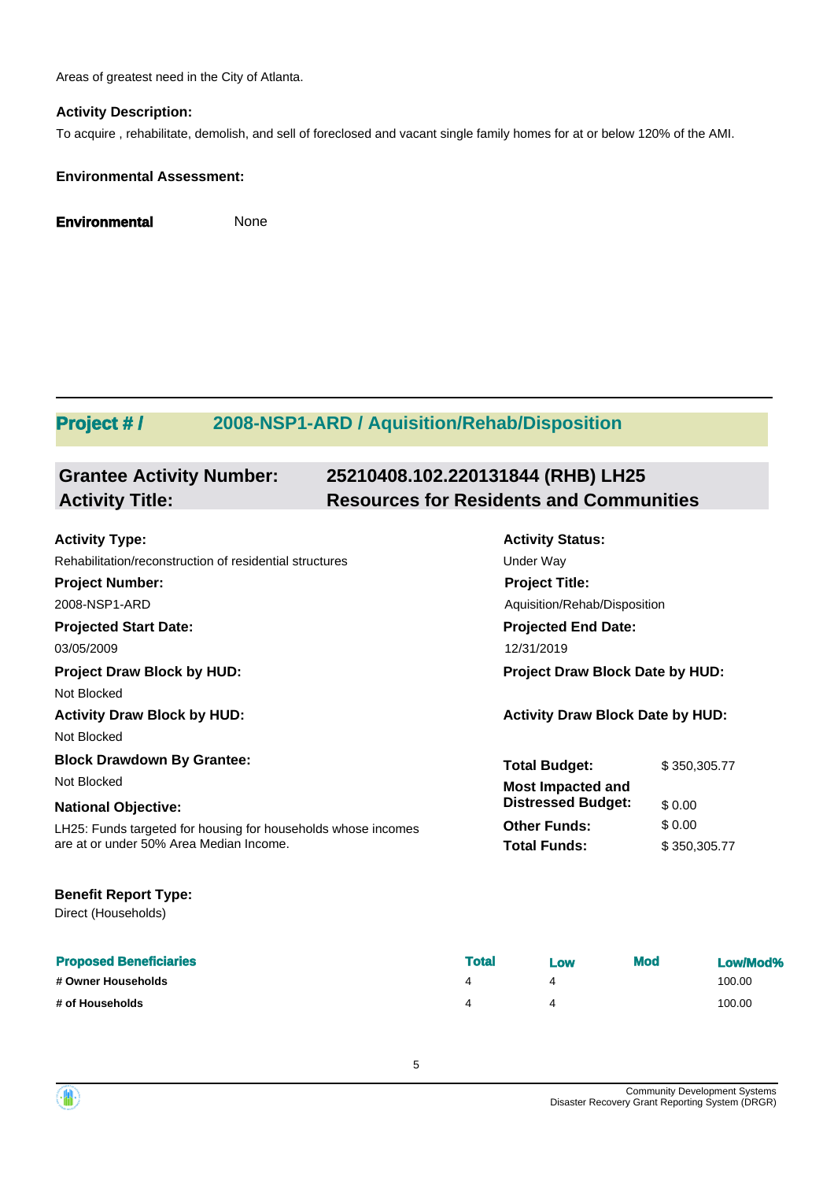Areas of greatest need in the City of Atlanta.

**Activity Description:**

To acquire , rehabilitate, demolish, and sell of foreclosed and vacant single family homes for at or below 120% of the AMI.

**Environmental Assessment:**

**Environmental** None

## Project # / 2008-NSP1-ARD / Aquisition/Rehab/Disposition

### Grantee Activity Number: 25210408.102.220131844 (RHB) LH25
### Activity Title: Resources for Residents and Communities

**Activity Type:**
Rehabilitation/reconstruction of residential structures

**Activity Status:**
Under Way

**Project Number:**
2008-NSP1-ARD

**Project Title:**
Aquisition/Rehab/Disposition

**Projected Start Date:**
03/05/2009

**Projected End Date:**
12/31/2019

**Project Draw Block by HUD:**
Not Blocked

**Project Draw Block Date by HUD:**

**Activity Draw Block by HUD:**
Not Blocked

**Activity Draw Block Date by HUD:**

**Block Drawdown By Grantee:**
Not Blocked

**National Objective:**
LH25: Funds targeted for housing for households whose incomes are at or under 50% Area Median Income.

| | |
|---|---|
| **Total Budget:** | $ 350,305.77 |
| **Most Impacted and Distressed Budget:** | $ 0.00 |
| **Other Funds:** | $ 0.00 |
| **Total Funds:** | $ 350,305.77 |

**Benefit Report Type:**
Direct (Households)

| Proposed Beneficiaries | Total | Low | Mod | Low/Mod% |
|---|---|---|---|---|
| # Owner Households | 4 | 4 | | 100.00 |
| # of Households | 4 | 4 | | 100.00 |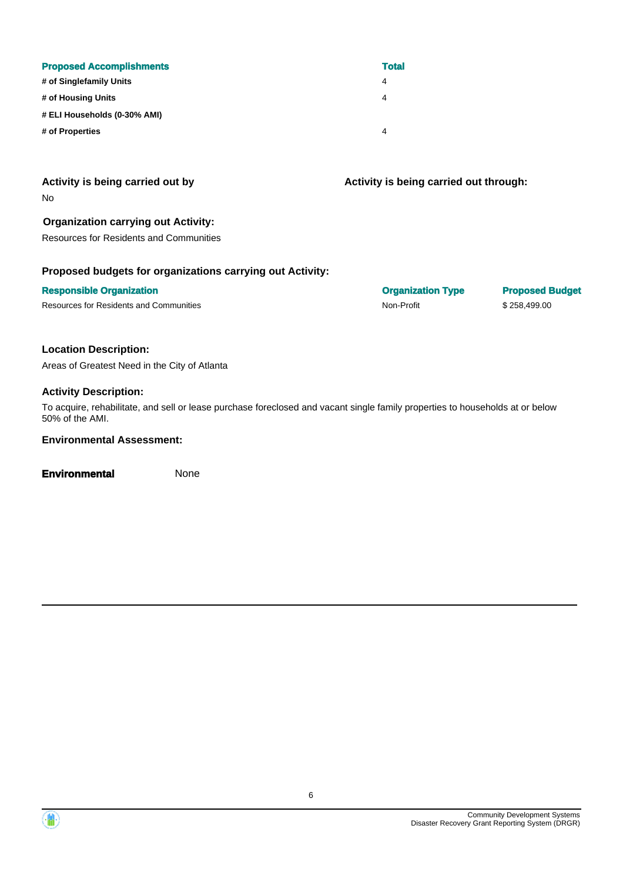| Proposed Accomplishments | Total |
|---|---|
| # of Singlefamily Units | 4 |
| # of Housing Units | 4 |
| # ELI Households (0-30% AMI) | |
| # of Properties | 4 |

**Activity is being carried out by**

No

**Activity is being carried out through:**

**Organization carrying out Activity:**

Resources for Residents and Communities

**Proposed budgets for organizations carrying out Activity:**

| Responsible Organization | Organization Type | Proposed Budget |
|---|---|---|
| Resources for Residents and Communities | Non-Profit | $ 258,499.00 |

**Location Description:**

Areas of Greatest Need in the City of Atlanta

**Activity Description:**

To acquire, rehabilitate, and sell or lease purchase foreclosed and vacant single family properties to households at or below 50% of the AMI.

**Environmental Assessment:**

**Environmental** None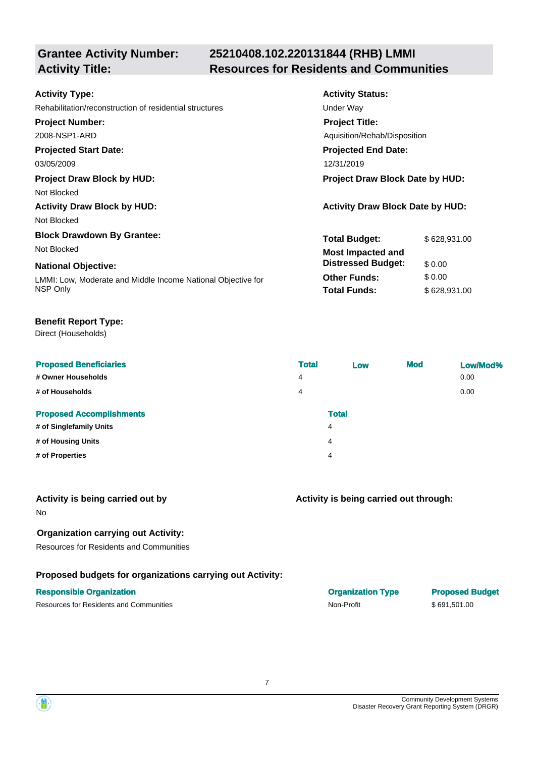## Grantee Activity Number: 25210408.102.220131844 (RHB) LMMI
## Activity Title: Resources for Residents and Communities

**Activity Type:**
Rehabilitation/reconstruction of residential structures

**Activity Status:**
Under Way

**Project Number:**
2008-NSP1-ARD

**Project Title:**
Aquisition/Rehab/Disposition

**Projected Start Date:**
03/05/2009

**Projected End Date:**
12/31/2019

**Project Draw Block by HUD:**
Not Blocked

**Project Draw Block Date by HUD:**

**Activity Draw Block by HUD:**
Not Blocked

**Activity Draw Block Date by HUD:**

**Block Drawdown By Grantee:**
Not Blocked

**National Objective:**
LMMI: Low, Moderate and Middle Income National Objective for NSP Only

| | |
|---|---|
| **Total Budget:** | $ 628,931.00 |
| **Most Impacted and Distressed Budget:** | $ 0.00 |
| **Other Funds:** | $ 0.00 |
| **Total Funds:** | $ 628,931.00 |

**Benefit Report Type:**
Direct (Households)

| Proposed Beneficiaries | Total | Low | Mod | Low/Mod% |
|---|---|---|---|---|
| # Owner Households | 4 | | | 0.00 |
| # of Households | 4 | | | 0.00 |

| Proposed Accomplishments | Total |
|---|---|
| # of Singlefamily Units | 4 |
| # of Housing Units | 4 |
| # of Properties | 4 |

**Activity is being carried out by**
No

**Activity is being carried out through:**

**Organization carrying out Activity:**
Resources for Residents and Communities

**Proposed budgets for organizations carrying out Activity:**

| Responsible Organization | Organization Type | Proposed Budget |
|---|---|---|
| Resources for Residents and Communities | Non-Profit | $ 691,501.00 |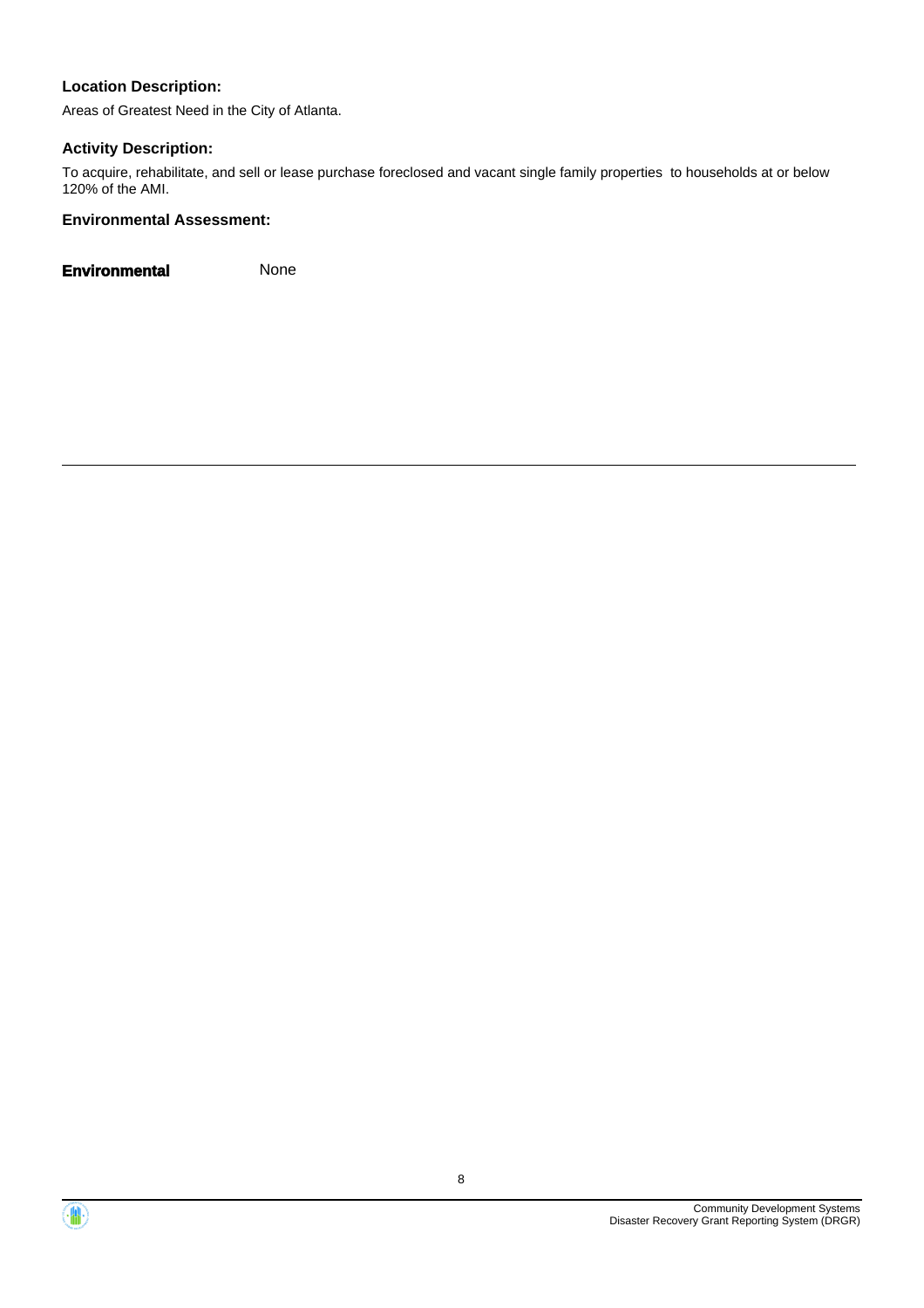**Location Description:**

Areas of Greatest Need in the City of Atlanta.

**Activity Description:**

To acquire, rehabilitate, and sell or lease purchase foreclosed and vacant single family properties to households at or below 120% of the AMI.

**Environmental Assessment:**

| **Environmental** | None |
| --- | --- |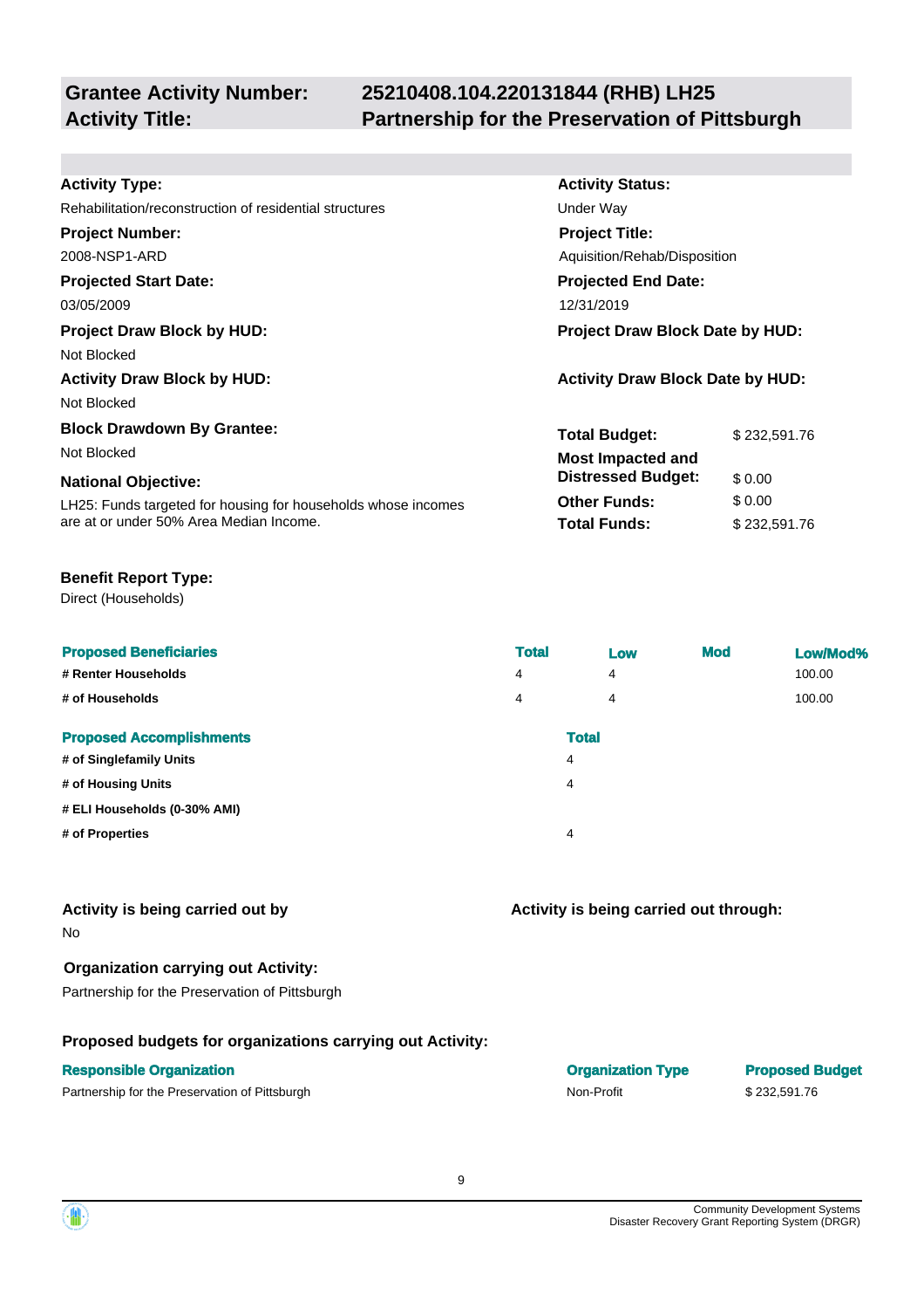**Grantee Activity Number:** 25210408.104.220131844 (RHB) LH25
**Activity Title:** Partnership for the Preservation of Pittsburgh

**Activity Type:**
Rehabilitation/reconstruction of residential structures

**Activity Status:**
Under Way

**Project Number:**
2008-NSP1-ARD

**Project Title:**
Aquisition/Rehab/Disposition

**Projected Start Date:**
03/05/2009

**Projected End Date:**
12/31/2019

**Project Draw Block by HUD:**
Not Blocked

**Project Draw Block Date by HUD:**

**Activity Draw Block by HUD:**
Not Blocked

**Activity Draw Block Date by HUD:**

**Block Drawdown By Grantee:**
Not Blocked

**National Objective:**
LH25: Funds targeted for housing for households whose incomes are at or under 50% Area Median Income.

| | |
|---|---|
| **Total Budget:** | $ 232,591.76 |
| **Most Impacted and Distressed Budget:** | $ 0.00 |
| **Other Funds:** | $ 0.00 |
| **Total Funds:** | $ 232,591.76 |

**Benefit Report Type:**
Direct (Households)

| Proposed Beneficiaries | Total | Low | Mod | Low/Mod% |
|---|---|---|---|---|
| # Renter Households | 4 | 4 | | 100.00 |
| # of Households | 4 | 4 | | 100.00 |

| Proposed Accomplishments | Total |
|---|---|
| # of Singlefamily Units | 4 |
| # of Housing Units | 4 |
| # ELI Households (0-30% AMI) | |
| # of Properties | 4 |

**Activity is being carried out by**
No

**Activity is being carried out through:**

**Organization carrying out Activity:**
Partnership for the Preservation of Pittsburgh

**Proposed budgets for organizations carrying out Activity:**

| Responsible Organization | Organization Type | Proposed Budget |
|---|---|---|
| Partnership for the Preservation of Pittsburgh | Non-Profit | $ 232,591.76 |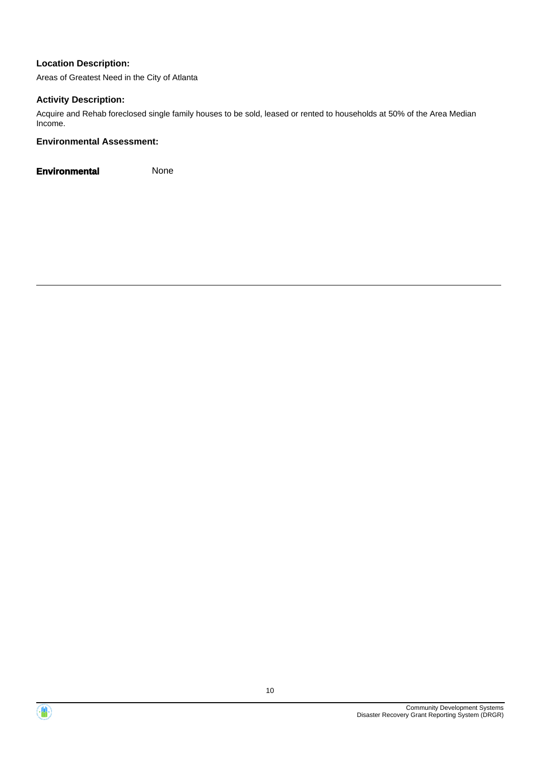**Location Description:**

Areas of Greatest Need in the City of Atlanta

**Activity Description:**

Acquire and Rehab foreclosed single family houses to be sold, leased or rented to households at 50% of the Area Median Income.

**Environmental Assessment:**

**Environmental** None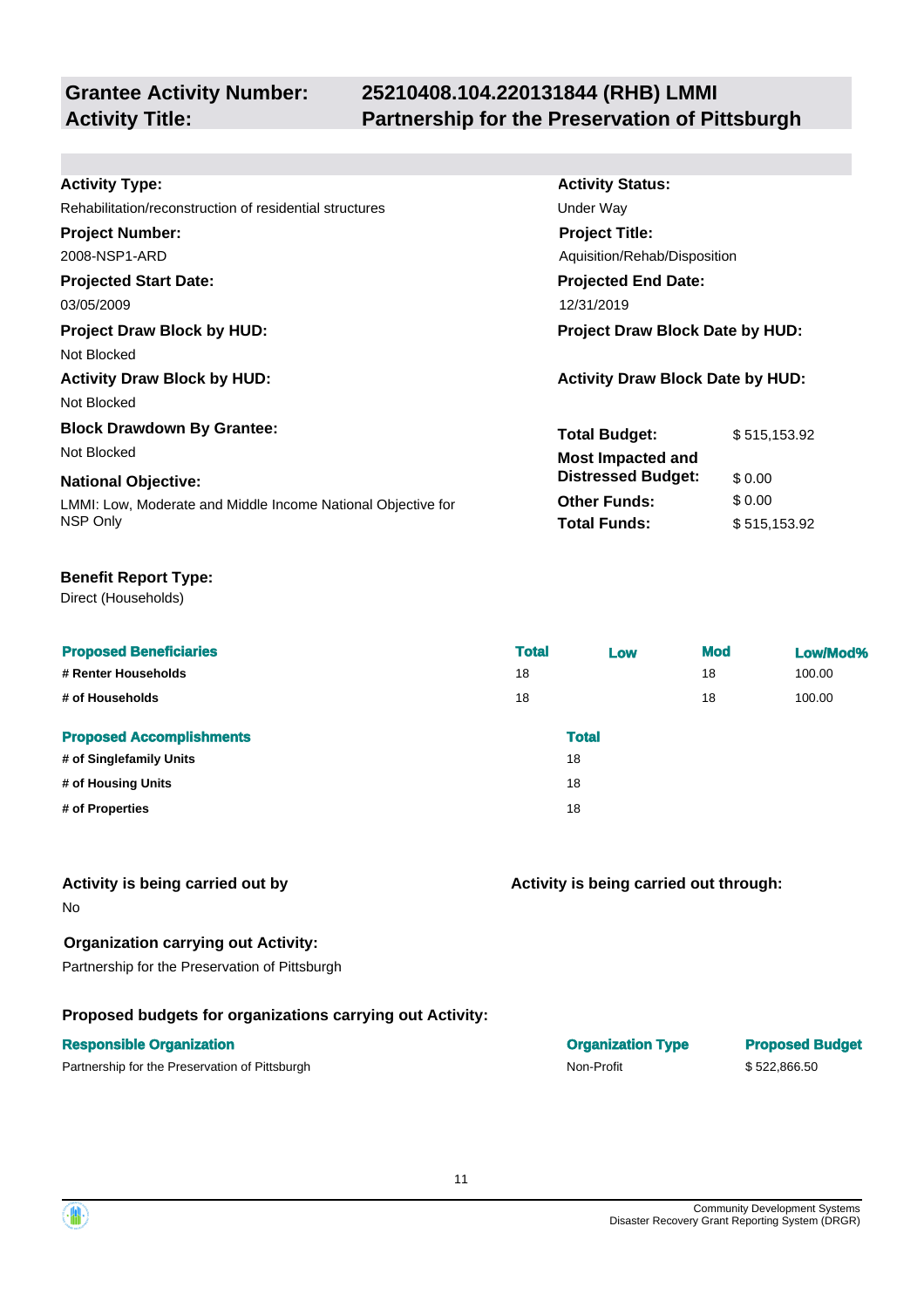**Grantee Activity Number:** 25210408.104.220131844 (RHB) LMMI
**Activity Title:** Partnership for the Preservation of Pittsburgh

**Activity Type:**
Rehabilitation/reconstruction of residential structures

**Activity Status:**
Under Way

**Project Number:**
2008-NSP1-ARD

**Project Title:**
Aquisition/Rehab/Disposition

**Projected Start Date:**
03/05/2009

**Projected End Date:**
12/31/2019

**Project Draw Block by HUD:**
Not Blocked

**Project Draw Block Date by HUD:**

**Activity Draw Block by HUD:**
Not Blocked

**Activity Draw Block Date by HUD:**

**Block Drawdown By Grantee:**
Not Blocked

**National Objective:**
LMMI: Low, Moderate and Middle Income National Objective for NSP Only

| | |
|---|---|
| **Total Budget:** | $ 515,153.92 |
| **Most Impacted and Distressed Budget:** | $ 0.00 |
| **Other Funds:** | $ 0.00 |
| **Total Funds:** | $ 515,153.92 |

**Benefit Report Type:**
Direct (Households)

| Proposed Beneficiaries | Total | Low | Mod | Low/Mod% |
|---|---|---|---|---|
| # Renter Households | 18 | | 18 | 100.00 |
| # of Households | 18 | | 18 | 100.00 |

| Proposed Accomplishments | Total |
|---|---|
| # of Singlefamily Units | 18 |
| # of Housing Units | 18 |
| # of Properties | 18 |

**Activity is being carried out by**
No

**Activity is being carried out through:**

**Organization carrying out Activity:**
Partnership for the Preservation of Pittsburgh

**Proposed budgets for organizations carrying out Activity:**

| Responsible Organization | Organization Type | Proposed Budget |
|---|---|---|
| Partnership for the Preservation of Pittsburgh | Non-Profit | $ 522,866.50 |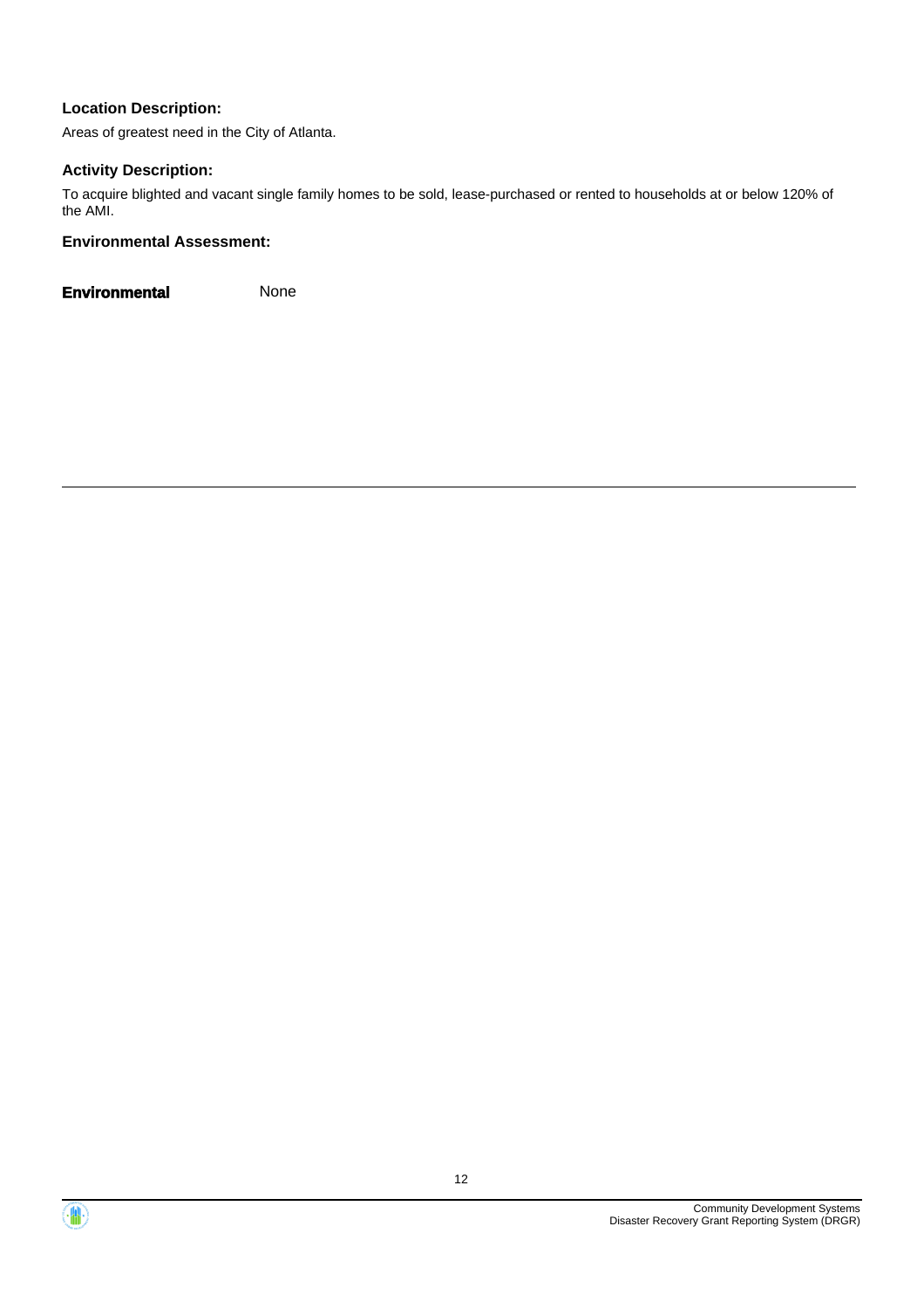### Location Description:

Areas of greatest need in the City of Atlanta.

### Activity Description:

To acquire blighted and vacant single family homes to be sold, lease-purchased or rented to households at or below 120% of the AMI.

### Environmental Assessment:

**Environmental** None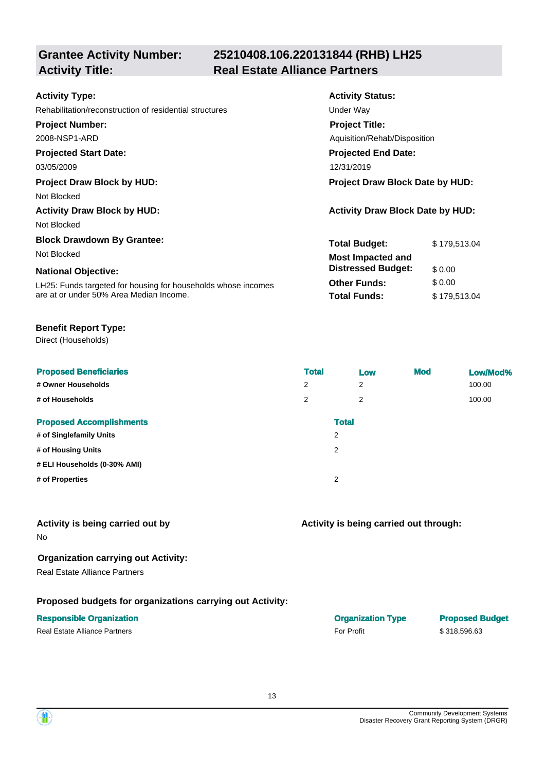## Grantee Activity Number: 25210408.106.220131844 (RHB) LH25
## Activity Title: Real Estate Alliance Partners

**Activity Type:**
Rehabilitation/reconstruction of residential structures

**Activity Status:**
Under Way

**Project Number:**
2008-NSP1-ARD

**Project Title:**
Aquisition/Rehab/Disposition

**Projected Start Date:**
03/05/2009

**Projected End Date:**
12/31/2019

**Project Draw Block by HUD:**
Not Blocked

**Project Draw Block Date by HUD:**

**Activity Draw Block by HUD:**
Not Blocked

**Activity Draw Block Date by HUD:**

**Block Drawdown By Grantee:**
Not Blocked

**National Objective:**
LH25: Funds targeted for housing for households whose incomes are at or under 50% Area Median Income.

| | |
|---|---|
| **Total Budget:** | $ 179,513.04 |
| **Most Impacted and Distressed Budget:** | $ 0.00 |
| **Other Funds:** | $ 0.00 |
| **Total Funds:** | $ 179,513.04 |

**Benefit Report Type:**
Direct (Households)

| Proposed Beneficiaries | Total | Low | Mod | Low/Mod% |
|---|---|---|---|---|
| # Owner Households | 2 | 2 | | 100.00 |
| # of Households | 2 | 2 | | 100.00 |

| Proposed Accomplishments | Total |
|---|---|
| # of Singlefamily Units | 2 |
| # of Housing Units | 2 |
| # ELI Households (0-30% AMI) | |
| # of Properties | 2 |

**Activity is being carried out by**
No

**Activity is being carried out through:**

**Organization carrying out Activity:**
Real Estate Alliance Partners

**Proposed budgets for organizations carrying out Activity:**

| Responsible Organization | Organization Type | Proposed Budget |
|---|---|---|
| Real Estate Alliance Partners | For Profit | $ 318,596.63 |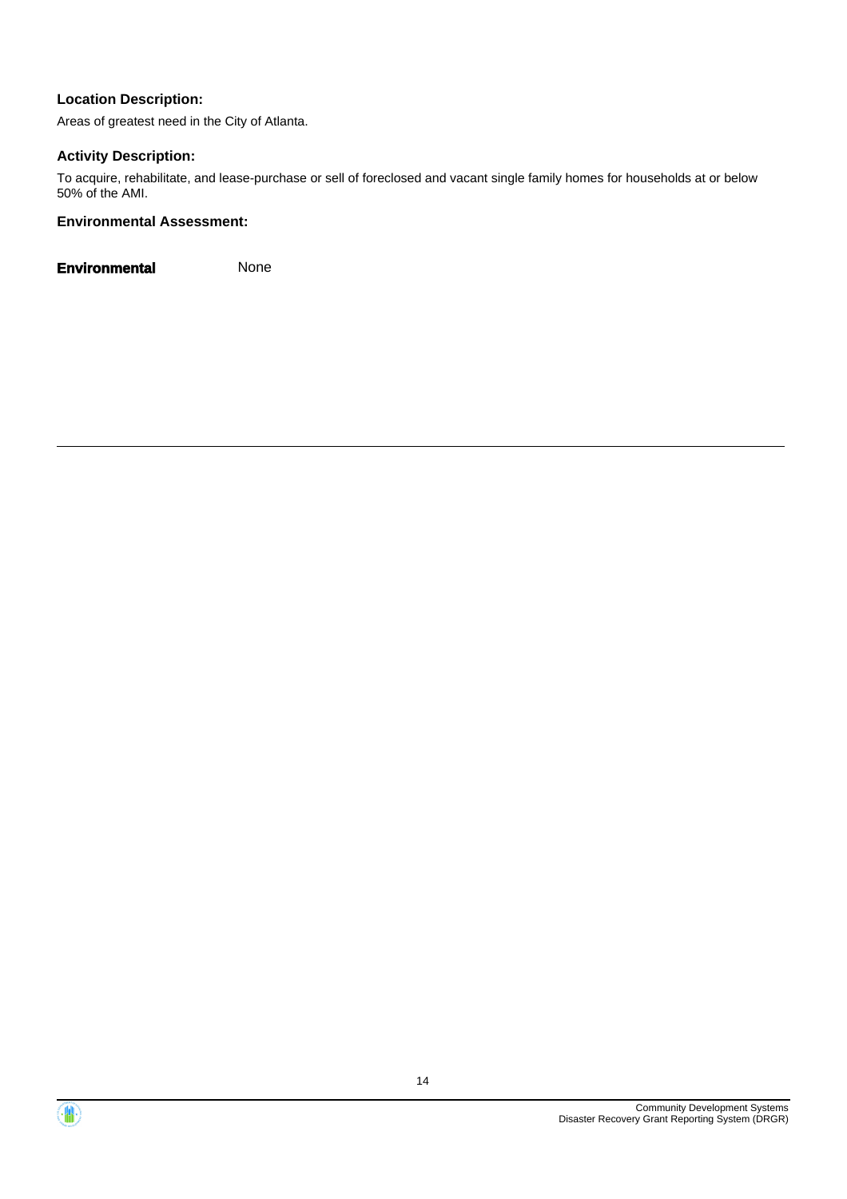**Location Description:**

Areas of greatest need in the City of Atlanta.

**Activity Description:**

To acquire, rehabilitate, and lease-purchase or sell of foreclosed and vacant single family homes for households at or below 50% of the AMI.

**Environmental Assessment:**

**Environmental** None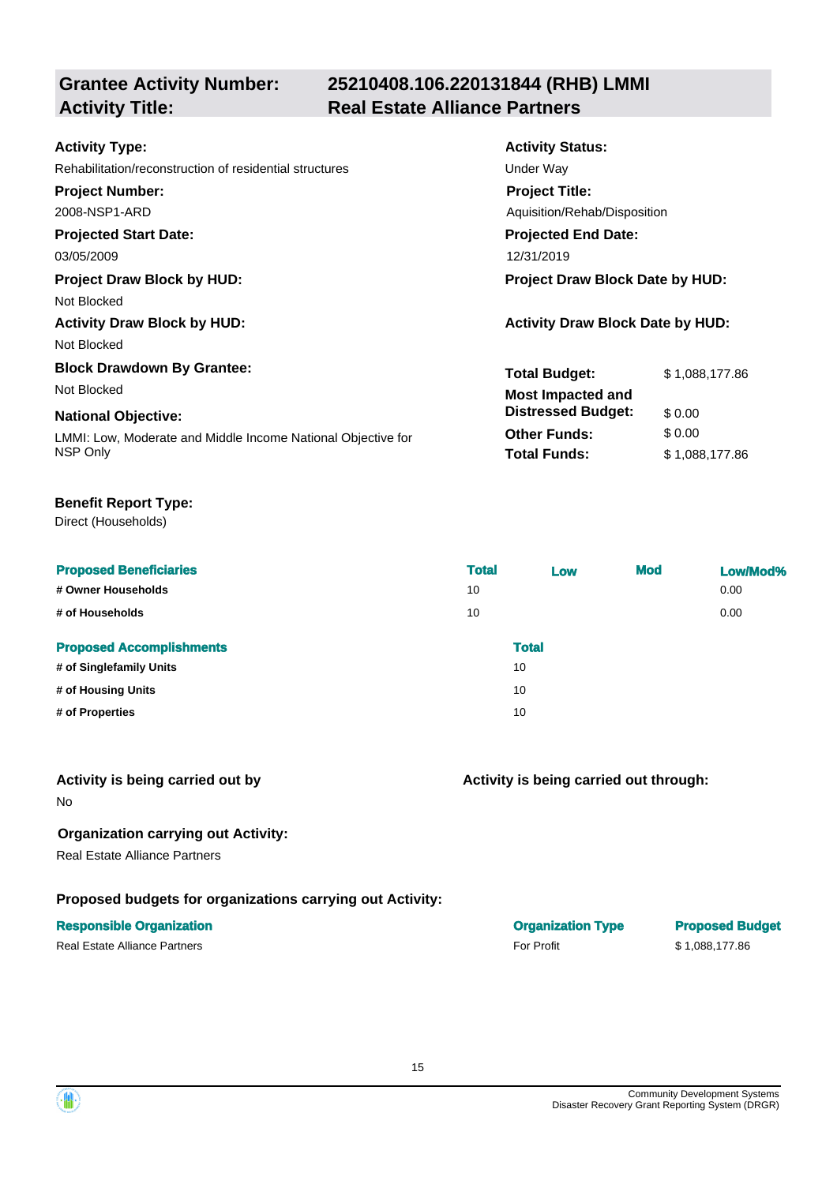## Grantee Activity Number: 25210408.106.220131844 (RHB) LMMI
## Activity Title: Real Estate Alliance Partners

**Activity Type:**
Rehabilitation/reconstruction of residential structures

**Activity Status:**
Under Way

**Project Number:**
2008-NSP1-ARD

**Project Title:**
Aquisition/Rehab/Disposition

**Projected Start Date:**
03/05/2009

**Projected End Date:**
12/31/2019

**Project Draw Block by HUD:**
Not Blocked

**Project Draw Block Date by HUD:**

**Activity Draw Block by HUD:**
Not Blocked

**Activity Draw Block Date by HUD:**

**Block Drawdown By Grantee:**
Not Blocked

**National Objective:**
LMMI: Low, Moderate and Middle Income National Objective for NSP Only

| | |
|---|---|
| **Total Budget:** | $ 1,088,177.86 |
| **Most Impacted and Distressed Budget:** | $ 0.00 |
| **Other Funds:** | $ 0.00 |
| **Total Funds:** | $ 1,088,177.86 |

**Benefit Report Type:**
Direct (Households)

| Proposed Beneficiaries | Total | Low | Mod | Low/Mod% |
|---|---|---|---|---|
| # Owner Households | 10 | | | 0.00 |
| # of Households | 10 | | | 0.00 |

| Proposed Accomplishments | Total |
|---|---|
| # of Singlefamily Units | 10 |
| # of Housing Units | 10 |
| # of Properties | 10 |

**Activity is being carried out by**
No

**Activity is being carried out through:**

**Organization carrying out Activity:**
Real Estate Alliance Partners

**Proposed budgets for organizations carrying out Activity:**

| Responsible Organization | Organization Type | Proposed Budget |
|---|---|---|
| Real Estate Alliance Partners | For Profit | $ 1,088,177.86 |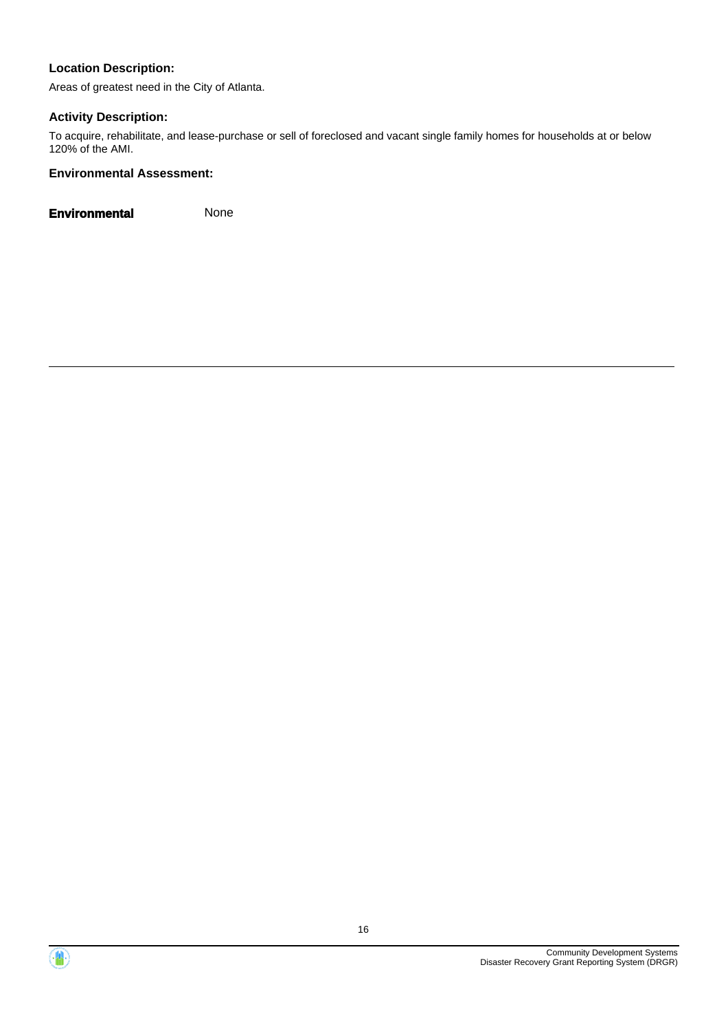**Location Description:**

Areas of greatest need in the City of Atlanta.

**Activity Description:**

To acquire, rehabilitate, and lease-purchase or sell of foreclosed and vacant single family homes for households at or below 120% of the AMI.

**Environmental Assessment:**

**Environmental** None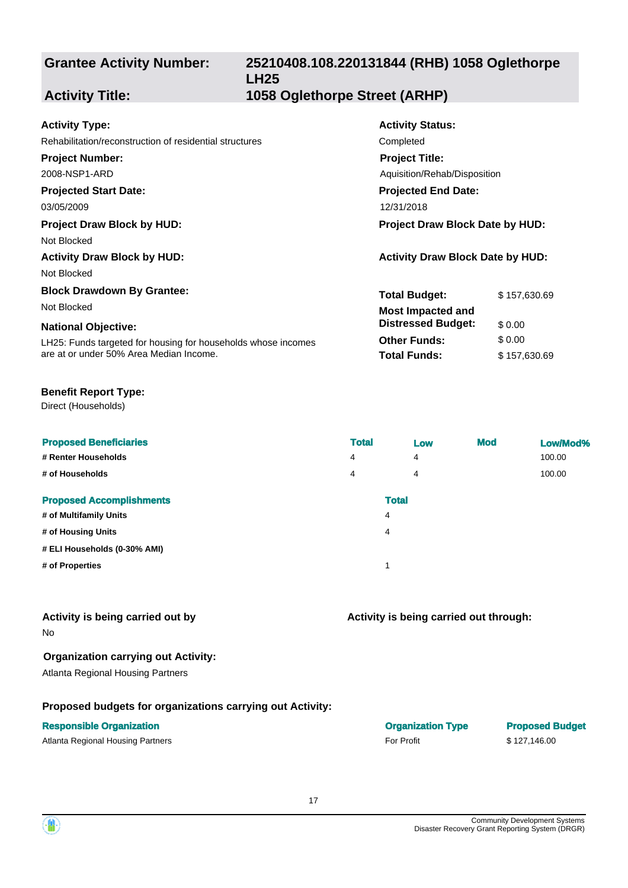| **Grantee Activity Number:** | **25210408.108.220131844 (RHB) 1058 Oglethorpe LH25** |
|---|---|
| **Activity Title:** | **1058 Oglethorpe Street (ARHP)** |

**Activity Type:**
Rehabilitation/reconstruction of residential structures

**Activity Status:**
Completed

**Project Number:**
2008-NSP1-ARD

**Project Title:**
Aquisition/Rehab/Disposition

**Projected Start Date:**
03/05/2009

**Projected End Date:**
12/31/2018

**Project Draw Block by HUD:**
Not Blocked

**Project Draw Block Date by HUD:**

**Activity Draw Block by HUD:**
Not Blocked

**Activity Draw Block Date by HUD:**

**Block Drawdown By Grantee:**
Not Blocked

**National Objective:**
LH25: Funds targeted for housing for households whose incomes are at or under 50% Area Median Income.

| | |
|---|---|
| **Total Budget:** | $ 157,630.69 |
| **Most Impacted and Distressed Budget:** | $ 0.00 |
| **Other Funds:** | $ 0.00 |
| **Total Funds:** | $ 157,630.69 |

**Benefit Report Type:**
Direct (Households)

| Proposed Beneficiaries | Total | Low | Mod | Low/Mod% |
|---|---|---|---|---|
| # Renter Households | 4 | 4 | | 100.00 |
| # of Households | 4 | 4 | | 100.00 |

| Proposed Accomplishments | Total |
|---|---|
| # of Multifamily Units | 4 |
| # of Housing Units | 4 |
| # ELI Households (0-30% AMI) | |
| # of Properties | 1 |

**Activity is being carried out by**
No

**Activity is being carried out through:**

**Organization carrying out Activity:**
Atlanta Regional Housing Partners

**Proposed budgets for organizations carrying out Activity:**

| Responsible Organization | Organization Type | Proposed Budget |
|---|---|---|
| Atlanta Regional Housing Partners | For Profit | $ 127,146.00 |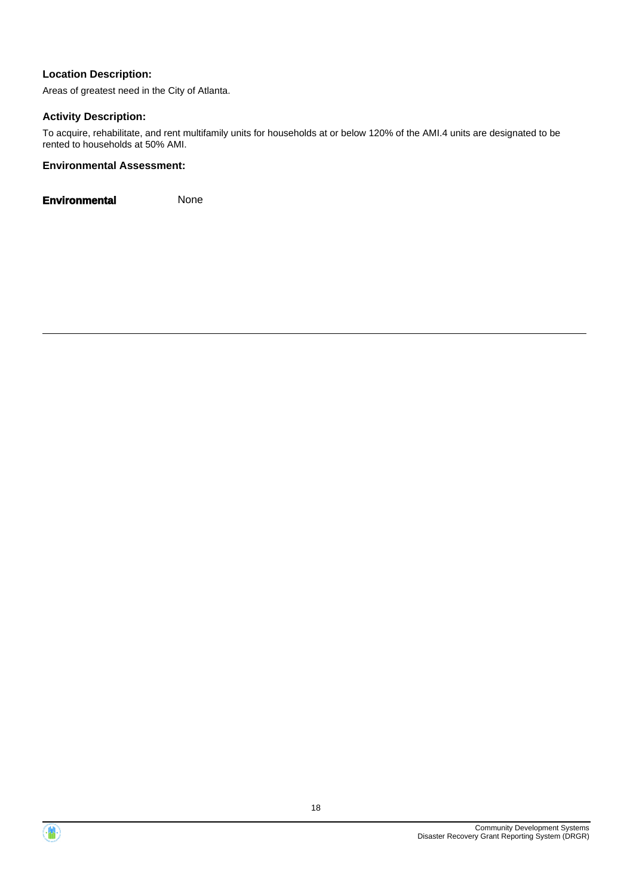**Location Description:**

Areas of greatest need in the City of Atlanta.

**Activity Description:**

To acquire, rehabilitate, and rent multifamily units for households at or below 120% of the AMI.4 units are designated to be rented to households at 50% AMI.

**Environmental Assessment:**

**Environmental** None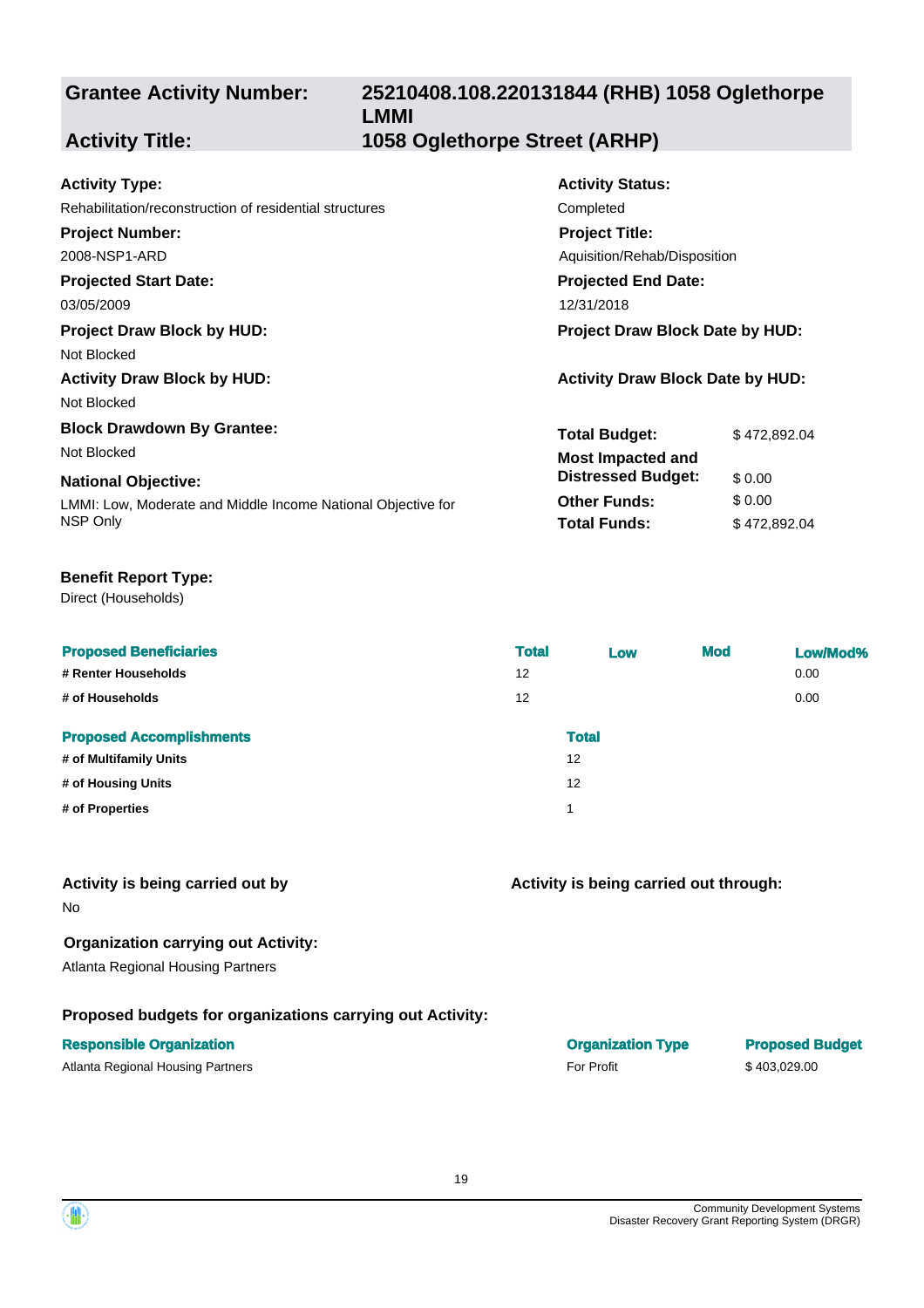**Grantee Activity Number:** 25210408.108.220131844 (RHB) 1058 Oglethorpe LMMI

**Activity Title:** 1058 Oglethorpe Street (ARHP)

**Activity Type:**
Rehabilitation/reconstruction of residential structures

**Activity Status:**
Completed

**Project Number:**
2008-NSP1-ARD

**Project Title:**
Aquisition/Rehab/Disposition

**Projected Start Date:**
03/05/2009

**Projected End Date:**
12/31/2018

**Project Draw Block by HUD:**
Not Blocked

**Project Draw Block Date by HUD:**

**Activity Draw Block by HUD:**
Not Blocked

**Activity Draw Block Date by HUD:**

**Block Drawdown By Grantee:**
Not Blocked

**National Objective:**
LMMI: Low, Moderate and Middle Income National Objective for NSP Only

| | |
|---|---|
| **Total Budget:** | $ 472,892.04 |
| **Most Impacted and Distressed Budget:** | $ 0.00 |
| **Other Funds:** | $ 0.00 |
| **Total Funds:** | $ 472,892.04 |

**Benefit Report Type:**
Direct (Households)

| Proposed Beneficiaries | Total | Low | Mod | Low/Mod% |
|---|---|---|---|---|
| # Renter Households | 12 | | | 0.00 |
| # of Households | 12 | | | 0.00 |

| Proposed Accomplishments | Total |
|---|---|
| # of Multifamily Units | 12 |
| # of Housing Units | 12 |
| # of Properties | 1 |

**Activity is being carried out by**
No

**Activity is being carried out through:**

**Organization carrying out Activity:**
Atlanta Regional Housing Partners

**Proposed budgets for organizations carrying out Activity:**

| Responsible Organization | Organization Type | Proposed Budget |
|---|---|---|
| Atlanta Regional Housing Partners | For Profit | $ 403,029.00 |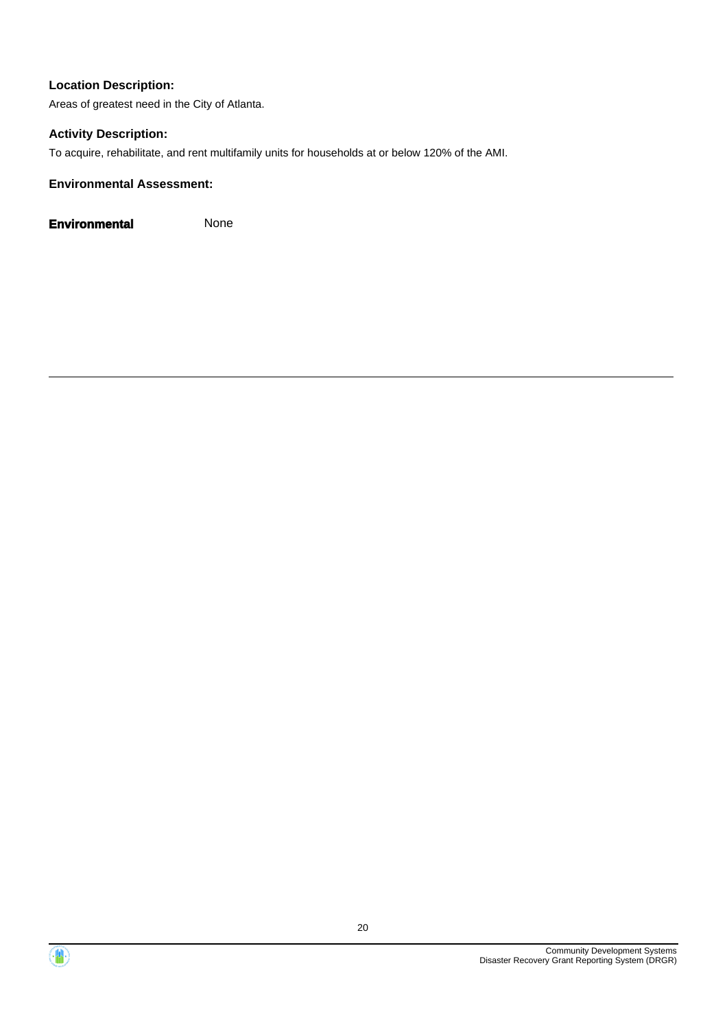**Location Description:**

Areas of greatest need in the City of Atlanta.

**Activity Description:**

To acquire, rehabilitate, and rent multifamily units for households at or below 120% of the AMI.

**Environmental Assessment:**

**Environmental** None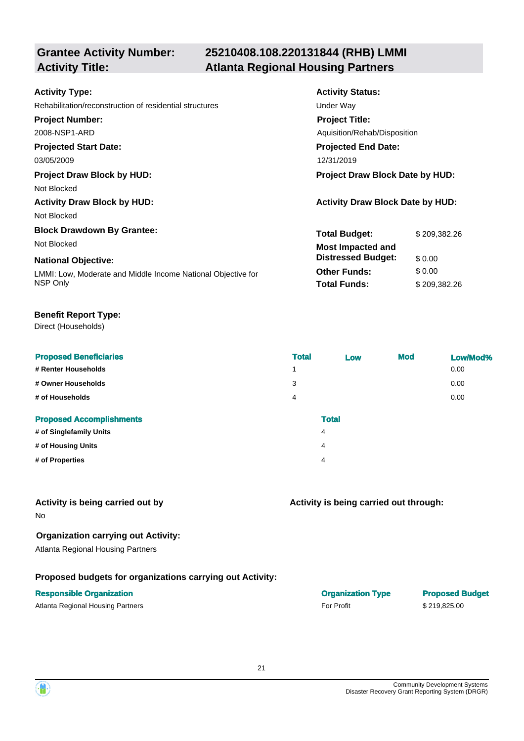## Grantee Activity Number: 25210408.108.220131844 (RHB) LMMI
## Activity Title: Atlanta Regional Housing Partners

**Activity Type:**
Rehabilitation/reconstruction of residential structures

**Activity Status:**
Under Way

**Project Number:**
2008-NSP1-ARD

**Project Title:**
Aquisition/Rehab/Disposition

**Projected Start Date:**
03/05/2009

**Projected End Date:**
12/31/2019

**Project Draw Block by HUD:**
Not Blocked

**Project Draw Block Date by HUD:**

**Activity Draw Block by HUD:**
Not Blocked

**Activity Draw Block Date by HUD:**

**Block Drawdown By Grantee:**
Not Blocked

**National Objective:**
LMMI: Low, Moderate and Middle Income National Objective for NSP Only

| | |
|---|---|
| **Total Budget:** | $ 209,382.26 |
| **Most Impacted and Distressed Budget:** | $ 0.00 |
| **Other Funds:** | $ 0.00 |
| **Total Funds:** | $ 209,382.26 |

**Benefit Report Type:**
Direct (Households)

| Proposed Beneficiaries | Total | Low | Mod | Low/Mod% |
|---|---|---|---|---|
| # Renter Households | 1 | | | 0.00 |
| # Owner Households | 3 | | | 0.00 |
| # of Households | 4 | | | 0.00 |

| Proposed Accomplishments | Total |
|---|---|
| # of Singlefamily Units | 4 |
| # of Housing Units | 4 |
| # of Properties | 4 |

**Activity is being carried out by**
No

**Activity is being carried out through:**

**Organization carrying out Activity:**
Atlanta Regional Housing Partners

**Proposed budgets for organizations carrying out Activity:**

| Responsible Organization | Organization Type | Proposed Budget |
|---|---|---|
| Atlanta Regional Housing Partners | For Profit | $ 219,825.00 |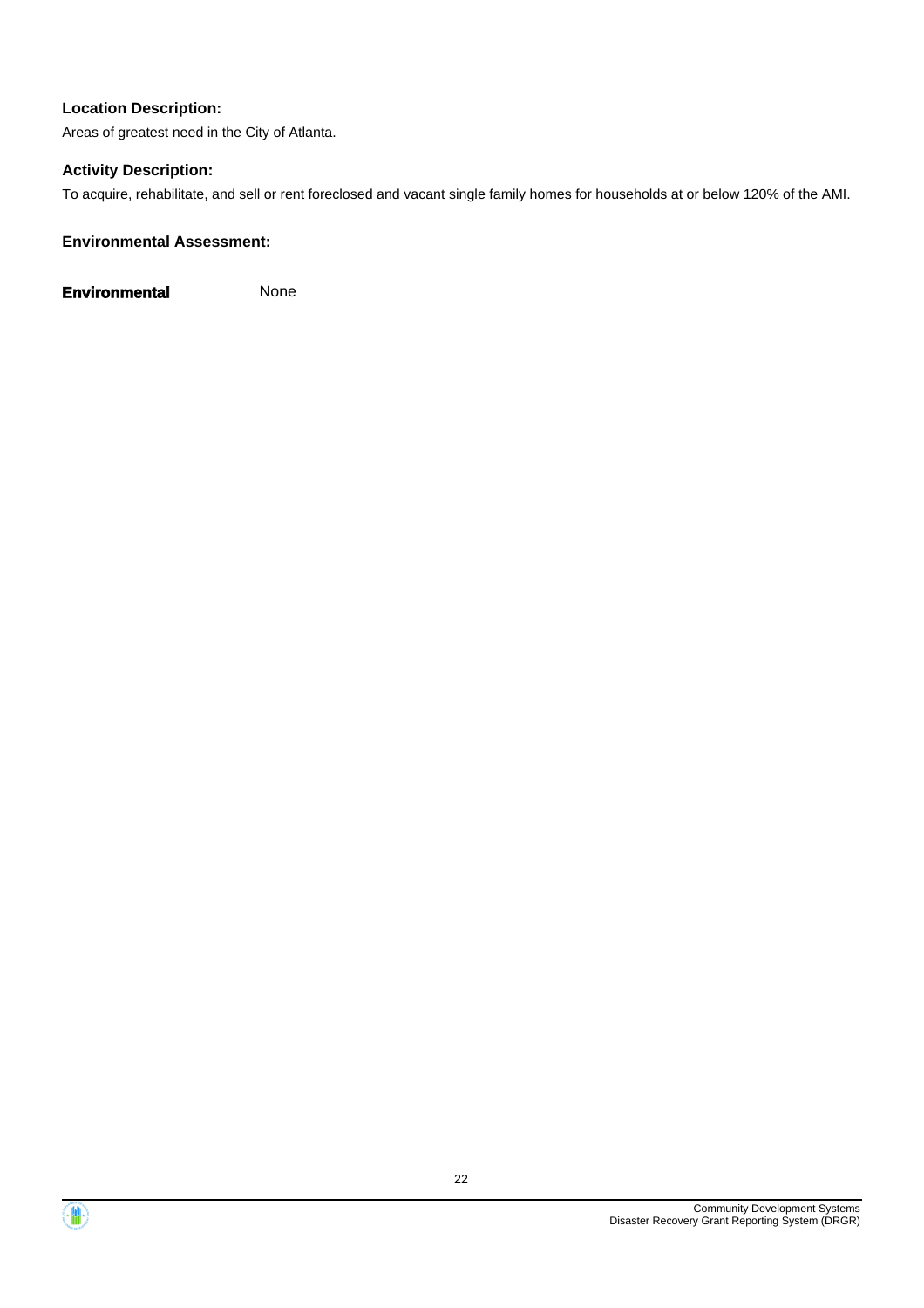**Location Description:**

Areas of greatest need in the City of Atlanta.

**Activity Description:**

To acquire, rehabilitate, and sell or rent foreclosed and vacant single family homes for households at or below 120% of the AMI.

**Environmental Assessment:**

**Environmental** None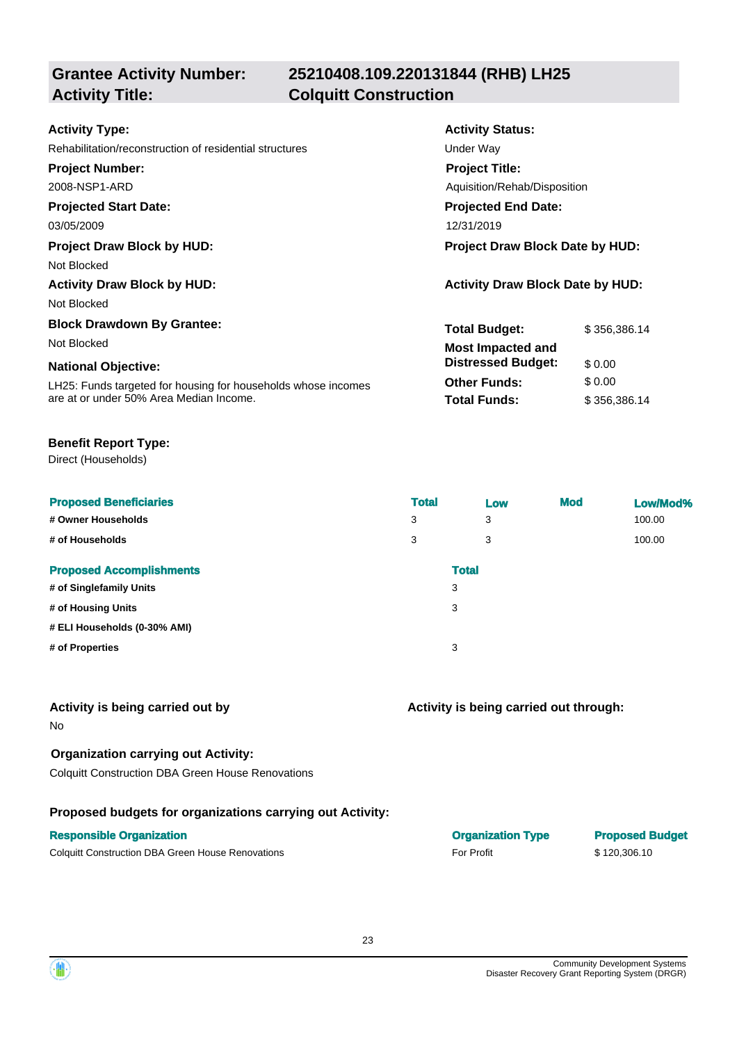## Grantee Activity Number: 25210408.109.220131844 (RHB) LH25
## Activity Title: Colquitt Construction

**Activity Type:**
Rehabilitation/reconstruction of residential structures

**Activity Status:**
Under Way

**Project Number:**
2008-NSP1-ARD

**Project Title:**
Aquisition/Rehab/Disposition

**Projected Start Date:**
03/05/2009

**Projected End Date:**
12/31/2019

**Project Draw Block by HUD:**
Not Blocked

**Project Draw Block Date by HUD:**

**Activity Draw Block by HUD:**
Not Blocked

**Activity Draw Block Date by HUD:**

**Block Drawdown By Grantee:**
Not Blocked

**National Objective:**
LH25: Funds targeted for housing for households whose incomes are at or under 50% Area Median Income.

| | |
|---|---|
| **Total Budget:** | $ 356,386.14 |
| **Most Impacted and Distressed Budget:** | $ 0.00 |
| **Other Funds:** | $ 0.00 |
| **Total Funds:** | $ 356,386.14 |

**Benefit Report Type:**
Direct (Households)

| Proposed Beneficiaries | Total | Low | Mod | Low/Mod% |
|---|---|---|---|---|
| # Owner Households | 3 | 3 | | 100.00 |
| # of Households | 3 | 3 | | 100.00 |

| Proposed Accomplishments | Total |
|---|---|
| # of Singlefamily Units | 3 |
| # of Housing Units | 3 |
| # ELI Households (0-30% AMI) | |
| # of Properties | 3 |

**Activity is being carried out by**
No

**Activity is being carried out through:**

**Organization carrying out Activity:**
Colquitt Construction DBA Green House Renovations

**Proposed budgets for organizations carrying out Activity:**

| Responsible Organization | Organization Type | Proposed Budget |
|---|---|---|
| Colquitt Construction DBA Green House Renovations | For Profit | $ 120,306.10 |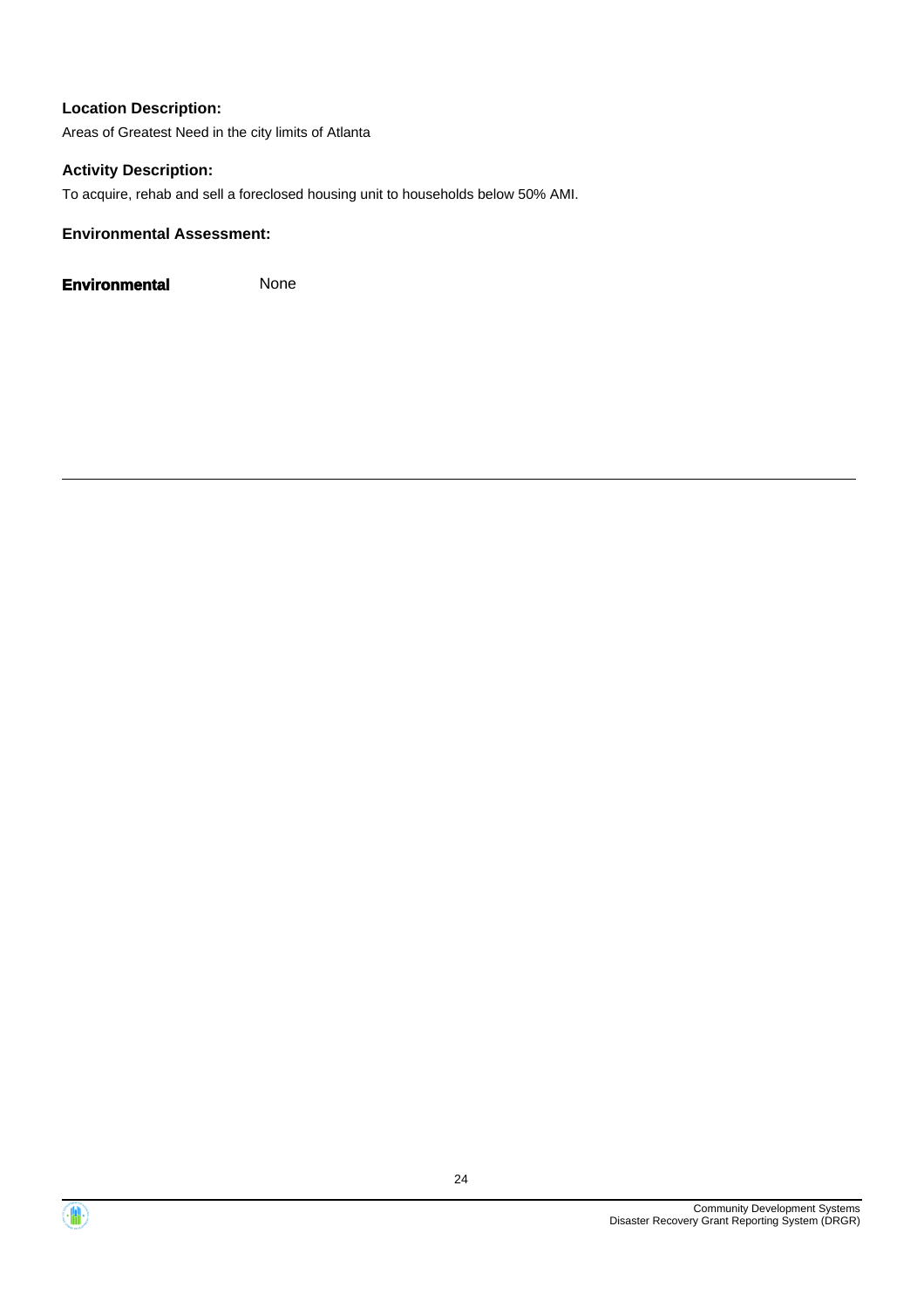**Location Description:**

Areas of Greatest Need in the city limits of Atlanta

**Activity Description:**

To acquire, rehab and sell a foreclosed housing unit to households below 50% AMI.

**Environmental Assessment:**

**Environmental** None

---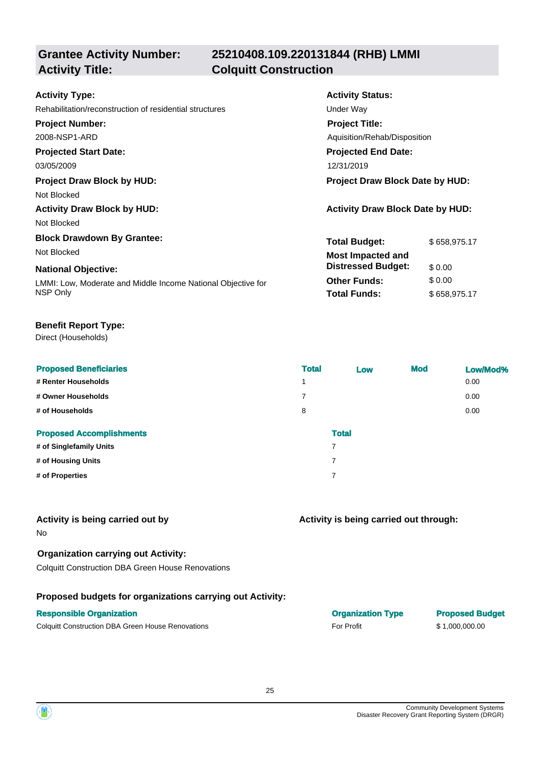## Grantee Activity Number: 25210408.109.220131844 (RHB) LMMI
## Activity Title: Colquitt Construction

**Activity Type:**
Rehabilitation/reconstruction of residential structures

**Activity Status:**
Under Way

**Project Number:**
2008-NSP1-ARD

**Project Title:**
Aquisition/Rehab/Disposition

**Projected Start Date:**
03/05/2009

**Projected End Date:**
12/31/2019

**Project Draw Block by HUD:**
Not Blocked

**Project Draw Block Date by HUD:**

**Activity Draw Block by HUD:**
Not Blocked

**Activity Draw Block Date by HUD:**

**Block Drawdown By Grantee:**
Not Blocked

**National Objective:**
LMMI: Low, Moderate and Middle Income National Objective for NSP Only

| | |
|---|---|
| **Total Budget:** | $ 658,975.17 |
| **Most Impacted and Distressed Budget:** | $ 0.00 |
| **Other Funds:** | $ 0.00 |
| **Total Funds:** | $ 658,975.17 |

**Benefit Report Type:**
Direct (Households)

| Proposed Beneficiaries | Total | Low | Mod | Low/Mod% |
|---|---|---|---|---|
| # Renter Households | 1 | | | 0.00 |
| # Owner Households | 7 | | | 0.00 |
| # of Households | 8 | | | 0.00 |

| Proposed Accomplishments | Total |
|---|---|
| # of Singlefamily Units | 7 |
| # of Housing Units | 7 |
| # of Properties | 7 |

**Activity is being carried out by**
No

**Activity is being carried out through:**

**Organization carrying out Activity:**
Colquitt Construction DBA Green House Renovations

**Proposed budgets for organizations carrying out Activity:**

| Responsible Organization | Organization Type | Proposed Budget |
|---|---|---|
| Colquitt Construction DBA Green House Renovations | For Profit | $ 1,000,000.00 |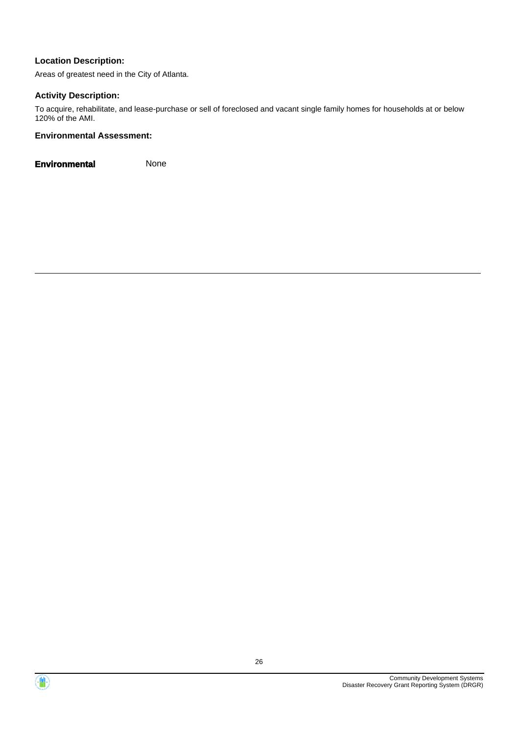**Location Description:**

Areas of greatest need in the City of Atlanta.

**Activity Description:**

To acquire, rehabilitate, and lease-purchase or sell of foreclosed and vacant single family homes for households at or below 120% of the AMI.

**Environmental Assessment:**

**Environmental** None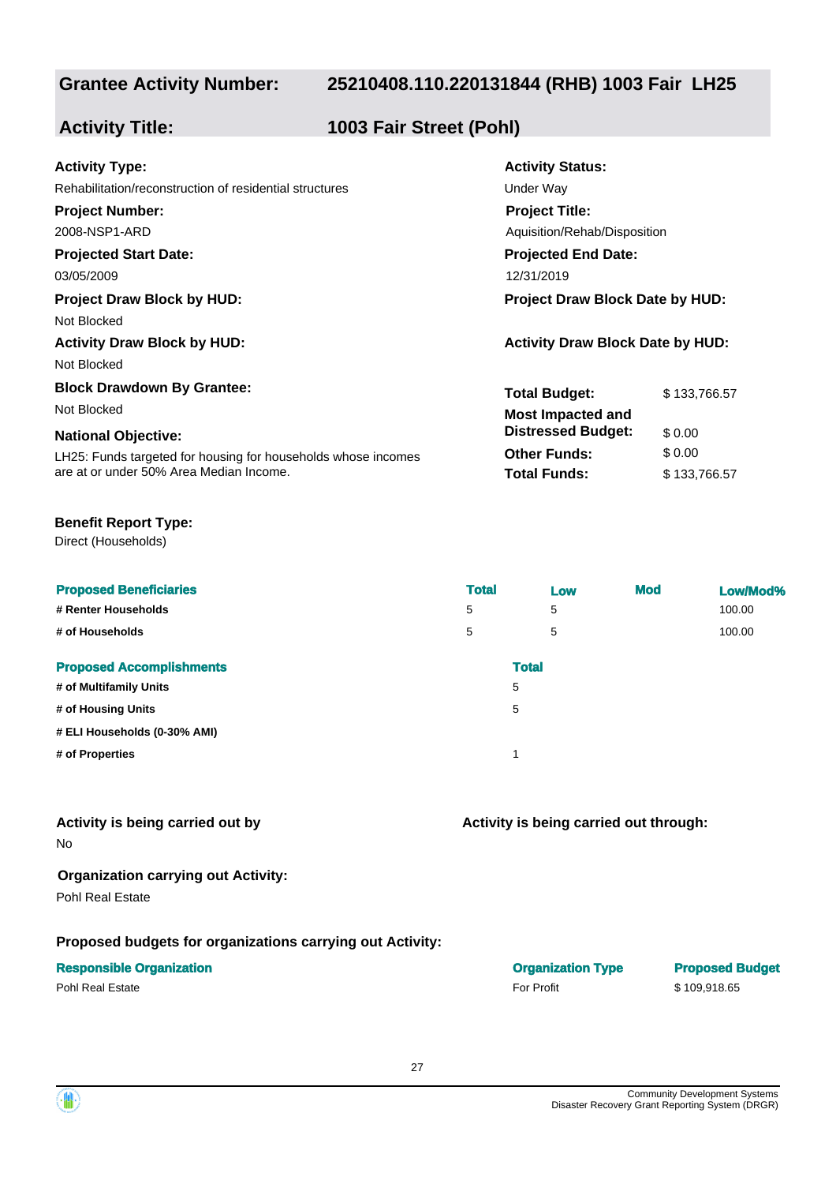## Grantee Activity Number: 25210408.110.220131844 (RHB) 1003 Fair LH25

## Activity Title: 1003 Fair Street (Pohl)

**Activity Type:**
Rehabilitation/reconstruction of residential structures

**Activity Status:**
Under Way

**Project Number:**
2008-NSP1-ARD

**Project Title:**
Aquisition/Rehab/Disposition

**Projected Start Date:**
03/05/2009

**Projected End Date:**
12/31/2019

**Project Draw Block by HUD:**
Not Blocked

**Project Draw Block Date by HUD:**

**Activity Draw Block by HUD:**
Not Blocked

**Activity Draw Block Date by HUD:**

**Block Drawdown By Grantee:**
Not Blocked

**National Objective:**
LH25: Funds targeted for housing for households whose incomes are at or under 50% Area Median Income.

| | |
|---|---|
| **Total Budget:** | $ 133,766.57 |
| **Most Impacted and Distressed Budget:** | $ 0.00 |
| **Other Funds:** | $ 0.00 |
| **Total Funds:** | $ 133,766.57 |

**Benefit Report Type:**
Direct (Households)

| Proposed Beneficiaries | Total | Low | Mod | Low/Mod% |
|---|---|---|---|---|
| # Renter Households | 5 | 5 | | 100.00 |
| # of Households | 5 | 5 | | 100.00 |

| Proposed Accomplishments | Total |
|---|---|
| # of Multifamily Units | 5 |
| # of Housing Units | 5 |
| # ELI Households (0-30% AMI) | |
| # of Properties | 1 |

**Activity is being carried out by**
No

**Activity is being carried out through:**

**Organization carrying out Activity:**
Pohl Real Estate

**Proposed budgets for organizations carrying out Activity:**

| Responsible Organization | Organization Type | Proposed Budget |
|---|---|---|
| Pohl Real Estate | For Profit | $ 109,918.65 |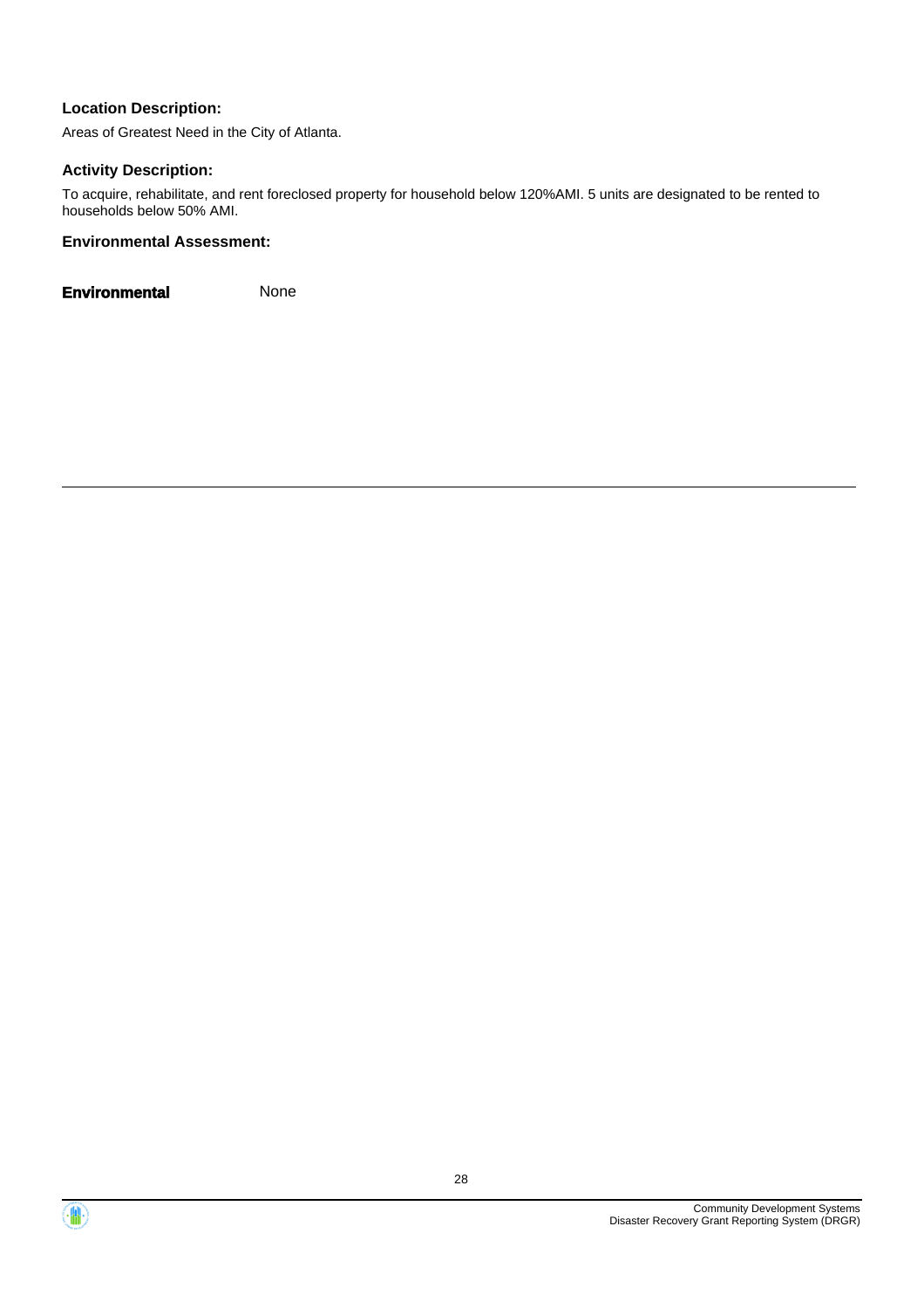**Location Description:**

Areas of Greatest Need in the City of Atlanta.

**Activity Description:**

To acquire, rehabilitate, and rent foreclosed property for household below 120%AMI. 5 units are designated to be rented to households below 50% AMI.

**Environmental Assessment:**

**Environmental** None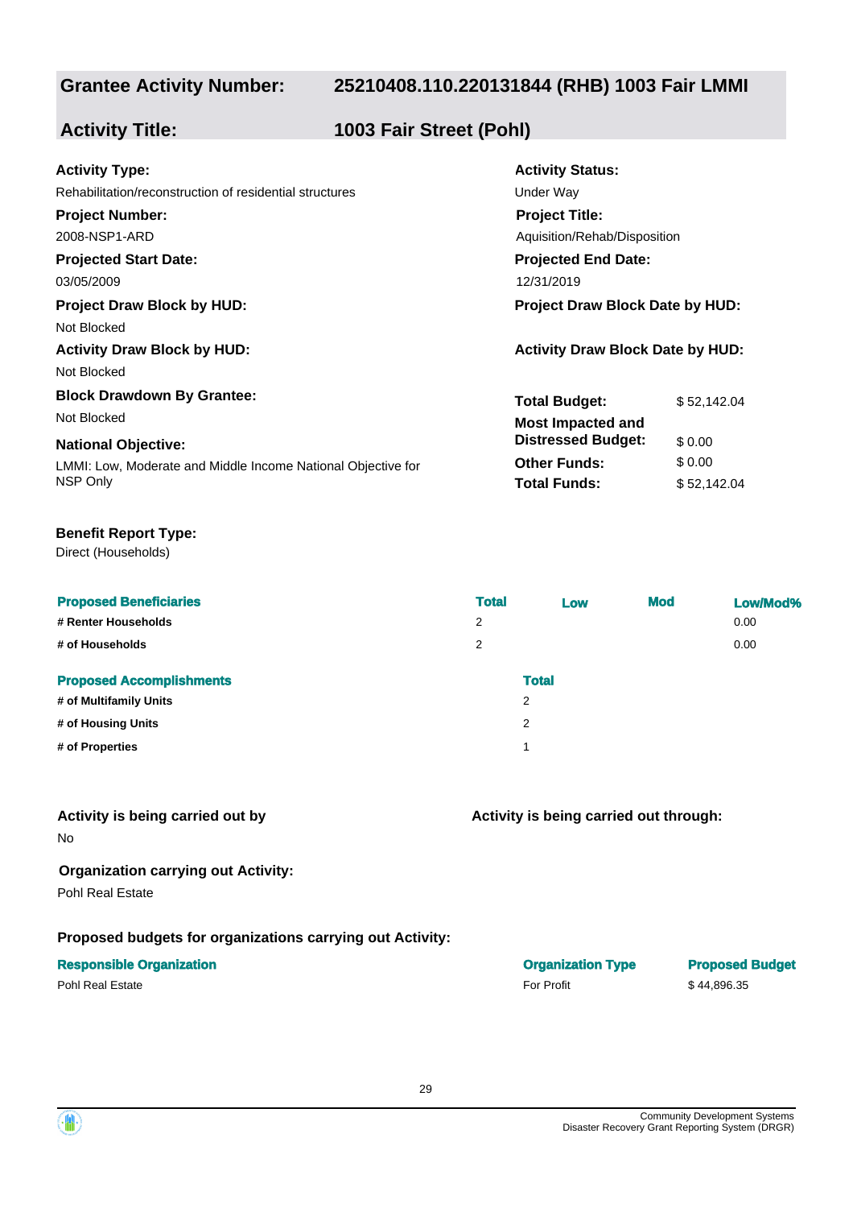## Grantee Activity Number: 25210408.110.220131844 (RHB) 1003 Fair LMMI

## Activity Title: 1003 Fair Street (Pohl)

**Activity Type:**
Rehabilitation/reconstruction of residential structures

**Activity Status:**
Under Way

**Project Number:**
2008-NSP1-ARD

**Project Title:**
Aquisition/Rehab/Disposition

**Projected Start Date:**
03/05/2009

**Projected End Date:**
12/31/2019

**Project Draw Block by HUD:**
Not Blocked

**Project Draw Block Date by HUD:**

**Activity Draw Block by HUD:**
Not Blocked

**Activity Draw Block Date by HUD:**

**Block Drawdown By Grantee:**
Not Blocked

**National Objective:**
LMMI: Low, Moderate and Middle Income National Objective for NSP Only

| | |
|---|---|
| **Total Budget:** | $ 52,142.04 |
| **Most Impacted and Distressed Budget:** | $ 0.00 |
| **Other Funds:** | $ 0.00 |
| **Total Funds:** | $ 52,142.04 |

**Benefit Report Type:**
Direct (Households)

| Proposed Beneficiaries | Total | Low | Mod | Low/Mod% |
|---|---|---|---|---|
| # Renter Households | 2 | | | 0.00 |
| # of Households | 2 | | | 0.00 |

| Proposed Accomplishments | Total |
|---|---|
| # of Multifamily Units | 2 |
| # of Housing Units | 2 |
| # of Properties | 1 |

**Activity is being carried out by**
No

**Activity is being carried out through:**

**Organization carrying out Activity:**
Pohl Real Estate

**Proposed budgets for organizations carrying out Activity:**

| Responsible Organization | Organization Type | Proposed Budget |
|---|---|---|
| Pohl Real Estate | For Profit | $ 44,896.35 |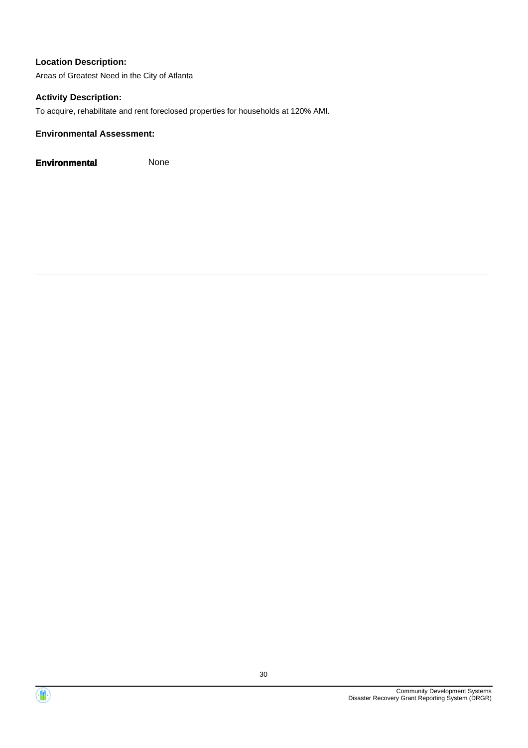**Location Description:**

Areas of Greatest Need in the City of Atlanta

**Activity Description:**

To acquire, rehabilitate and rent foreclosed properties for households at 120% AMI.

**Environmental Assessment:**

**Environmental** None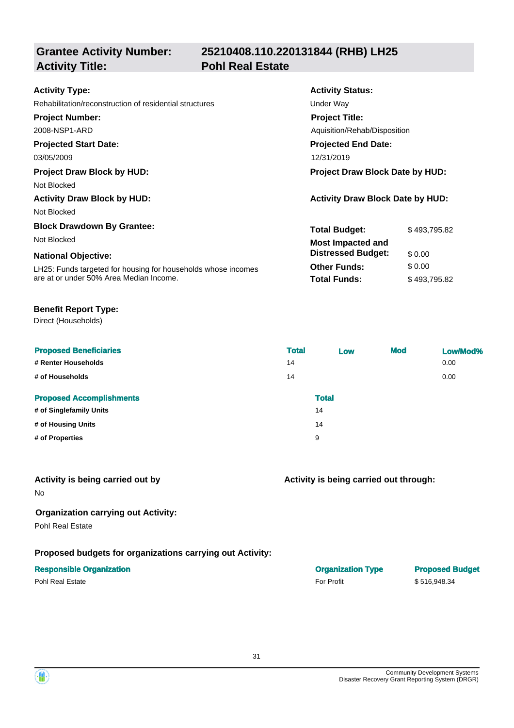| **Grantee Activity Number:** | **25210408.110.220131844 (RHB) LH25** |
|---|---|
| **Activity Title:** | **Pohl Real Estate** |

**Activity Type:**
Rehabilitation/reconstruction of residential structures

**Activity Status:**
Under Way

**Project Number:**
2008-NSP1-ARD

**Project Title:**
Aquisition/Rehab/Disposition

**Projected Start Date:**
03/05/2009

**Projected End Date:**
12/31/2019

**Project Draw Block by HUD:**
Not Blocked

**Project Draw Block Date by HUD:**

**Activity Draw Block by HUD:**
Not Blocked

**Activity Draw Block Date by HUD:**

**Block Drawdown By Grantee:**
Not Blocked

**National Objective:**
LH25: Funds targeted for housing for households whose incomes are at or under 50% Area Median Income.

| | |
|---|---|
| **Total Budget:** | $ 493,795.82 |
| **Most Impacted and Distressed Budget:** | $ 0.00 |
| **Other Funds:** | $ 0.00 |
| **Total Funds:** | $ 493,795.82 |

**Benefit Report Type:**
Direct (Households)

| Proposed Beneficiaries | Total | Low | Mod | Low/Mod% |
|---|---|---|---|---|
| # Renter Households | 14 | | | 0.00 |
| # of Households | 14 | | | 0.00 |

| Proposed Accomplishments | Total |
|---|---|
| # of Singlefamily Units | 14 |
| # of Housing Units | 14 |
| # of Properties | 9 |

**Activity is being carried out by**
No

**Activity is being carried out through:**

**Organization carrying out Activity:**
Pohl Real Estate

**Proposed budgets for organizations carrying out Activity:**

| Responsible Organization | Organization Type | Proposed Budget |
|---|---|---|
| Pohl Real Estate | For Profit | $ 516,948.34 |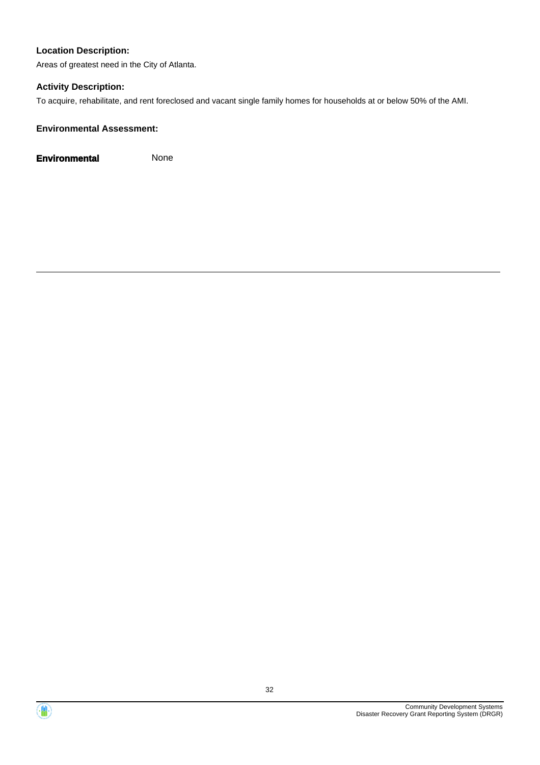**Location Description:**

Areas of greatest need in the City of Atlanta.

**Activity Description:**

To acquire, rehabilitate, and rent foreclosed and vacant single family homes for households at or below 50% of the AMI.

**Environmental Assessment:**

**Environmental** None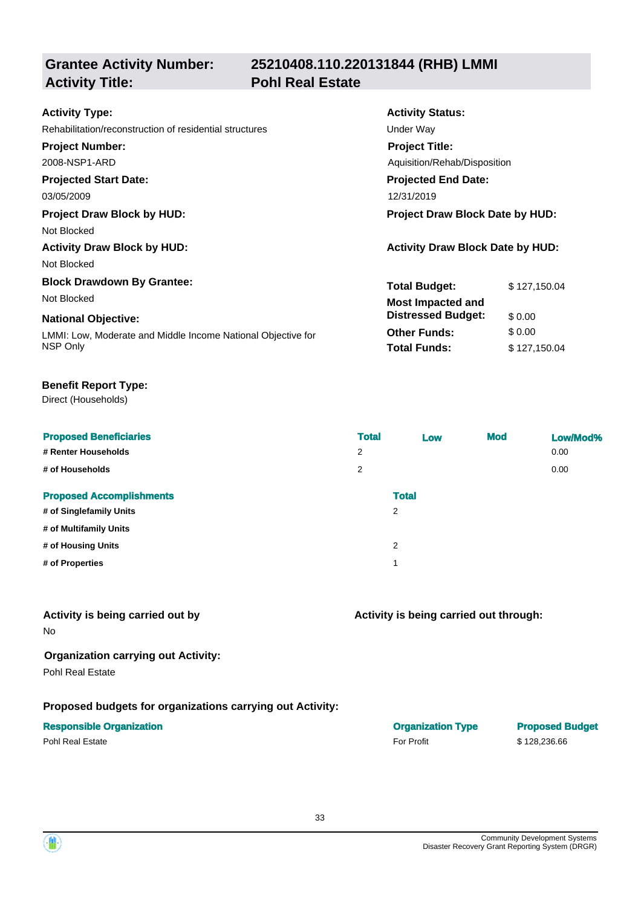**Grantee Activity Number:** 25210408.110.220131844 (RHB) LMMI
**Activity Title:** Pohl Real Estate

**Activity Type:**
Rehabilitation/reconstruction of residential structures

**Activity Status:**
Under Way

**Project Number:**
2008-NSP1-ARD

**Project Title:**
Aquisition/Rehab/Disposition

**Projected Start Date:**
03/05/2009

**Projected End Date:**
12/31/2019

**Project Draw Block by HUD:**
Not Blocked

**Project Draw Block Date by HUD:**

**Activity Draw Block by HUD:**
Not Blocked

**Activity Draw Block Date by HUD:**

**Block Drawdown By Grantee:**
Not Blocked

**National Objective:**
LMMI: Low, Moderate and Middle Income National Objective for NSP Only

| | |
|---|---|
| **Total Budget:** | $ 127,150.04 |
| **Most Impacted and Distressed Budget:** | $ 0.00 |
| **Other Funds:** | $ 0.00 |
| **Total Funds:** | $ 127,150.04 |

**Benefit Report Type:**
Direct (Households)

| Proposed Beneficiaries | Total | Low | Mod | Low/Mod% |
|---|---|---|---|---|
| # Renter Households | 2 | | | 0.00 |
| # of Households | 2 | | | 0.00 |

| Proposed Accomplishments | Total |
|---|---|
| # of Singlefamily Units | 2 |
| # of Multifamily Units | |
| # of Housing Units | 2 |
| # of Properties | 1 |

**Activity is being carried out by**
No

**Activity is being carried out through:**

**Organization carrying out Activity:**
Pohl Real Estate

**Proposed budgets for organizations carrying out Activity:**

| Responsible Organization | Organization Type | Proposed Budget |
|---|---|---|
| Pohl Real Estate | For Profit | $ 128,236.66 |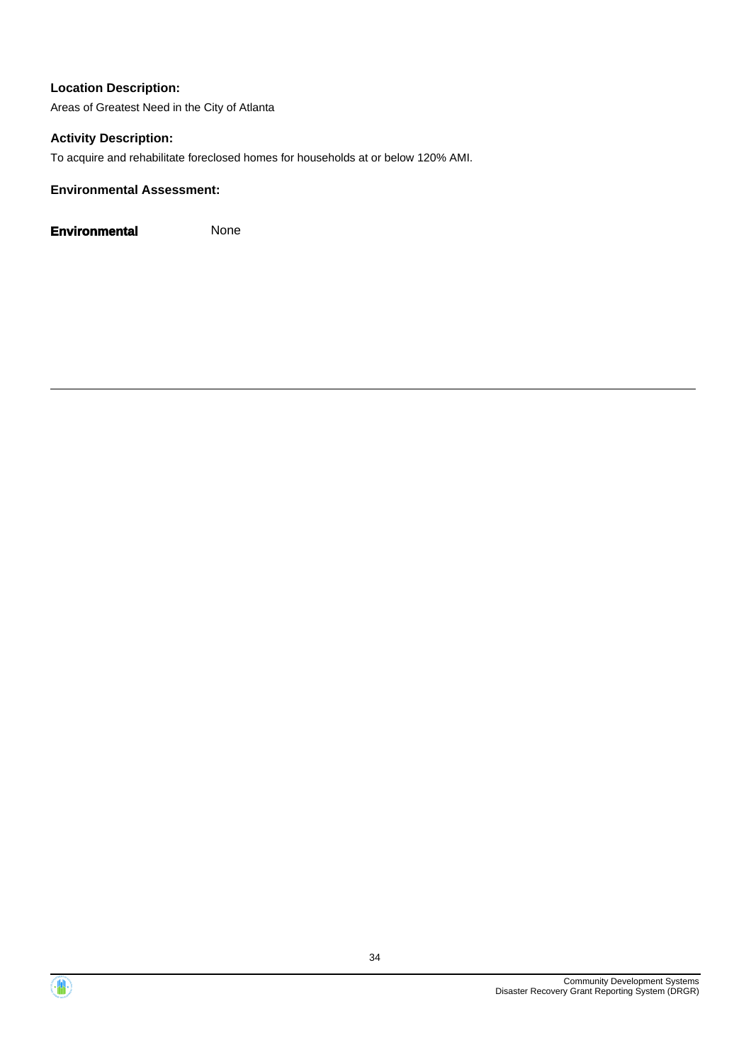**Location Description:**

Areas of Greatest Need in the City of Atlanta

**Activity Description:**

To acquire and rehabilitate foreclosed homes for households at or below 120% AMI.

**Environmental Assessment:**

**Environmental** None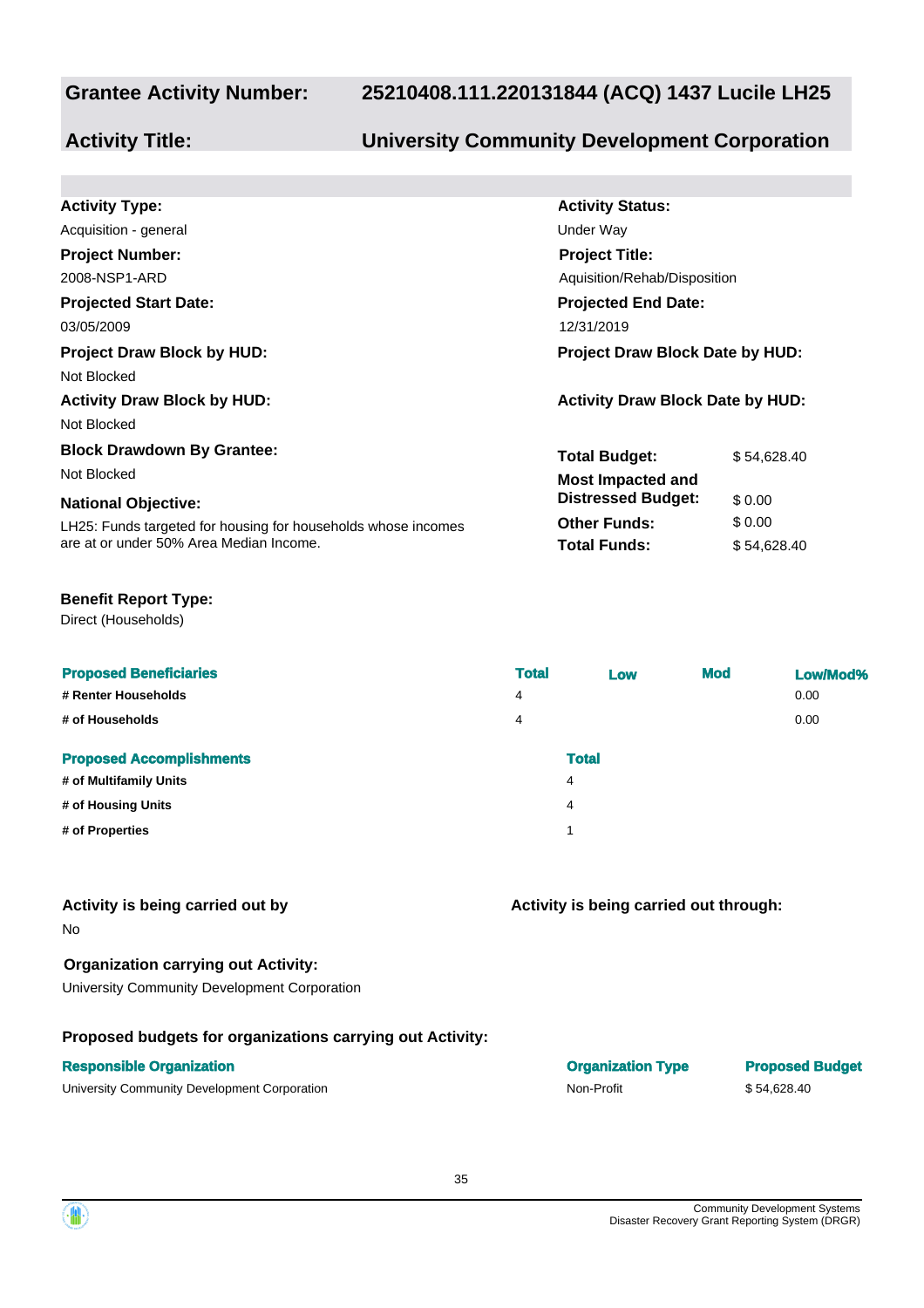## Grantee Activity Number: 25210408.111.220131844 (ACQ) 1437 Lucile LH25

## Activity Title: University Community Development Corporation

**Activity Type:**
Acquisition - general

**Activity Status:**
Under Way

**Project Number:**
2008-NSP1-ARD

**Project Title:**
Aquisition/Rehab/Disposition

**Projected Start Date:**
03/05/2009

**Projected End Date:**
12/31/2019

**Project Draw Block by HUD:**
Not Blocked

**Project Draw Block Date by HUD:**

**Activity Draw Block by HUD:**
Not Blocked

**Activity Draw Block Date by HUD:**

**Block Drawdown By Grantee:**
Not Blocked

**National Objective:**
LH25: Funds targeted for housing for households whose incomes are at or under 50% Area Median Income.

| | |
|---|---|
| **Total Budget:** | $ 54,628.40 |
| **Most Impacted and Distressed Budget:** | $ 0.00 |
| **Other Funds:** | $ 0.00 |
| **Total Funds:** | $ 54,628.40 |

**Benefit Report Type:**
Direct (Households)

| Proposed Beneficiaries | Total | Low | Mod | Low/Mod% |
|---|---|---|---|---|
| # Renter Households | 4 | | | 0.00 |
| # of Households | 4 | | | 0.00 |

| Proposed Accomplishments | Total |
|---|---|
| # of Multifamily Units | 4 |
| # of Housing Units | 4 |
| # of Properties | 1 |

**Activity is being carried out by**
No

**Activity is being carried out through:**

**Organization carrying out Activity:**
University Community Development Corporation

**Proposed budgets for organizations carrying out Activity:**

| Responsible Organization | Organization Type | Proposed Budget |
|---|---|---|
| University Community Development Corporation | Non-Profit | $ 54,628.40 |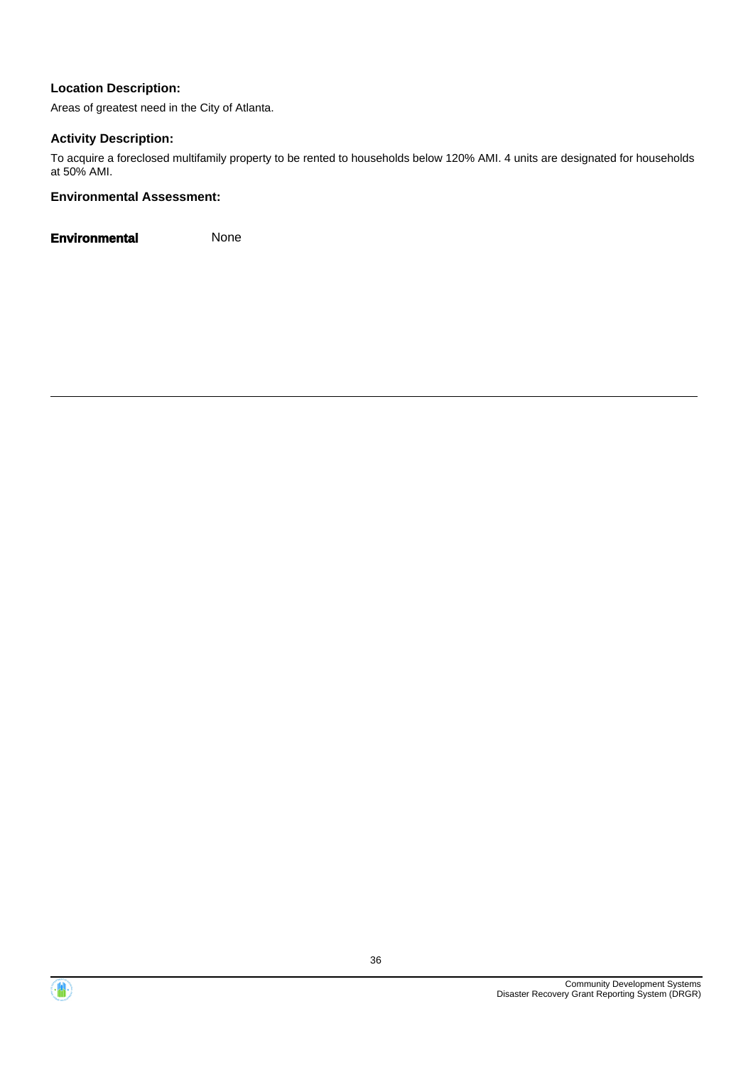**Location Description:**

Areas of greatest need in the City of Atlanta.

**Activity Description:**

To acquire a foreclosed multifamily property to be rented to households below 120% AMI. 4 units are designated for households at 50% AMI.

**Environmental Assessment:**

**Environmental** None

---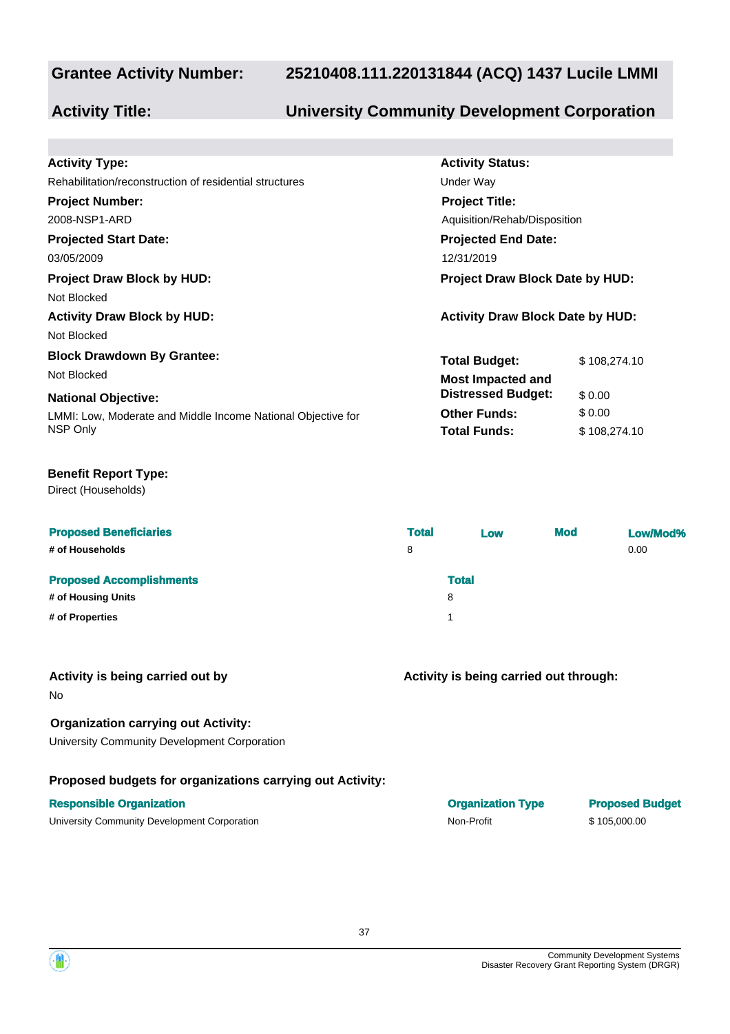**Grantee Activity Number:** 25210408.111.220131844 (ACQ) 1437 Lucile LMMI

**Activity Title:** University Community Development Corporation

**Activity Type:**
Rehabilitation/reconstruction of residential structures

**Activity Status:**
Under Way

**Project Number:**
2008-NSP1-ARD

**Project Title:**
Aquisition/Rehab/Disposition

**Projected Start Date:**
03/05/2009

**Projected End Date:**
12/31/2019

**Project Draw Block by HUD:**
Not Blocked

**Project Draw Block Date by HUD:**

**Activity Draw Block by HUD:**
Not Blocked

**Activity Draw Block Date by HUD:**

**Block Drawdown By Grantee:**
Not Blocked

**National Objective:**
LMMI: Low, Moderate and Middle Income National Objective for NSP Only

| | |
|---|---|
| **Total Budget:** | $ 108,274.10 |
| **Most Impacted and Distressed Budget:** | $ 0.00 |
| **Other Funds:** | $ 0.00 |
| **Total Funds:** | $ 108,274.10 |

**Benefit Report Type:**
Direct (Households)

| Proposed Beneficiaries | Total | Low | Mod | Low/Mod% |
|---|---|---|---|---|
| # of Households | 8 | | | 0.00 |

| Proposed Accomplishments | Total |
|---|---|
| # of Housing Units | 8 |
| # of Properties | 1 |

**Activity is being carried out by**
No

**Activity is being carried out through:**

**Organization carrying out Activity:**
University Community Development Corporation

**Proposed budgets for organizations carrying out Activity:**

| Responsible Organization | Organization Type | Proposed Budget |
|---|---|---|
| University Community Development Corporation | Non-Profit | $ 105,000.00 |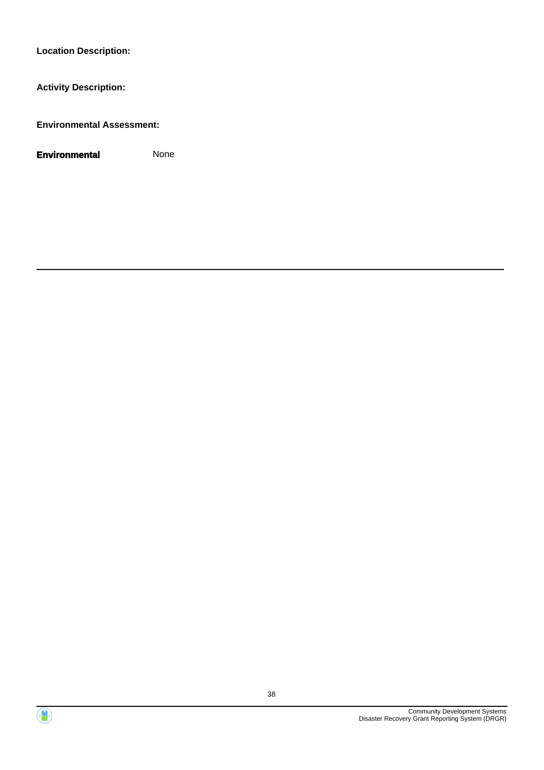**Location Description:**

**Activity Description:**

**Environmental Assessment:**

**Environmental** None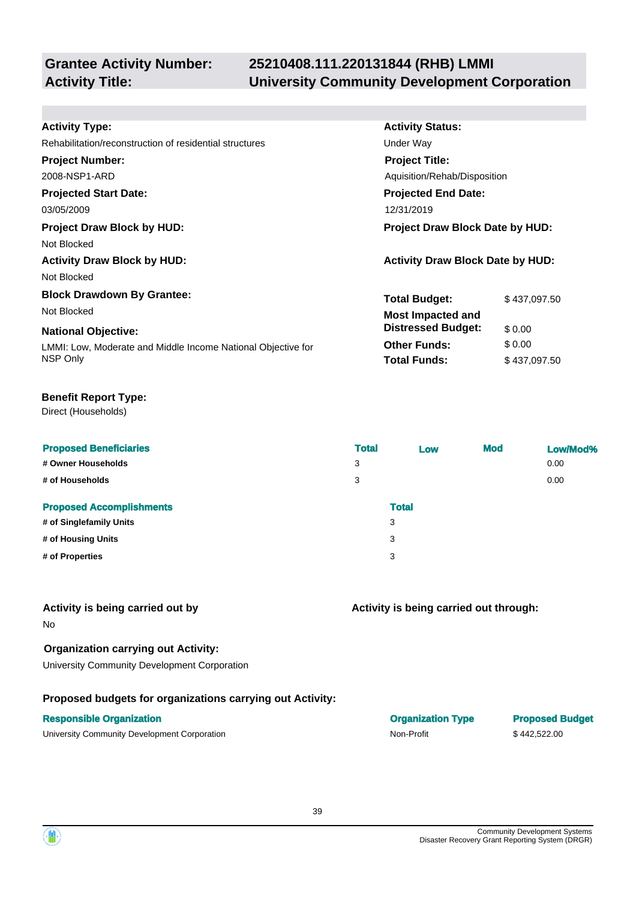**Grantee Activity Number:** 25210408.111.220131844 (RHB) LMMI
**Activity Title:** University Community Development Corporation

**Activity Type:**
Rehabilitation/reconstruction of residential structures

**Activity Status:**
Under Way

**Project Number:**
2008-NSP1-ARD

**Project Title:**
Aquisition/Rehab/Disposition

**Projected Start Date:**
03/05/2009

**Projected End Date:**
12/31/2019

**Project Draw Block by HUD:**
Not Blocked

**Project Draw Block Date by HUD:**

**Activity Draw Block by HUD:**
Not Blocked

**Activity Draw Block Date by HUD:**

**Block Drawdown By Grantee:**
Not Blocked

**National Objective:**
LMMI: Low, Moderate and Middle Income National Objective for NSP Only

| | |
|---|---|
| **Total Budget:** | $ 437,097.50 |
| **Most Impacted and Distressed Budget:** | $ 0.00 |
| **Other Funds:** | $ 0.00 |
| **Total Funds:** | $ 437,097.50 |

**Benefit Report Type:**
Direct (Households)

| Proposed Beneficiaries | Total | Low | Mod | Low/Mod% |
|---|---|---|---|---|
| # Owner Households | 3 | | | 0.00 |
| # of Households | 3 | | | 0.00 |

| Proposed Accomplishments | Total |
|---|---|
| # of Singlefamily Units | 3 |
| # of Housing Units | 3 |
| # of Properties | 3 |

**Activity is being carried out by**
No

**Activity is being carried out through:**

**Organization carrying out Activity:**
University Community Development Corporation

**Proposed budgets for organizations carrying out Activity:**

| Responsible Organization | Organization Type | Proposed Budget |
|---|---|---|
| University Community Development Corporation | Non-Profit | $ 442,522.00 |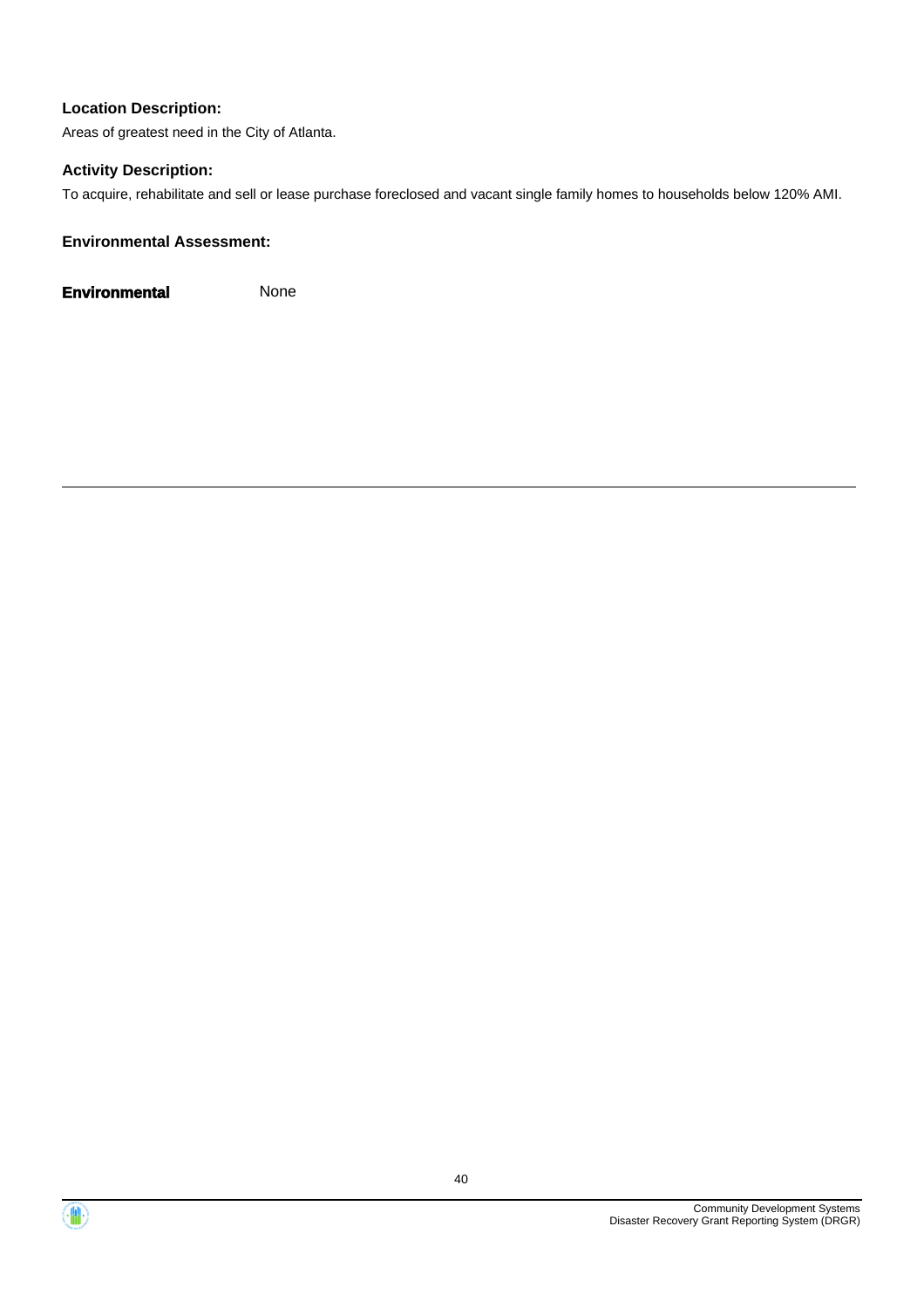**Location Description:**

Areas of greatest need in the City of Atlanta.

**Activity Description:**

To acquire, rehabilitate and sell or lease purchase foreclosed and vacant single family homes to households below 120% AMI.

**Environmental Assessment:**

**Environmental** None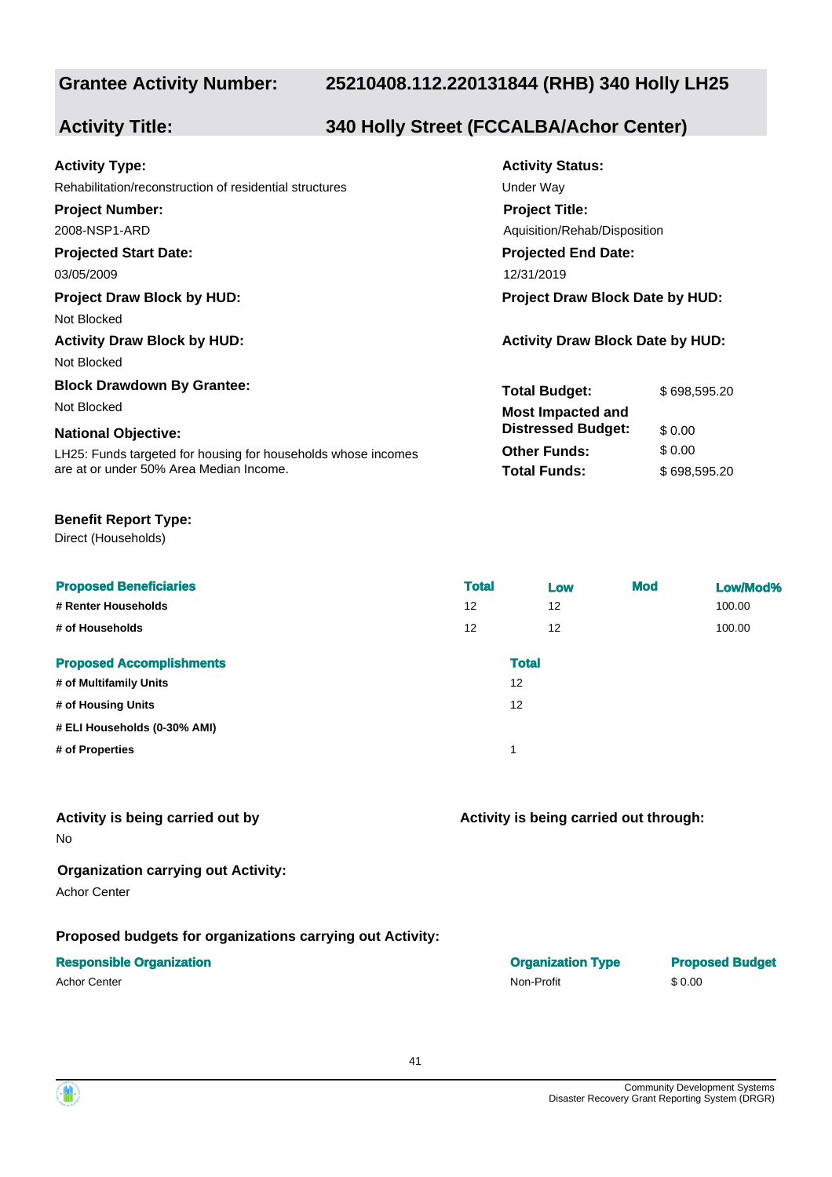| **Grantee Activity Number:** | **25210408.112.220131844 (RHB) 340 Holly LH25** |
|---|---|
| **Activity Title:** | **340 Holly Street (FCCALBA/Achor Center)** |

**Activity Type:**
Rehabilitation/reconstruction of residential structures

**Activity Status:**
Under Way

**Project Number:**
2008-NSP1-ARD

**Project Title:**
Aquisition/Rehab/Disposition

**Projected Start Date:**
03/05/2009

**Projected End Date:**
12/31/2019

**Project Draw Block by HUD:**
Not Blocked

**Project Draw Block Date by HUD:**

**Activity Draw Block by HUD:**
Not Blocked

**Activity Draw Block Date by HUD:**

**Block Drawdown By Grantee:**
Not Blocked

**National Objective:**
LH25: Funds targeted for housing for households whose incomes are at or under 50% Area Median Income.

| | |
|---|---|
| **Total Budget:** | $ 698,595.20 |
| **Most Impacted and Distressed Budget:** | $ 0.00 |
| **Other Funds:** | $ 0.00 |
| **Total Funds:** | $ 698,595.20 |

**Benefit Report Type:**
Direct (Households)

| Proposed Beneficiaries | Total | Low | Mod | Low/Mod% |
|---|---|---|---|---|
| # Renter Households | 12 | 12 | | 100.00 |
| # of Households | 12 | 12 | | 100.00 |

| Proposed Accomplishments | Total |
|---|---|
| # of Multifamily Units | 12 |
| # of Housing Units | 12 |
| # ELI Households (0-30% AMI) | |
| # of Properties | 1 |

**Activity is being carried out by**
No

**Activity is being carried out through:**

**Organization carrying out Activity:**
Achor Center

**Proposed budgets for organizations carrying out Activity:**

| Responsible Organization | Organization Type | Proposed Budget |
|---|---|---|
| Achor Center | Non-Profit | $ 0.00 |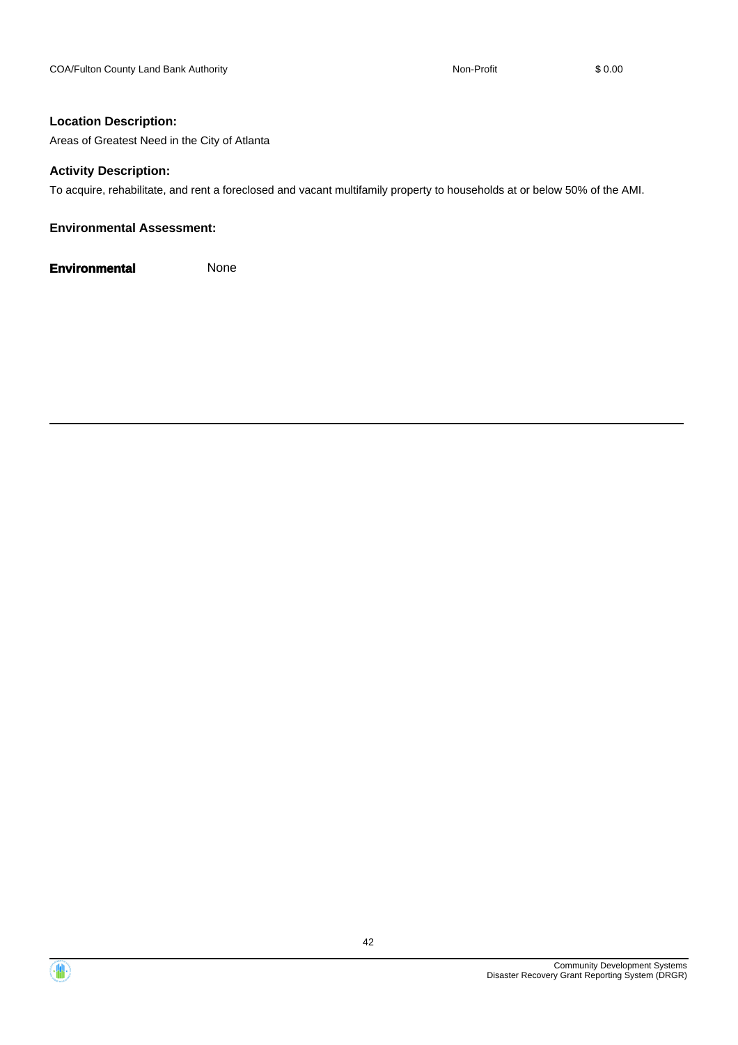| | | |
|---|---|---|
| COA/Fulton County Land Bank Authority | Non-Profit | $ 0.00 |

**Location Description:**

Areas of Greatest Need in the City of Atlanta

**Activity Description:**

To acquire, rehabilitate, and rent a foreclosed and vacant multifamily property to households at or below 50% of the AMI.

**Environmental Assessment:**

**Environmental** None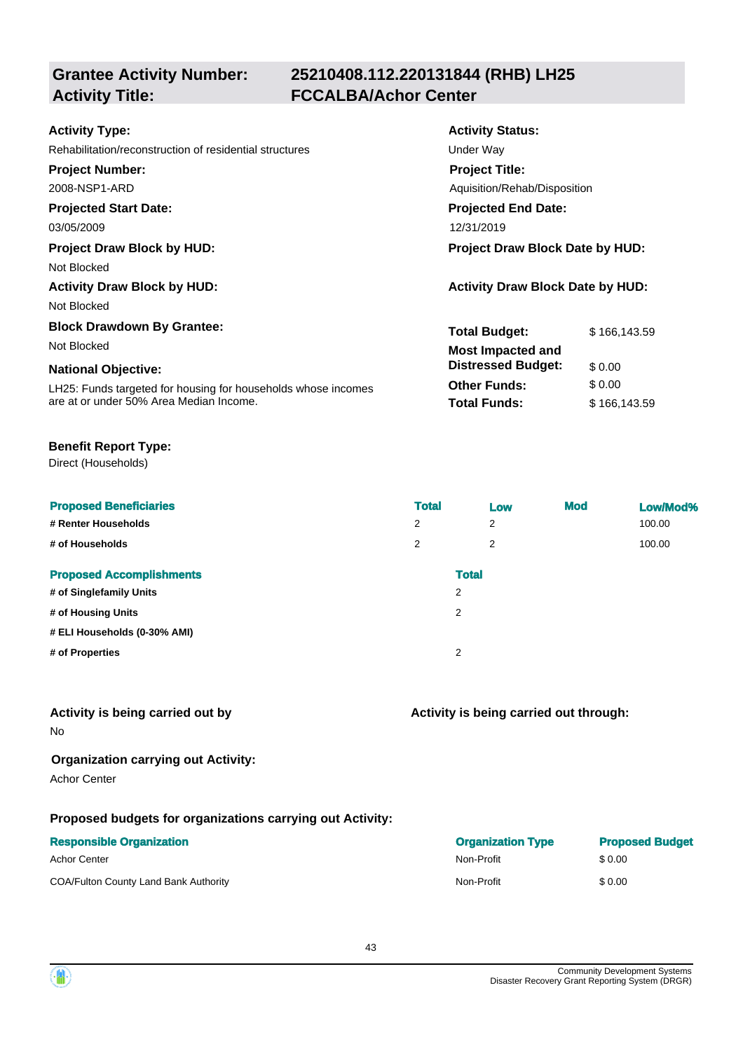## Grantee Activity Number: 25210408.112.220131844 (RHB) LH25
## Activity Title: FCCALBA/Achor Center

**Activity Type:**
Rehabilitation/reconstruction of residential structures

**Activity Status:**
Under Way

**Project Number:**
2008-NSP1-ARD

**Project Title:**
Aquisition/Rehab/Disposition

**Projected Start Date:**
03/05/2009

**Projected End Date:**
12/31/2019

**Project Draw Block by HUD:**
Not Blocked

**Project Draw Block Date by HUD:**

**Activity Draw Block by HUD:**
Not Blocked

**Activity Draw Block Date by HUD:**

**Block Drawdown By Grantee:**
Not Blocked

**National Objective:**
LH25: Funds targeted for housing for households whose incomes are at or under 50% Area Median Income.

| | |
|---|---|
| **Total Budget:** | $ 166,143.59 |
| **Most Impacted and Distressed Budget:** | $ 0.00 |
| **Other Funds:** | $ 0.00 |
| **Total Funds:** | $ 166,143.59 |

**Benefit Report Type:**
Direct (Households)

| Proposed Beneficiaries | Total | Low | Mod | Low/Mod% |
|---|---|---|---|---|
| # Renter Households | 2 | 2 | | 100.00 |
| # of Households | 2 | 2 | | 100.00 |

| Proposed Accomplishments | Total |
|---|---|
| # of Singlefamily Units | 2 |
| # of Housing Units | 2 |
| # ELI Households (0-30% AMI) | |
| # of Properties | 2 |

**Activity is being carried out by**
No

**Activity is being carried out through:**

**Organization carrying out Activity:**
Achor Center

**Proposed budgets for organizations carrying out Activity:**

| Responsible Organization | Organization Type | Proposed Budget |
|---|---|---|
| Achor Center | Non-Profit | $ 0.00 |
| COA/Fulton County Land Bank Authority | Non-Profit | $ 0.00 |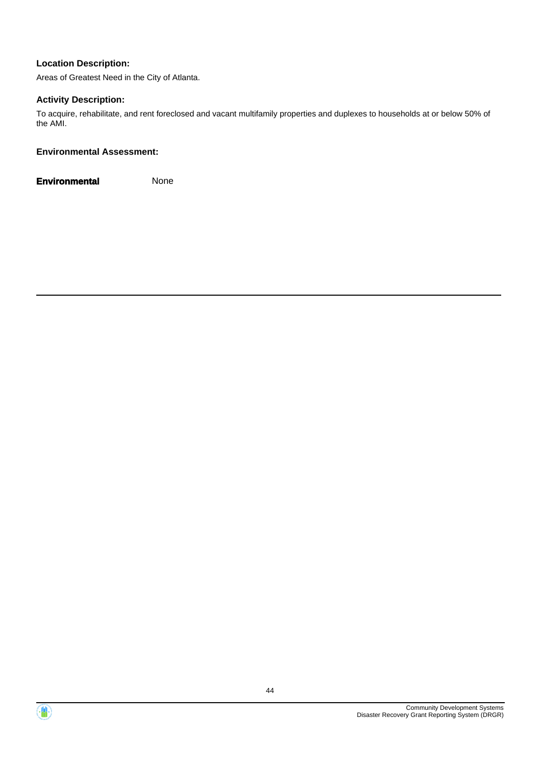**Location Description:**

Areas of Greatest Need in the City of Atlanta.

**Activity Description:**

To acquire, rehabilitate, and rent foreclosed and vacant multifamily properties and duplexes to households at or below 50% of the AMI.

**Environmental Assessment:**

| **Environmental** | None |
|---|---|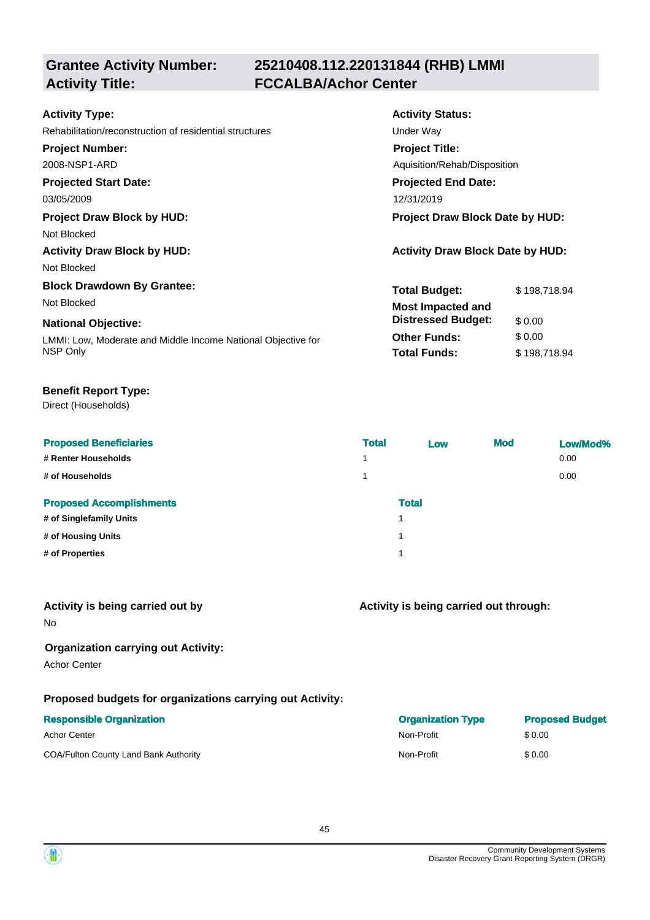| **Grantee Activity Number:** | **25210408.112.220131844 (RHB) LMMI** |
|---|---|
| **Activity Title:** | **FCCALBA/Achor Center** |

**Activity Type:**
Rehabilitation/reconstruction of residential structures

**Activity Status:**
Under Way

**Project Number:**
2008-NSP1-ARD

**Project Title:**
Aquisition/Rehab/Disposition

**Projected Start Date:**
03/05/2009

**Projected End Date:**
12/31/2019

**Project Draw Block by HUD:**
Not Blocked

**Project Draw Block Date by HUD:**

**Activity Draw Block by HUD:**
Not Blocked

**Activity Draw Block Date by HUD:**

**Block Drawdown By Grantee:**
Not Blocked

**National Objective:**
LMMI: Low, Moderate and Middle Income National Objective for NSP Only

| | |
|---|---|
| **Total Budget:** | $ 198,718.94 |
| **Most Impacted and Distressed Budget:** | $ 0.00 |
| **Other Funds:** | $ 0.00 |
| **Total Funds:** | $ 198,718.94 |

**Benefit Report Type:**
Direct (Households)

| Proposed Beneficiaries | Total | Low | Mod | Low/Mod% |
|---|---|---|---|---|
| # Renter Households | 1 | | | 0.00 |
| # of Households | 1 | | | 0.00 |

| Proposed Accomplishments | Total |
|---|---|
| # of Singlefamily Units | 1 |
| # of Housing Units | 1 |
| # of Properties | 1 |

**Activity is being carried out by**
No

**Activity is being carried out through:**

**Organization carrying out Activity:**
Achor Center

**Proposed budgets for organizations carrying out Activity:**

| Responsible Organization | Organization Type | Proposed Budget |
|---|---|---|
| Achor Center | Non-Profit | $ 0.00 |
| COA/Fulton County Land Bank Authority | Non-Profit | $ 0.00 |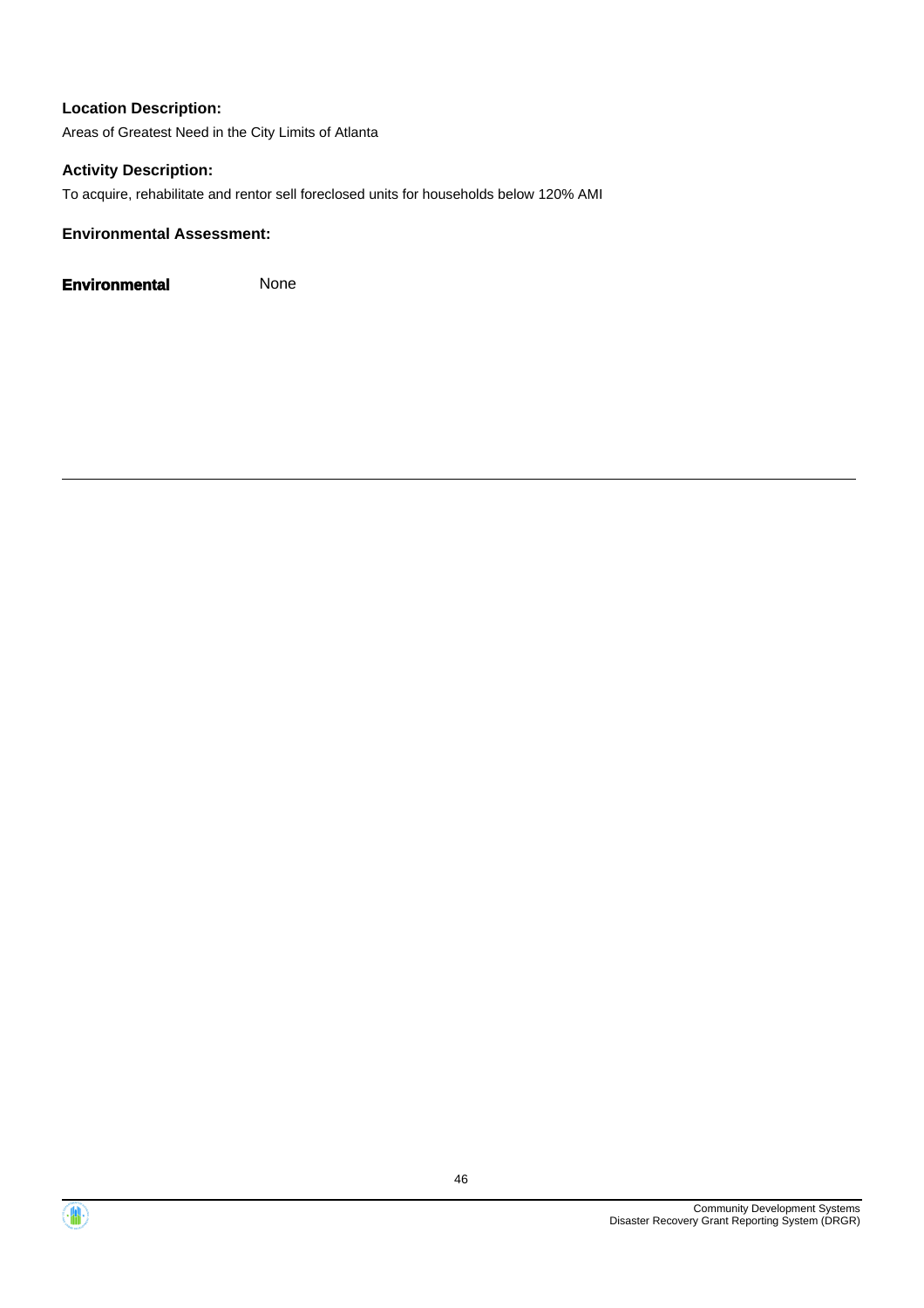**Location Description:**

Areas of Greatest Need in the City Limits of Atlanta

**Activity Description:**

To acquire, rehabilitate and rentor sell foreclosed units for households below 120% AMI

**Environmental Assessment:**

**Environmental** None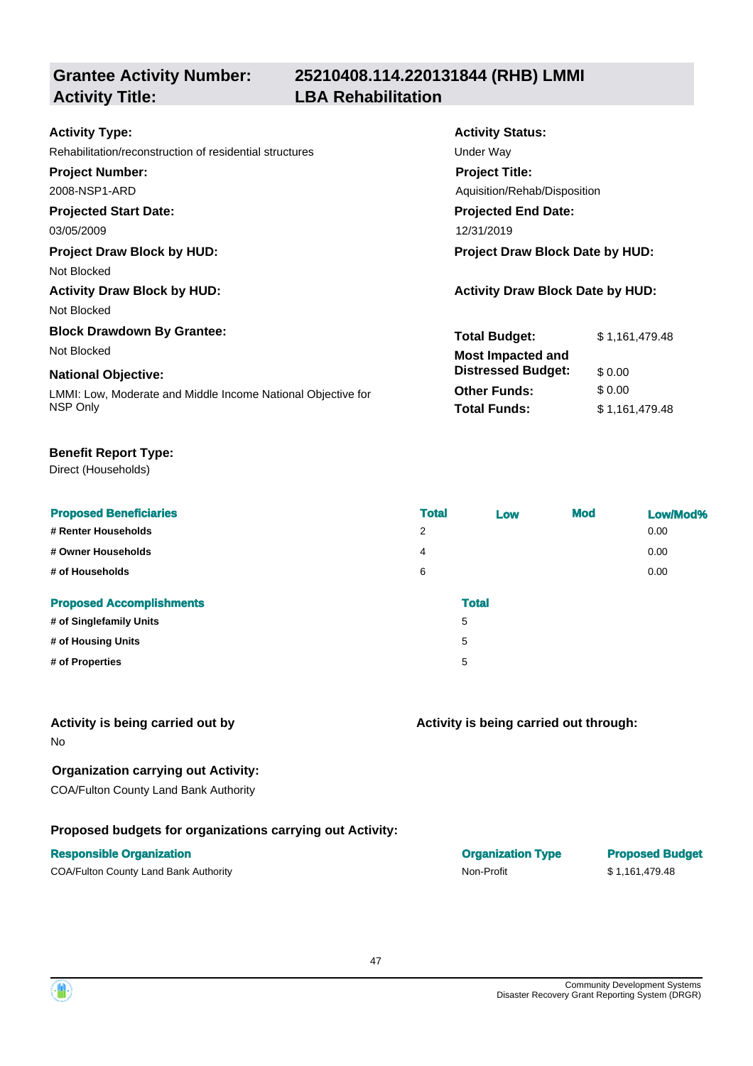## Grantee Activity Number: 25210408.114.220131844 (RHB) LMMI
## Activity Title: LBA Rehabilitation

**Activity Type:**
Rehabilitation/reconstruction of residential structures

**Activity Status:**
Under Way

**Project Number:**
2008-NSP1-ARD

**Project Title:**
Aquisition/Rehab/Disposition

**Projected Start Date:**
03/05/2009

**Projected End Date:**
12/31/2019

**Project Draw Block by HUD:**
Not Blocked

**Project Draw Block Date by HUD:**

**Activity Draw Block by HUD:**
Not Blocked

**Activity Draw Block Date by HUD:**

**Block Drawdown By Grantee:**
Not Blocked

**National Objective:**
LMMI: Low, Moderate and Middle Income National Objective for NSP Only

| | |
|---|---|
| **Total Budget:** | $ 1,161,479.48 |
| **Most Impacted and Distressed Budget:** | $ 0.00 |
| **Other Funds:** | $ 0.00 |
| **Total Funds:** | $ 1,161,479.48 |

**Benefit Report Type:**
Direct (Households)

| Proposed Beneficiaries | Total | Low | Mod | Low/Mod% |
|---|---|---|---|---|
| # Renter Households | 2 | | | 0.00 |
| # Owner Households | 4 | | | 0.00 |
| # of Households | 6 | | | 0.00 |

| Proposed Accomplishments | Total |
|---|---|
| # of Singlefamily Units | 5 |
| # of Housing Units | 5 |
| # of Properties | 5 |

**Activity is being carried out by**
No

**Activity is being carried out through:**

**Organization carrying out Activity:**
COA/Fulton County Land Bank Authority

**Proposed budgets for organizations carrying out Activity:**

| Responsible Organization | Organization Type | Proposed Budget |
|---|---|---|
| COA/Fulton County Land Bank Authority | Non-Profit | $ 1,161,479.48 |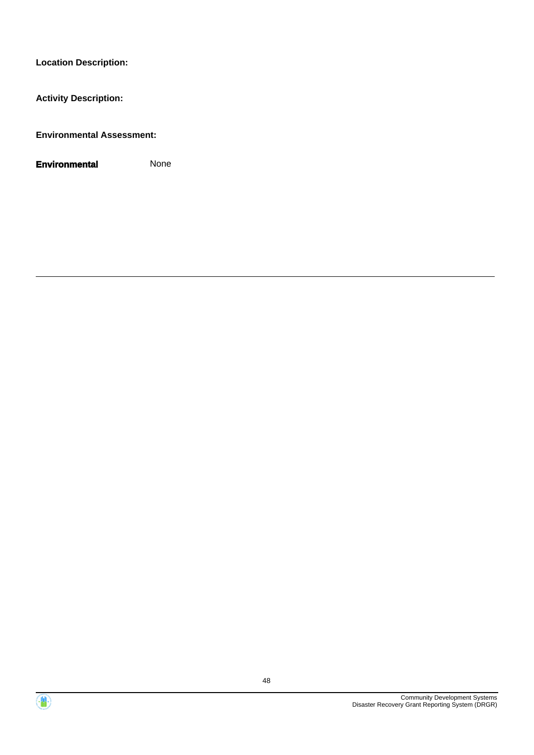**Location Description:**

**Activity Description:**

**Environmental Assessment:**

**Environmental** None

---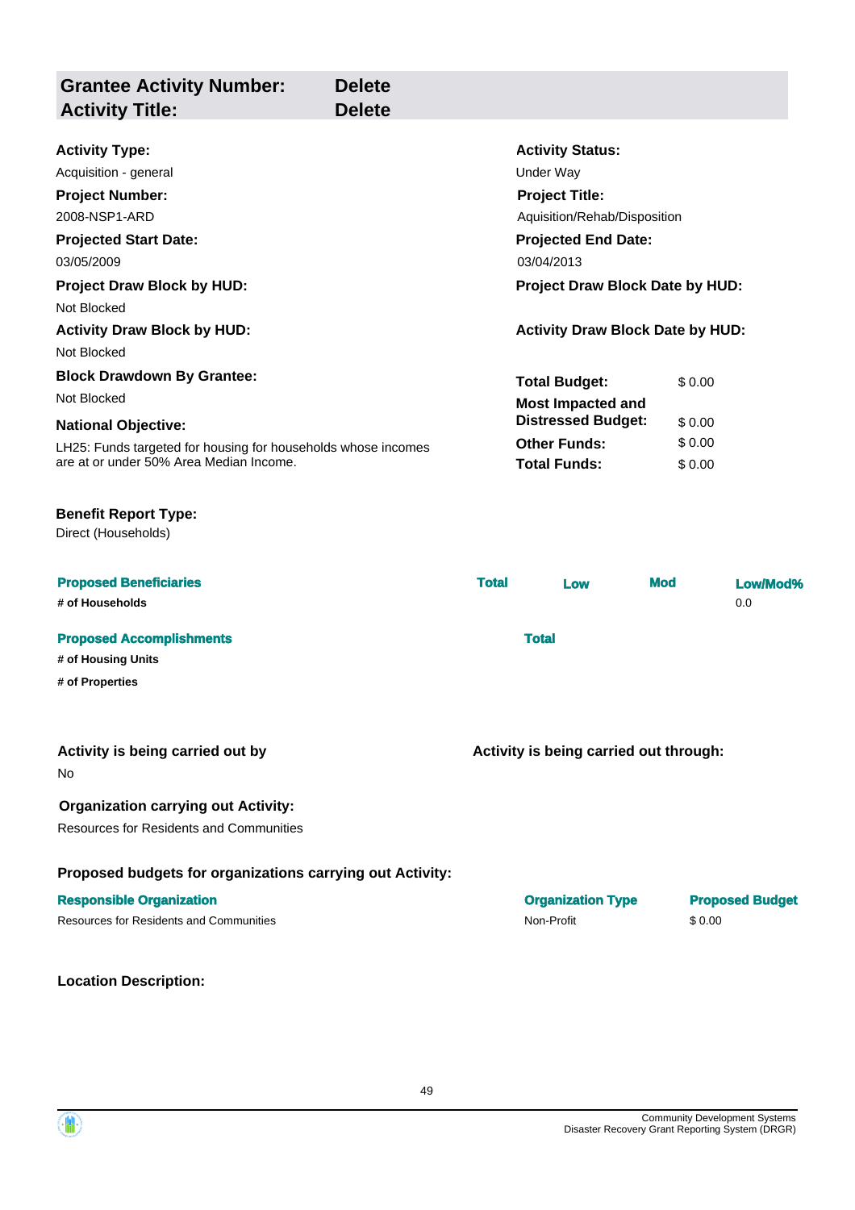| **Grantee Activity Number:** | **Delete** |
|---|---|
| **Activity Title:** | **Delete** |

**Activity Type:**
Acquisition - general

**Activity Status:**
Under Way

**Project Number:**
2008-NSP1-ARD

**Project Title:**
Aquisition/Rehab/Disposition

**Projected Start Date:**
03/05/2009

**Projected End Date:**
03/04/2013

**Project Draw Block by HUD:**
Not Blocked

**Project Draw Block Date by HUD:**

**Activity Draw Block by HUD:**
Not Blocked

**Activity Draw Block Date by HUD:**

**Block Drawdown By Grantee:**
Not Blocked

**National Objective:**
LH25: Funds targeted for housing for households whose incomes are at or under 50% Area Median Income.

| | |
|---|---|
| **Total Budget:** | $ 0.00 |
| **Most Impacted and Distressed Budget:** | $ 0.00 |
| **Other Funds:** | $ 0.00 |
| **Total Funds:** | $ 0.00 |

**Benefit Report Type:**
Direct (Households)

| **Proposed Beneficiaries** | **Total** | **Low** | **Mod** | **Low/Mod%** |
|---|---|---|---|---|
| **# of Households** | | | | 0.0 |

| **Proposed Accomplishments** | **Total** |
|---|---|
| **# of Housing Units** | |
| **# of Properties** | |

**Activity is being carried out by**
No

**Activity is being carried out through:**

**Organization carrying out Activity:**
Resources for Residents and Communities

**Proposed budgets for organizations carrying out Activity:**

| **Responsible Organization** | **Organization Type** | **Proposed Budget** |
|---|---|---|
| Resources for Residents and Communities | Non-Profit | $ 0.00 |

**Location Description:**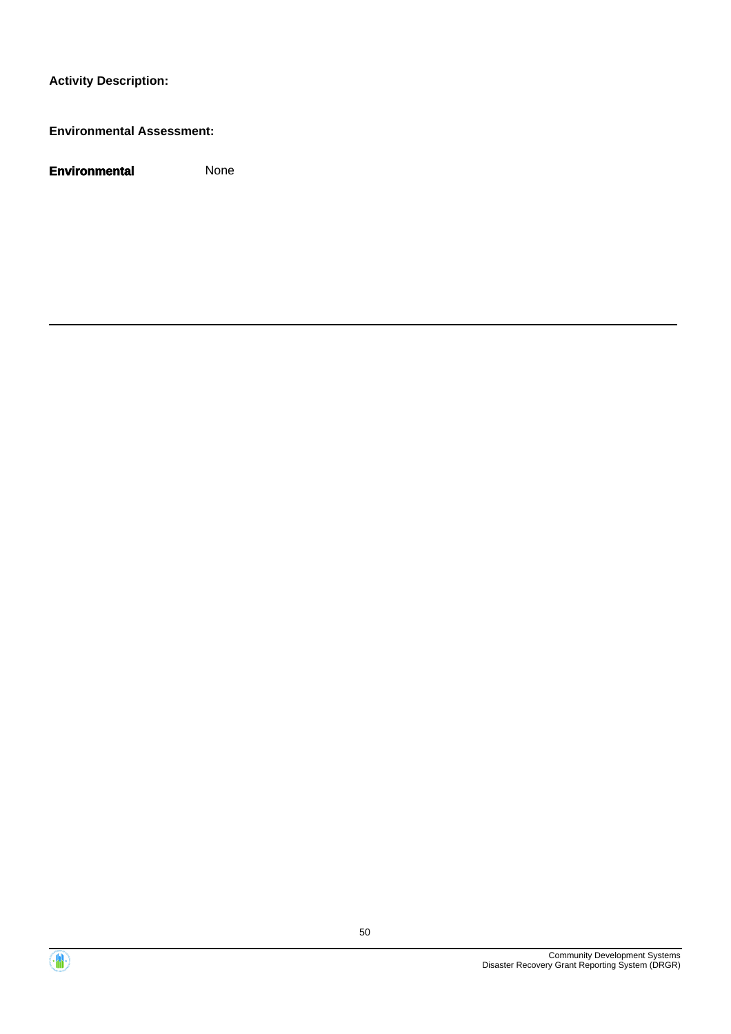**Activity Description:**

**Environmental Assessment:**

**Environmental** None

---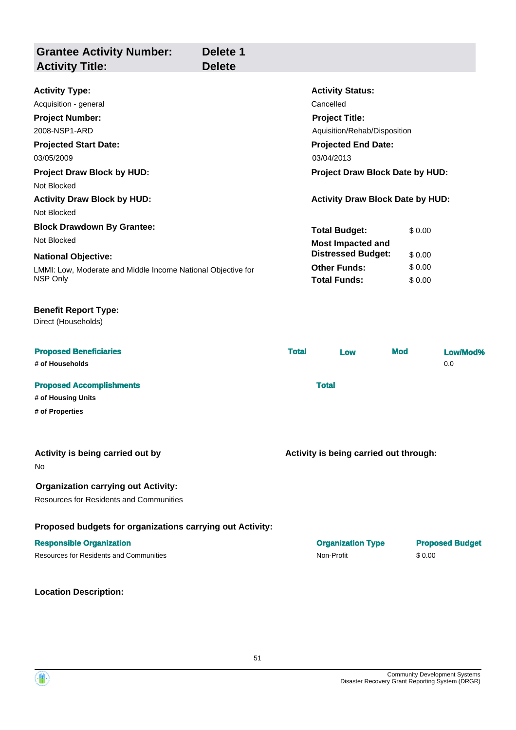| **Grantee Activity Number:** | **Delete 1** |
|---|---|
| **Activity Title:** | **Delete** |

**Activity Type:**
Acquisition - general

**Activity Status:**
Cancelled

**Project Number:**
2008-NSP1-ARD

**Project Title:**
Aquisition/Rehab/Disposition

**Projected Start Date:**
03/05/2009

**Projected End Date:**
03/04/2013

**Project Draw Block by HUD:**
Not Blocked

**Project Draw Block Date by HUD:**

**Activity Draw Block by HUD:**
Not Blocked

**Activity Draw Block Date by HUD:**

**Block Drawdown By Grantee:**
Not Blocked

**National Objective:**
LMMI: Low, Moderate and Middle Income National Objective for NSP Only

| | |
|---|---|
| **Total Budget:** | $ 0.00 |
| **Most Impacted and Distressed Budget:** | $ 0.00 |
| **Other Funds:** | $ 0.00 |
| **Total Funds:** | $ 0.00 |

**Benefit Report Type:**
Direct (Households)

| **Proposed Beneficiaries** | **Total** | **Low** | **Mod** | **Low/Mod%** |
|---|---|---|---|---|
| **# of Households** | | | | 0.0 |

| **Proposed Accomplishments** | **Total** |
|---|---|
| **# of Housing Units** | |
| **# of Properties** | |

**Activity is being carried out by**
No

**Activity is being carried out through:**

**Organization carrying out Activity:**
Resources for Residents and Communities

**Proposed budgets for organizations carrying out Activity:**

| **Responsible Organization** | **Organization Type** | **Proposed Budget** |
|---|---|---|
| Resources for Residents and Communities | Non-Profit | $ 0.00 |

**Location Description:**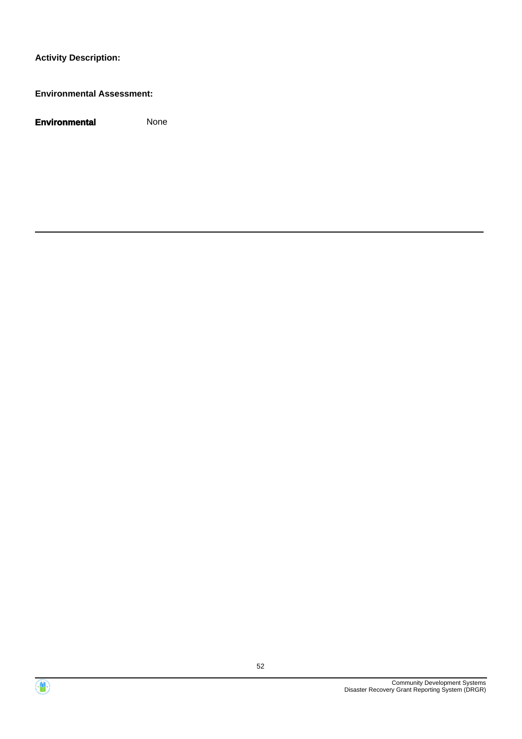**Activity Description:**

**Environmental Assessment:**

| | |
|---|---|
| **Environmental** | None |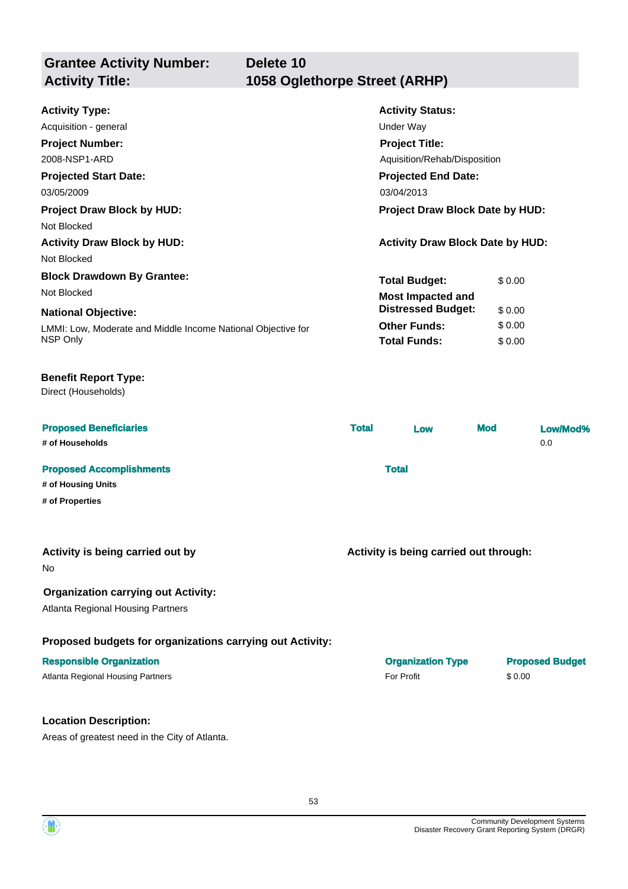| **Grantee Activity Number:** | **Delete 10** |
| --- | --- |
| **Activity Title:** | **1058 Oglethorpe Street (ARHP)** |

**Activity Type:**
Acquisition - general

**Activity Status:**
Under Way

**Project Number:**
2008-NSP1-ARD

**Project Title:**
Aquisition/Rehab/Disposition

**Projected Start Date:**
03/05/2009

**Projected End Date:**
03/04/2013

**Project Draw Block by HUD:**
Not Blocked

**Project Draw Block Date by HUD:**

**Activity Draw Block by HUD:**
Not Blocked

**Activity Draw Block Date by HUD:**

**Block Drawdown By Grantee:**
Not Blocked

**National Objective:**
LMMI: Low, Moderate and Middle Income National Objective for NSP Only

| | |
| --- | --- |
| **Total Budget:** | $ 0.00 |
| **Most Impacted and Distressed Budget:** | $ 0.00 |
| **Other Funds:** | $ 0.00 |
| **Total Funds:** | $ 0.00 |

**Benefit Report Type:**
Direct (Households)

| **Proposed Beneficiaries** | **Total** | **Low** | **Mod** | **Low/Mod%** |
| --- | --- | --- | --- | --- |
| **# of Households** | | | | 0.0 |

| **Proposed Accomplishments** | **Total** |
| --- | --- |
| **# of Housing Units** | |
| **# of Properties** | |

**Activity is being carried out by**
No

**Activity is being carried out through:**

**Organization carrying out Activity:**
Atlanta Regional Housing Partners

**Proposed budgets for organizations carrying out Activity:**

| **Responsible Organization** | **Organization Type** | **Proposed Budget** |
| --- | --- | --- |
| Atlanta Regional Housing Partners | For Profit | $ 0.00 |

**Location Description:**
Areas of greatest need in the City of Atlanta.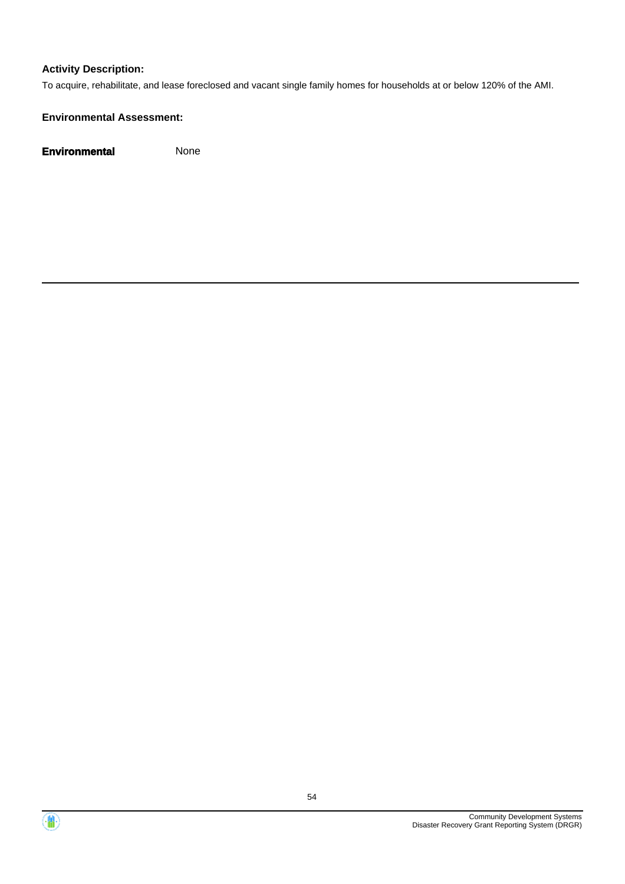**Activity Description:**

To acquire, rehabilitate, and lease foreclosed and vacant single family homes for households at or below 120% of the AMI.

**Environmental Assessment:**

| **Environmental** | None |
|---|---|

---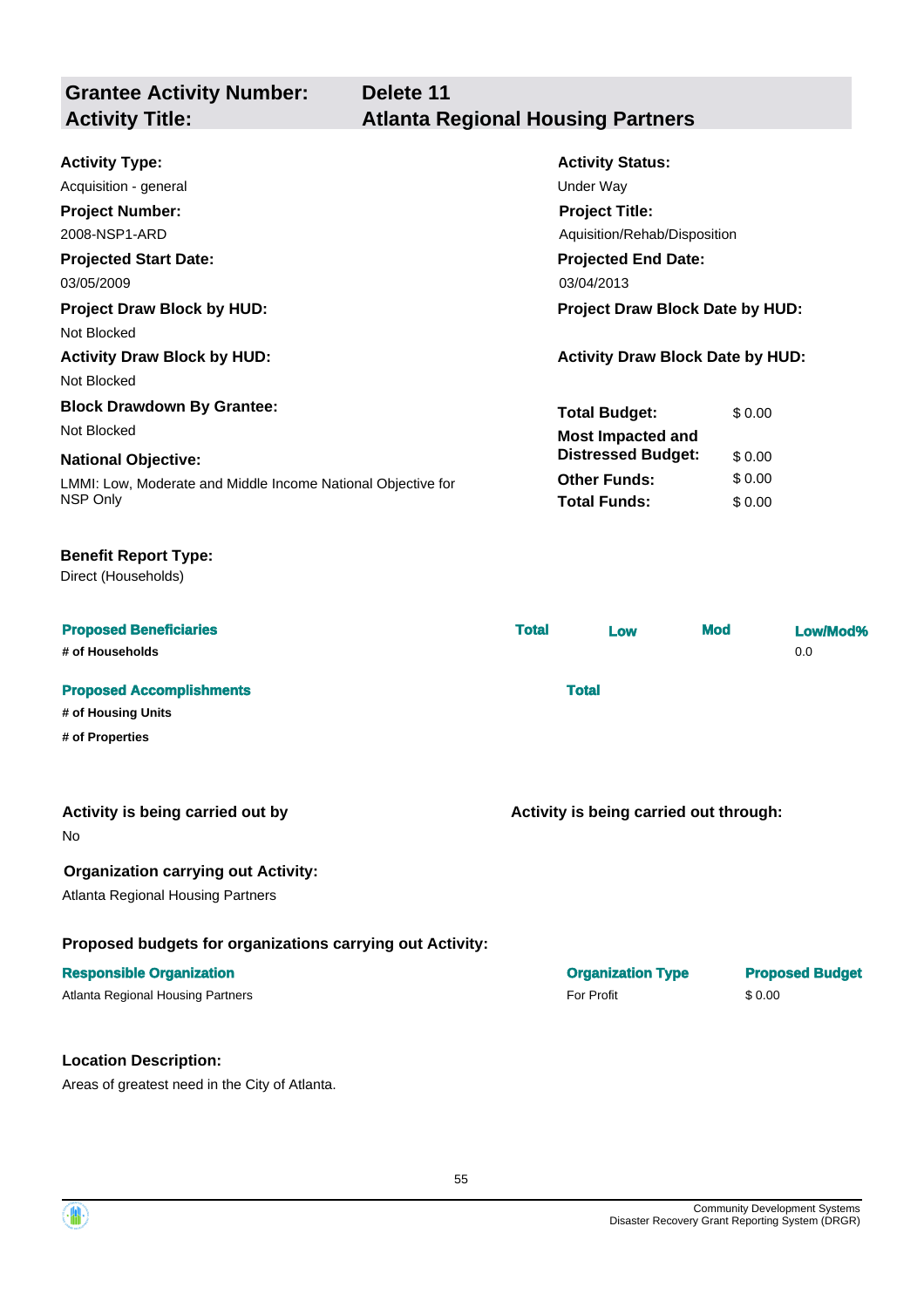| **Grantee Activity Number:** | **Delete 11** |
|---|---|
| **Activity Title:** | **Atlanta Regional Housing Partners** |

**Activity Type:**
Acquisition - general

**Activity Status:**
Under Way

**Project Number:**
2008-NSP1-ARD

**Project Title:**
Aquisition/Rehab/Disposition

**Projected Start Date:**
03/05/2009

**Projected End Date:**
03/04/2013

**Project Draw Block by HUD:**
Not Blocked

**Project Draw Block Date by HUD:**

**Activity Draw Block by HUD:**
Not Blocked

**Activity Draw Block Date by HUD:**

**Block Drawdown By Grantee:**
Not Blocked

**National Objective:**
LMMI: Low, Moderate and Middle Income National Objective for NSP Only

| | |
|---|---|
| **Total Budget:** | $ 0.00 |
| **Most Impacted and Distressed Budget:** | $ 0.00 |
| **Other Funds:** | $ 0.00 |
| **Total Funds:** | $ 0.00 |

**Benefit Report Type:**
Direct (Households)

| Proposed Beneficiaries | Total | Low | Mod | Low/Mod% |
|---|---|---|---|---|
| # of Households | | | | 0.0 |

| Proposed Accomplishments | Total |
|---|---|
| # of Housing Units | |
| # of Properties | |

**Activity is being carried out by**
No

**Activity is being carried out through:**

**Organization carrying out Activity:**
Atlanta Regional Housing Partners

**Proposed budgets for organizations carrying out Activity:**

| Responsible Organization | Organization Type | Proposed Budget |
|---|---|---|
| Atlanta Regional Housing Partners | For Profit | $ 0.00 |

**Location Description:**
Areas of greatest need in the City of Atlanta.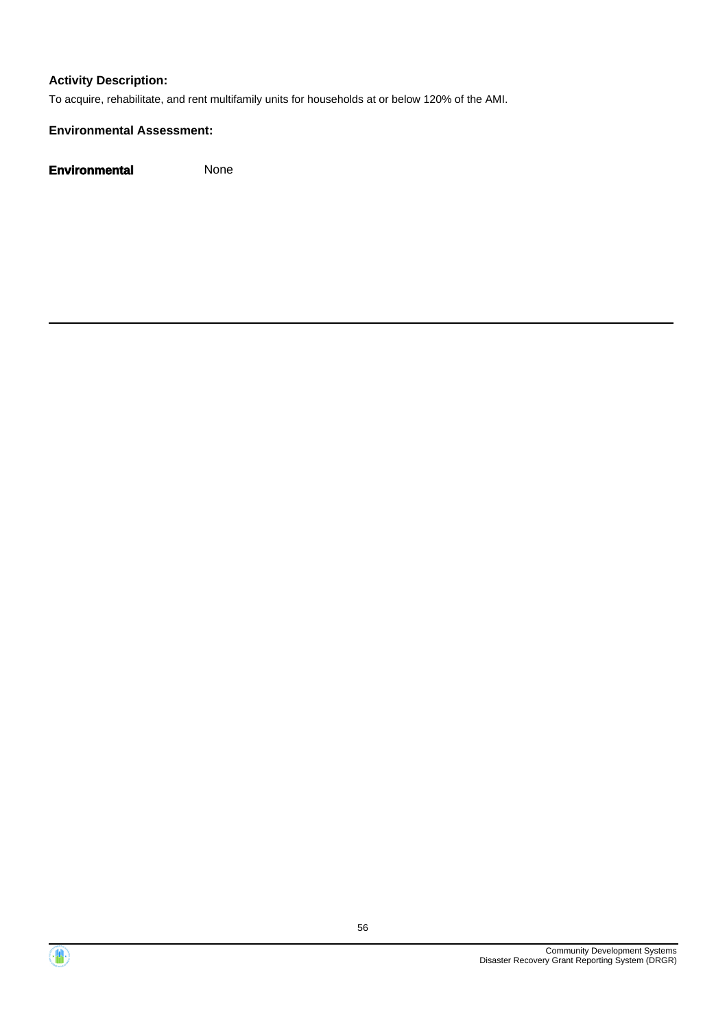**Activity Description:**

To acquire, rehabilitate, and rent multifamily units for households at or below 120% of the AMI.

**Environmental Assessment:**

**Environmental** None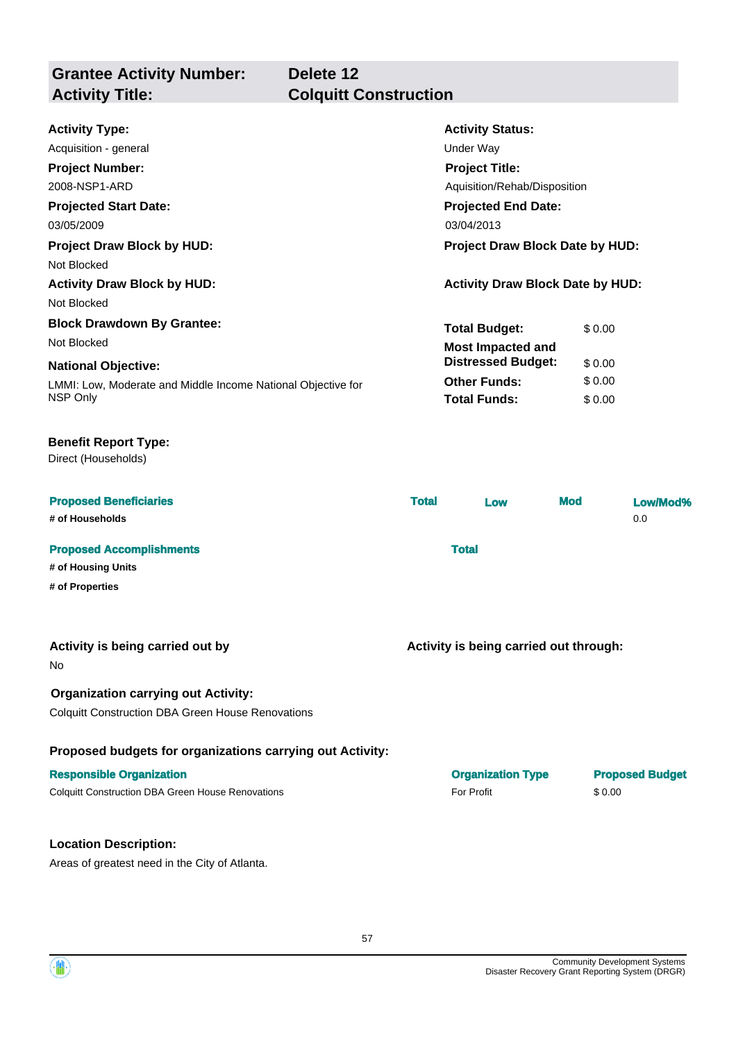| **Grantee Activity Number:** | **Delete 12** |
|---|---|
| **Activity Title:** | **Colquitt Construction** |

**Activity Type:**
Acquisition - general

**Activity Status:**
Under Way

**Project Number:**
2008-NSP1-ARD

**Project Title:**
Aquisition/Rehab/Disposition

**Projected Start Date:**
03/05/2009

**Projected End Date:**
03/04/2013

**Project Draw Block by HUD:**
Not Blocked

**Project Draw Block Date by HUD:**

**Activity Draw Block by HUD:**
Not Blocked

**Activity Draw Block Date by HUD:**

**Block Drawdown By Grantee:**
Not Blocked

**National Objective:**
LMMI: Low, Moderate and Middle Income National Objective for NSP Only

| | |
|---|---|
| **Total Budget:** | $ 0.00 |
| **Most Impacted and Distressed Budget:** | $ 0.00 |
| **Other Funds:** | $ 0.00 |
| **Total Funds:** | $ 0.00 |

**Benefit Report Type:**
Direct (Households)

| **Proposed Beneficiaries** | **Total** | **Low** | **Mod** | **Low/Mod%** |
|---|---|---|---|---|
| # of Households | | | | 0.0 |

| **Proposed Accomplishments** | **Total** |
|---|---|
| # of Housing Units | |
| # of Properties | |

**Activity is being carried out by**
No

**Activity is being carried out through:**

**Organization carrying out Activity:**
Colquitt Construction DBA Green House Renovations

**Proposed budgets for organizations carrying out Activity:**

| **Responsible Organization** | **Organization Type** | **Proposed Budget** |
|---|---|---|
| Colquitt Construction DBA Green House Renovations | For Profit | $ 0.00 |

**Location Description:**
Areas of greatest need in the City of Atlanta.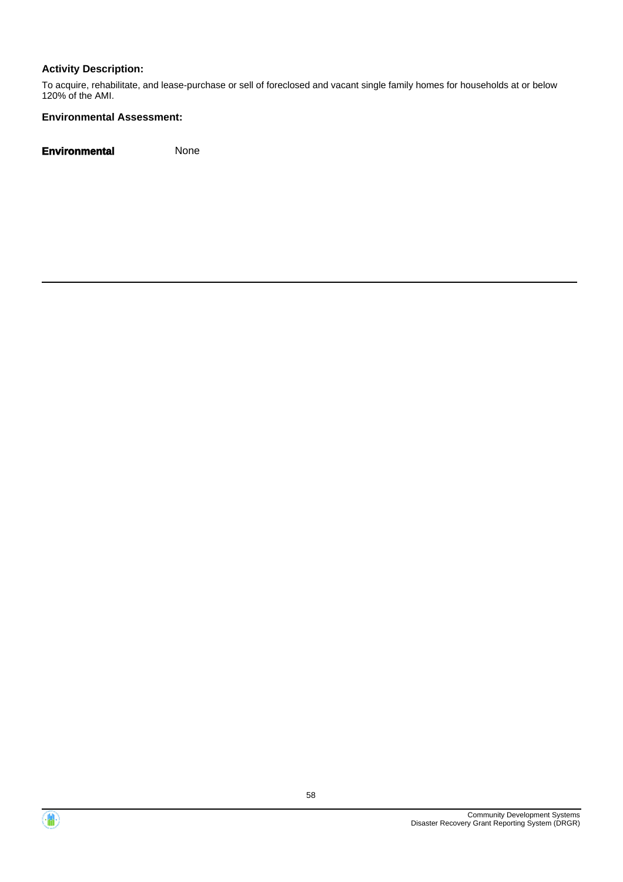**Activity Description:**

To acquire, rehabilitate, and lease-purchase or sell of foreclosed and vacant single family homes for households at or below 120% of the AMI.

**Environmental Assessment:**

| **Environmental** | None |
|---|---|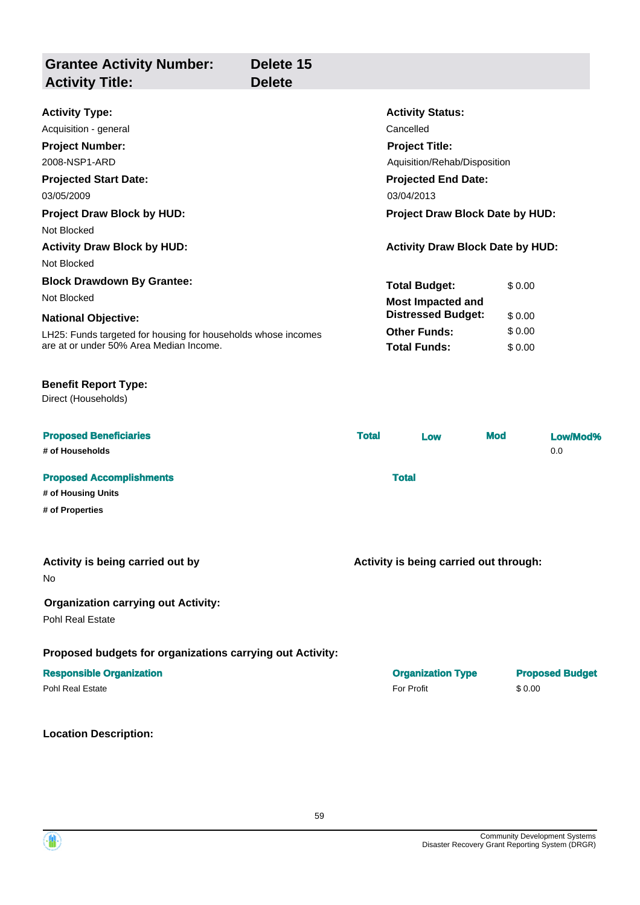| **Grantee Activity Number:** | **Delete 15** |
|---|---|
| **Activity Title:** | **Delete** |

**Activity Type:**
Acquisition - general

**Activity Status:**
Cancelled

**Project Number:**
2008-NSP1-ARD

**Project Title:**
Aquisition/Rehab/Disposition

**Projected Start Date:**
03/05/2009

**Projected End Date:**
03/04/2013

**Project Draw Block by HUD:**
Not Blocked

**Project Draw Block Date by HUD:**

**Activity Draw Block by HUD:**
Not Blocked

**Activity Draw Block Date by HUD:**

**Block Drawdown By Grantee:**
Not Blocked

**National Objective:**
LH25: Funds targeted for housing for households whose incomes are at or under 50% Area Median Income.

| | |
|---|---|
| **Total Budget:** | $ 0.00 |
| **Most Impacted and Distressed Budget:** | $ 0.00 |
| **Other Funds:** | $ 0.00 |
| **Total Funds:** | $ 0.00 |

**Benefit Report Type:**
Direct (Households)

| Proposed Beneficiaries | Total | Low | Mod | Low/Mod% |
|---|---|---|---|---|
| # of Households | | | | 0.0 |

| Proposed Accomplishments | Total |
|---|---|
| # of Housing Units | |
| # of Properties | |

**Activity is being carried out by**
No

**Activity is being carried out through:**

**Organization carrying out Activity:**
Pohl Real Estate

**Proposed budgets for organizations carrying out Activity:**

| Responsible Organization | Organization Type | Proposed Budget |
|---|---|---|
| Pohl Real Estate | For Profit | $ 0.00 |

**Location Description:**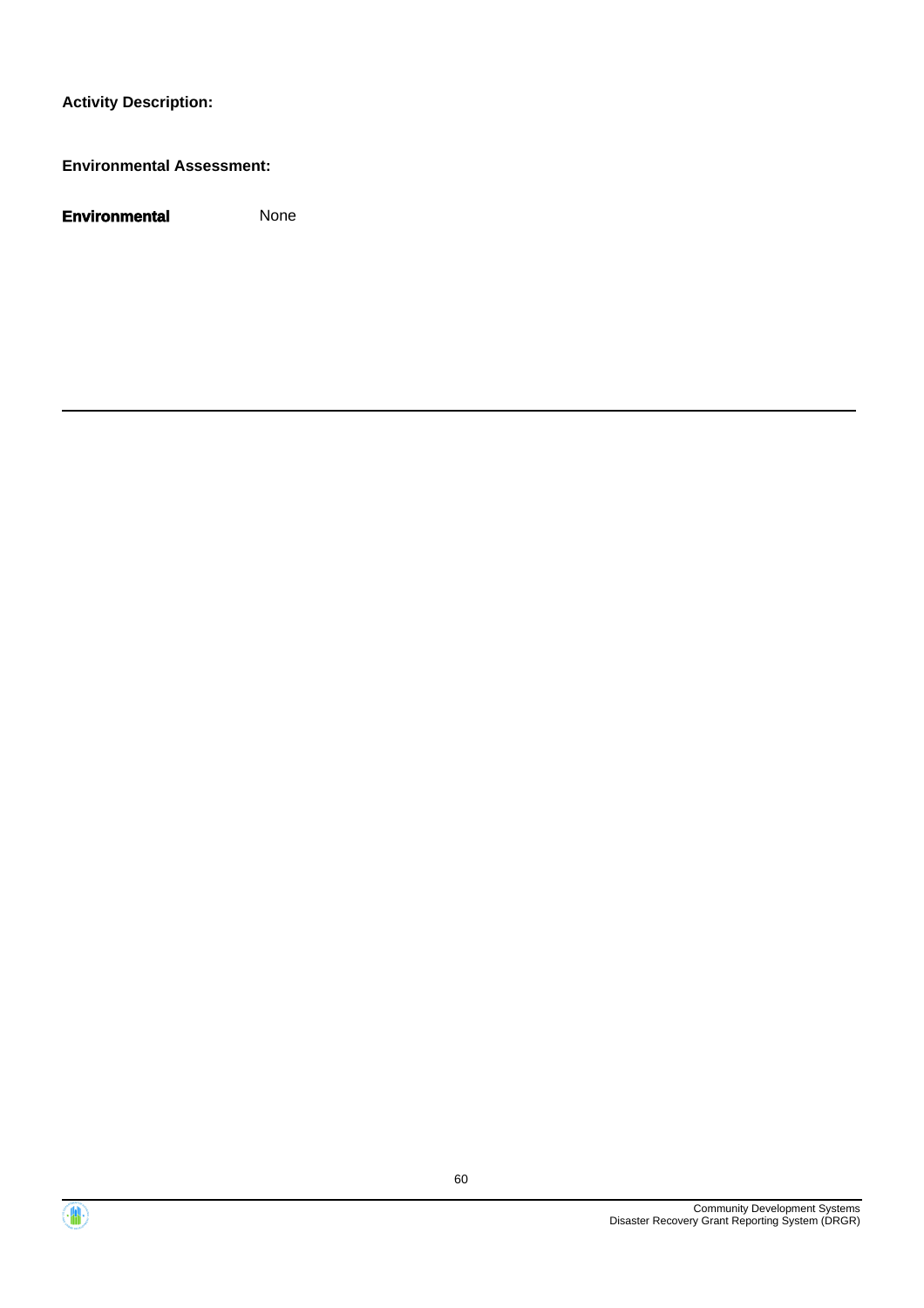**Activity Description:**

**Environmental Assessment:**

| **Environmental** | None |
| --- | --- |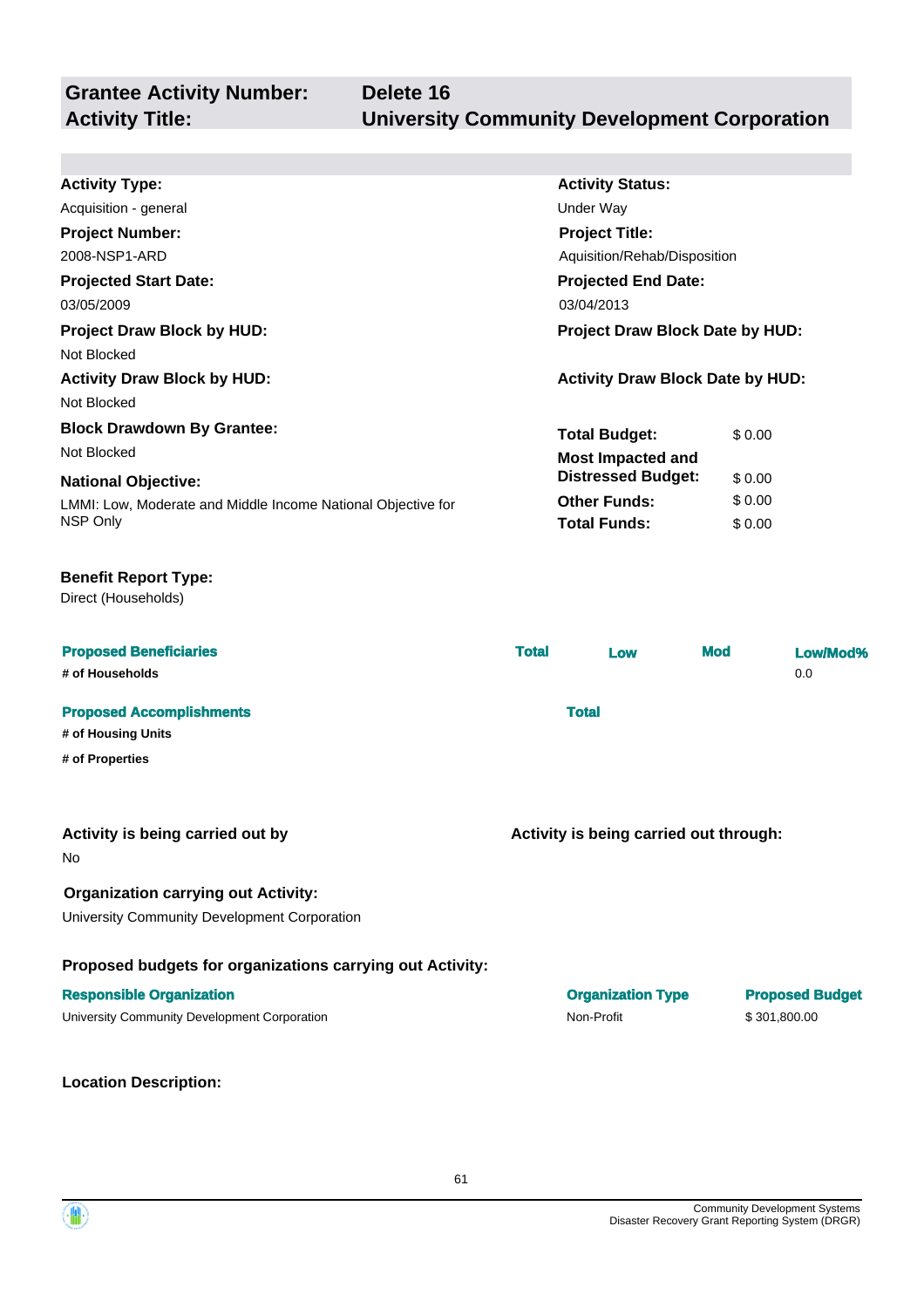## Grantee Activity Number: Delete 16
## Activity Title: University Community Development Corporation

**Activity Type:**
Acquisition - general

**Activity Status:**
Under Way

**Project Number:**
2008-NSP1-ARD

**Project Title:**
Aquisition/Rehab/Disposition

**Projected Start Date:**
03/05/2009

**Projected End Date:**
03/04/2013

**Project Draw Block by HUD:**
Not Blocked

**Project Draw Block Date by HUD:**

**Activity Draw Block by HUD:**
Not Blocked

**Activity Draw Block Date by HUD:**

**Block Drawdown By Grantee:**
Not Blocked

**National Objective:**
LMMI: Low, Moderate and Middle Income National Objective for NSP Only

| | |
|---|---|
| **Total Budget:** | $ 0.00 |
| **Most Impacted and Distressed Budget:** | $ 0.00 |
| **Other Funds:** | $ 0.00 |
| **Total Funds:** | $ 0.00 |

**Benefit Report Type:**
Direct (Households)

| Proposed Beneficiaries | Total | Low | Mod | Low/Mod% |
|---|---|---|---|---|
| # of Households | | | | 0.0 |

| Proposed Accomplishments | Total |
|---|---|
| # of Housing Units | |
| # of Properties | |

**Activity is being carried out by**
No

**Activity is being carried out through:**

**Organization carrying out Activity:**
University Community Development Corporation

**Proposed budgets for organizations carrying out Activity:**

| Responsible Organization | Organization Type | Proposed Budget |
|---|---|---|
| University Community Development Corporation | Non-Profit | $ 301,800.00 |

**Location Description:**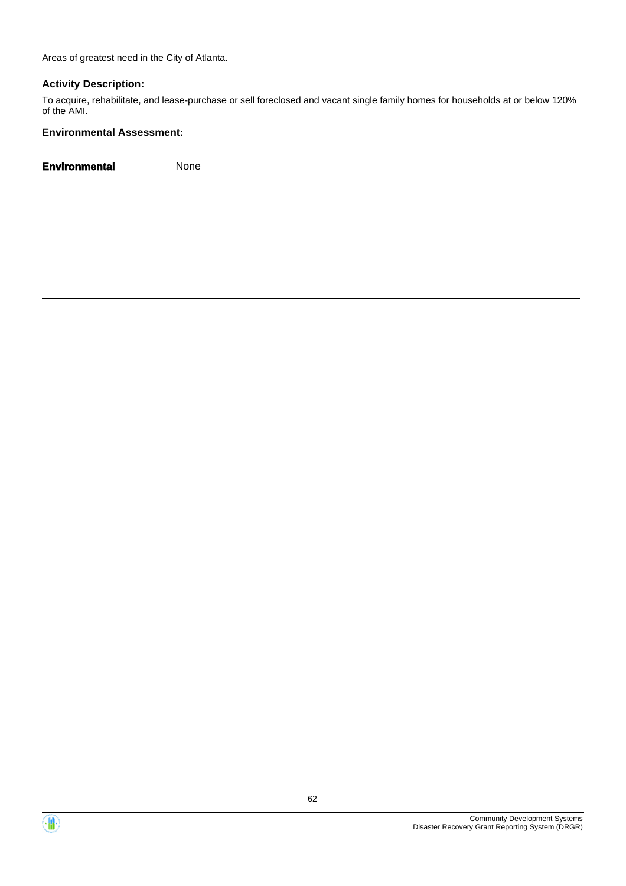Areas of greatest need in the City of Atlanta.

**Activity Description:**

To acquire, rehabilitate, and lease-purchase or sell foreclosed and vacant single family homes for households at or below 120% of the AMI.

**Environmental Assessment:**

**Environmental** None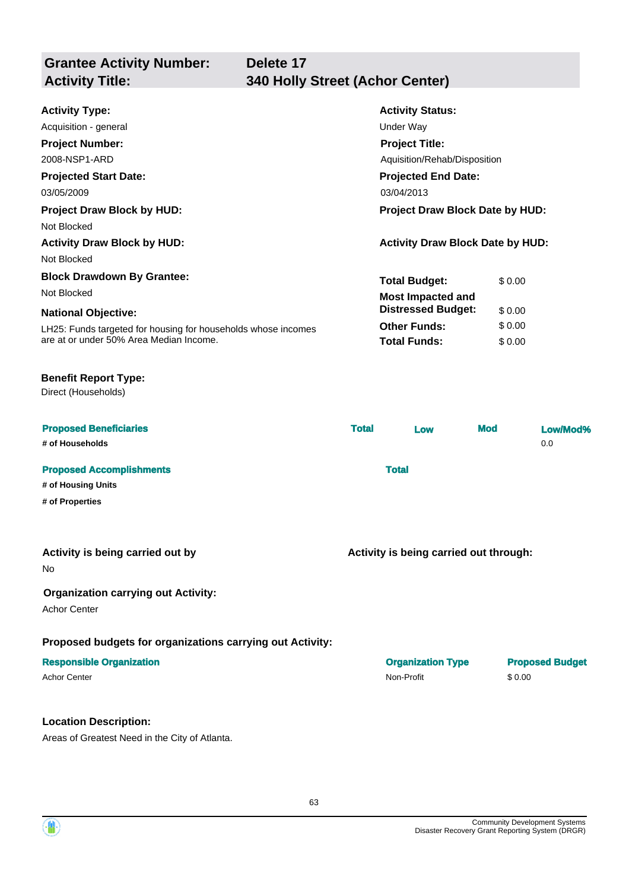**Grantee Activity Number:** Delete 17
**Activity Title:** 340 Holly Street (Achor Center)

**Activity Type:**
Acquisition - general

**Activity Status:**
Under Way

**Project Number:**
2008-NSP1-ARD

**Project Title:**
Aquisition/Rehab/Disposition

**Projected Start Date:**
03/05/2009

**Projected End Date:**
03/04/2013

**Project Draw Block by HUD:**
Not Blocked

**Project Draw Block Date by HUD:**

**Activity Draw Block by HUD:**
Not Blocked

**Activity Draw Block Date by HUD:**

**Block Drawdown By Grantee:**
Not Blocked

**National Objective:**
LH25: Funds targeted for housing for households whose incomes are at or under 50% Area Median Income.

| | |
|---|---|
| **Total Budget:** | $ 0.00 |
| **Most Impacted and Distressed Budget:** | $ 0.00 |
| **Other Funds:** | $ 0.00 |
| **Total Funds:** | $ 0.00 |

**Benefit Report Type:**
Direct (Households)

| Proposed Beneficiaries | Total | Low | Mod | Low/Mod% |
|---|---|---|---|---|
| # of Households | | | | 0.0 |

| Proposed Accomplishments | Total |
|---|---|
| # of Housing Units | |
| # of Properties | |

**Activity is being carried out by**
No

**Activity is being carried out through:**

**Organization carrying out Activity:**
Achor Center

**Proposed budgets for organizations carrying out Activity:**

| Responsible Organization | Organization Type | Proposed Budget |
|---|---|---|
| Achor Center | Non-Profit | $ 0.00 |

**Location Description:**
Areas of Greatest Need in the City of Atlanta.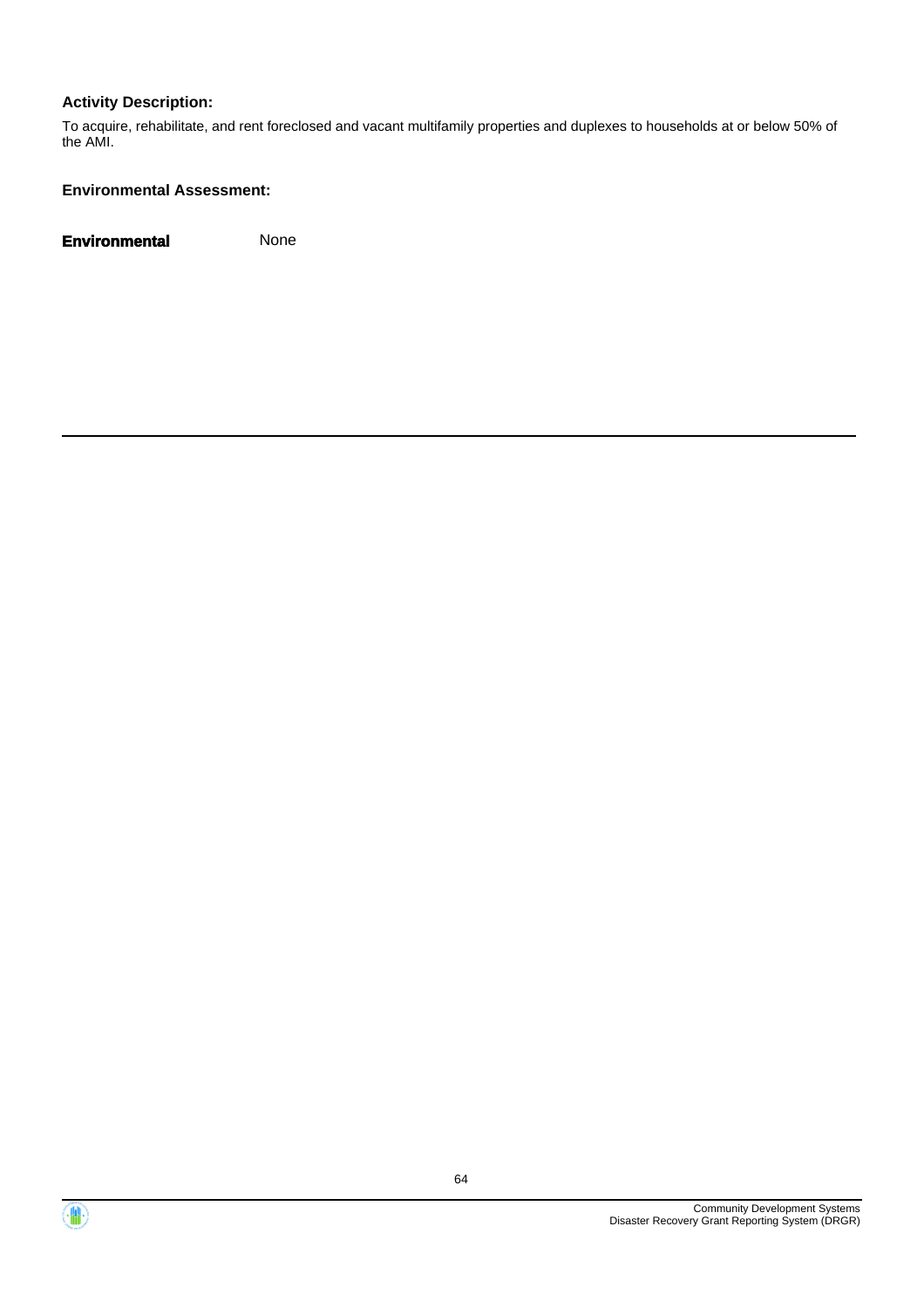**Activity Description:**

To acquire, rehabilitate, and rent foreclosed and vacant multifamily properties and duplexes to households at or below 50% of the AMI.

**Environmental Assessment:**

| **Environmental** | None |
|---|---|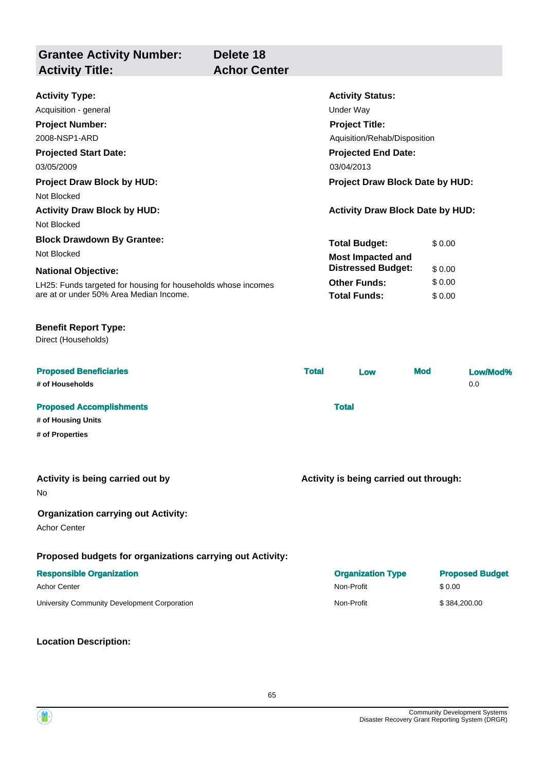| Grantee Activity Number: | Delete 18 |
|---|---|
| Activity Title: | Achor Center |

**Activity Type:**
Acquisition - general

**Activity Status:**
Under Way

**Project Number:**
2008-NSP1-ARD

**Project Title:**
Aquisition/Rehab/Disposition

**Projected Start Date:**
03/05/2009

**Projected End Date:**
03/04/2013

**Project Draw Block by HUD:**
Not Blocked

**Project Draw Block Date by HUD:**

**Activity Draw Block by HUD:**
Not Blocked

**Activity Draw Block Date by HUD:**

**Block Drawdown By Grantee:**
Not Blocked

| | |
|---|---|
| **Total Budget:** | $ 0.00 |
| **Most Impacted and Distressed Budget:** | $ 0.00 |
| **Other Funds:** | $ 0.00 |
| **Total Funds:** | $ 0.00 |

**National Objective:**
LH25: Funds targeted for housing for households whose incomes are at or under 50% Area Median Income.

**Benefit Report Type:**
Direct (Households)

| Proposed Beneficiaries | Total | Low | Mod | Low/Mod% |
|---|---|---|---|---|
| # of Households | | | | 0.0 |

| Proposed Accomplishments | Total |
|---|---|
| # of Housing Units | |
| # of Properties | |

**Activity is being carried out by**
No

**Activity is being carried out through:**

**Organization carrying out Activity:**
Achor Center

**Proposed budgets for organizations carrying out Activity:**

| Responsible Organization | Organization Type | Proposed Budget |
|---|---|---|
| Achor Center | Non-Profit | $ 0.00 |
| University Community Development Corporation | Non-Profit | $ 384,200.00 |

**Location Description:**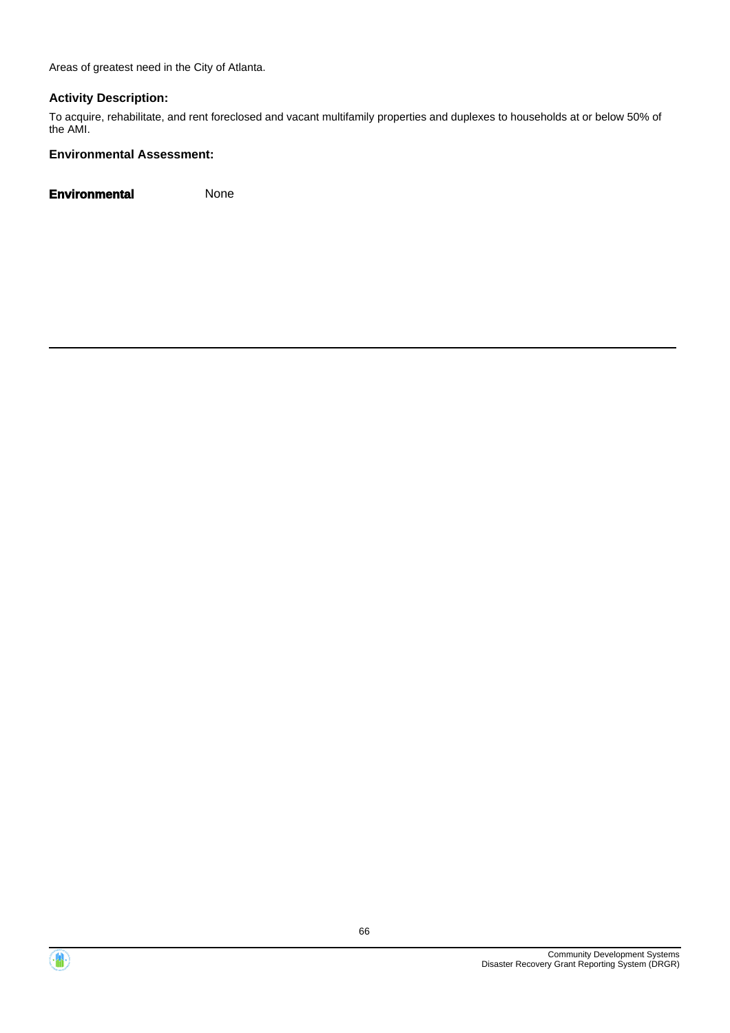Areas of greatest need in the City of Atlanta.

**Activity Description:**

To acquire, rehabilitate, and rent foreclosed and vacant multifamily properties and duplexes to households at or below 50% of the AMI.

**Environmental Assessment:**

**Environmental** None

---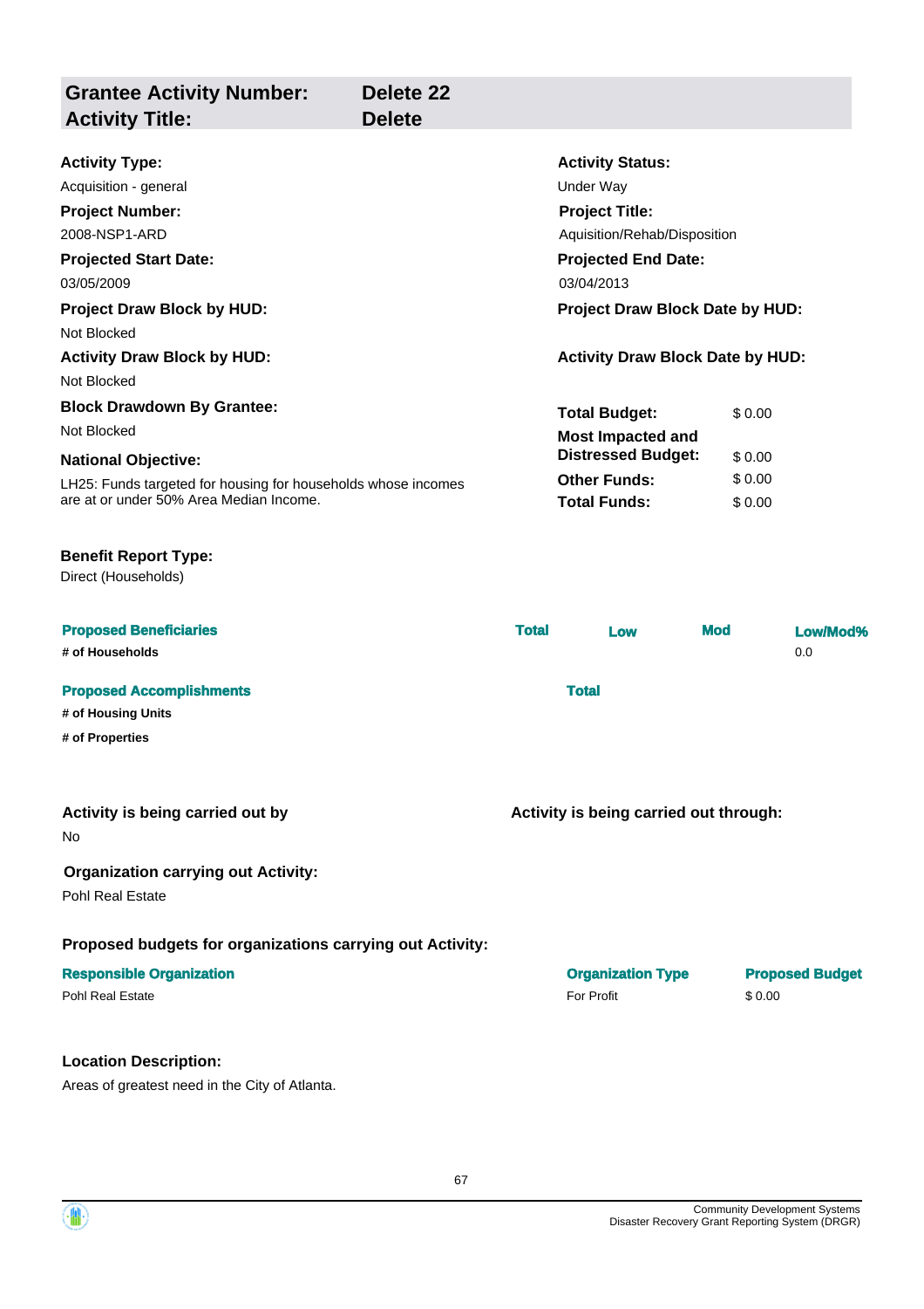| **Grantee Activity Number:** | **Delete 22** |
|---|---|
| **Activity Title:** | **Delete** |

**Activity Type:**
Acquisition - general

**Activity Status:**
Under Way

**Project Number:**
2008-NSP1-ARD

**Project Title:**
Aquisition/Rehab/Disposition

**Projected Start Date:**
03/05/2009

**Projected End Date:**
03/04/2013

**Project Draw Block by HUD:**
Not Blocked

**Project Draw Block Date by HUD:**

**Activity Draw Block by HUD:**
Not Blocked

**Activity Draw Block Date by HUD:**

**Block Drawdown By Grantee:**
Not Blocked

**National Objective:**
LH25: Funds targeted for housing for households whose incomes are at or under 50% Area Median Income.

| | |
|---|---|
| **Total Budget:** | $ 0.00 |
| **Most Impacted and Distressed Budget:** | $ 0.00 |
| **Other Funds:** | $ 0.00 |
| **Total Funds:** | $ 0.00 |

**Benefit Report Type:**
Direct (Households)

| Proposed Beneficiaries | Total | Low | Mod | Low/Mod% |
|---|---|---|---|---|
| # of Households | | | | 0.0 |

| Proposed Accomplishments | Total |
|---|---|
| # of Housing Units | |
| # of Properties | |

**Activity is being carried out by**
No

**Activity is being carried out through:**

**Organization carrying out Activity:**
Pohl Real Estate

**Proposed budgets for organizations carrying out Activity:**

| Responsible Organization | Organization Type | Proposed Budget |
|---|---|---|
| Pohl Real Estate | For Profit | $ 0.00 |

**Location Description:**
Areas of greatest need in the City of Atlanta.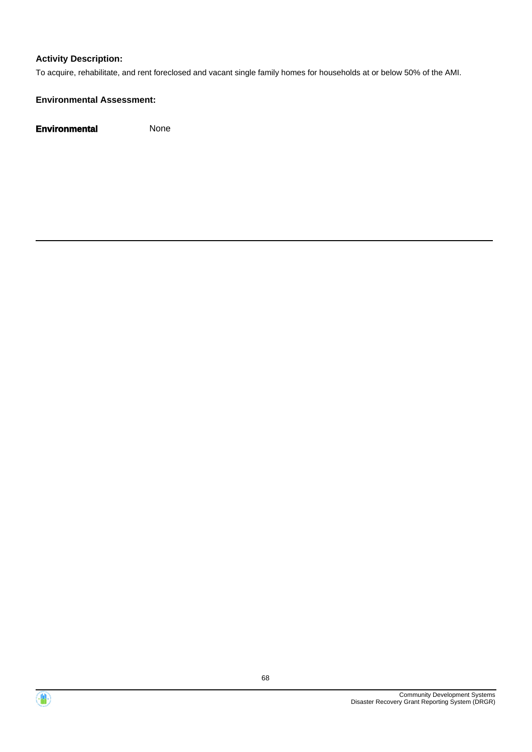**Activity Description:**

To acquire, rehabilitate, and rent foreclosed and vacant single family homes for households at or below 50% of the AMI.

**Environmental Assessment:**

**Environmental** None

---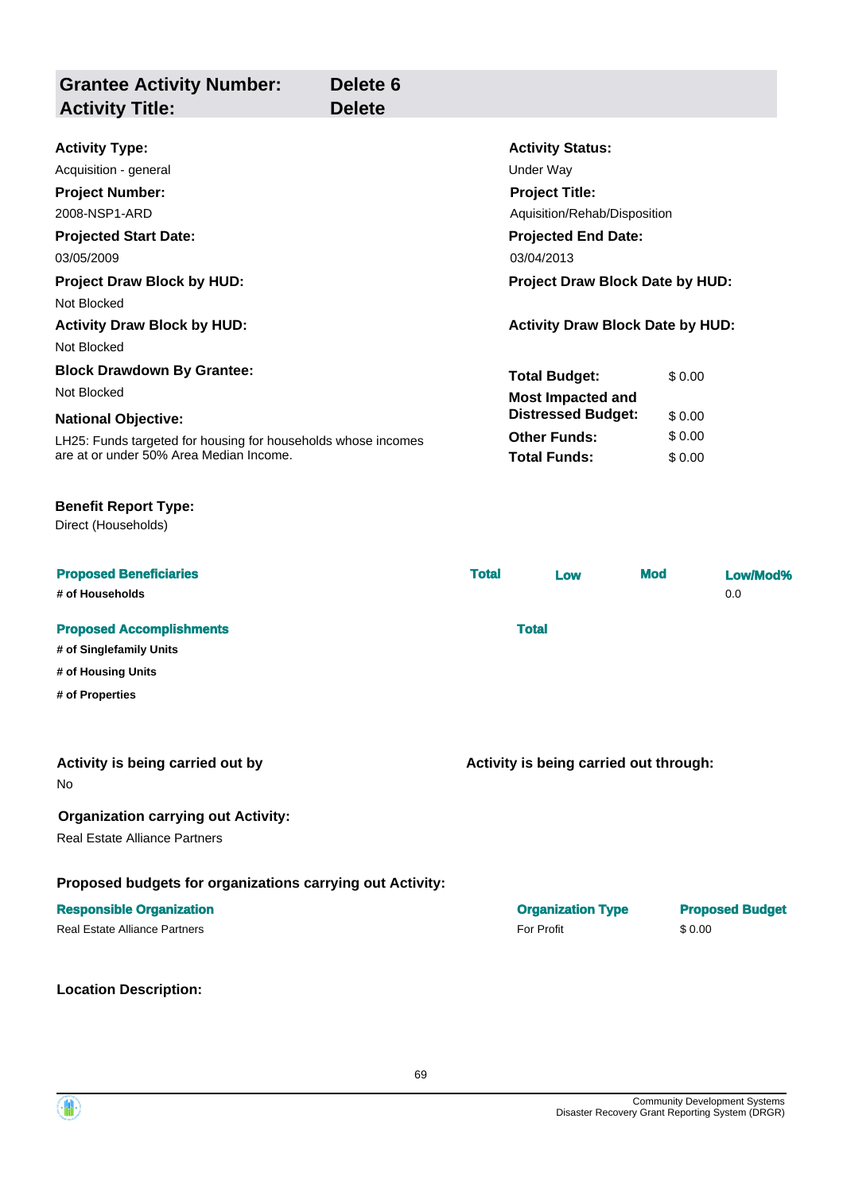| **Grantee Activity Number:** | **Delete 6** |
| --- | --- |
| **Activity Title:** | **Delete** |

**Activity Type:**
Acquisition - general

**Activity Status:**
Under Way

**Project Number:**
2008-NSP1-ARD

**Project Title:**
Aquisition/Rehab/Disposition

**Projected Start Date:**
03/05/2009

**Projected End Date:**
03/04/2013

**Project Draw Block by HUD:**
Not Blocked

**Project Draw Block Date by HUD:**

**Activity Draw Block by HUD:**
Not Blocked

**Activity Draw Block Date by HUD:**

**Block Drawdown By Grantee:**
Not Blocked

**National Objective:**
LH25: Funds targeted for housing for households whose incomes are at or under 50% Area Median Income.

| | |
| --- | --- |
| **Total Budget:** | $ 0.00 |
| **Most Impacted and Distressed Budget:** | $ 0.00 |
| **Other Funds:** | $ 0.00 |
| **Total Funds:** | $ 0.00 |

**Benefit Report Type:**
Direct (Households)

| Proposed Beneficiaries | Total | Low | Mod | Low/Mod% |
| --- | --- | --- | --- | --- |
| # of Households | | | | 0.0 |

| Proposed Accomplishments | Total |
| --- | --- |
| # of Singlefamily Units | |
| # of Housing Units | |
| # of Properties | |

**Activity is being carried out by**
No

**Activity is being carried out through:**

**Organization carrying out Activity:**
Real Estate Alliance Partners

**Proposed budgets for organizations carrying out Activity:**

| Responsible Organization | Organization Type | Proposed Budget |
| --- | --- | --- |
| Real Estate Alliance Partners | For Profit | $ 0.00 |

**Location Description:**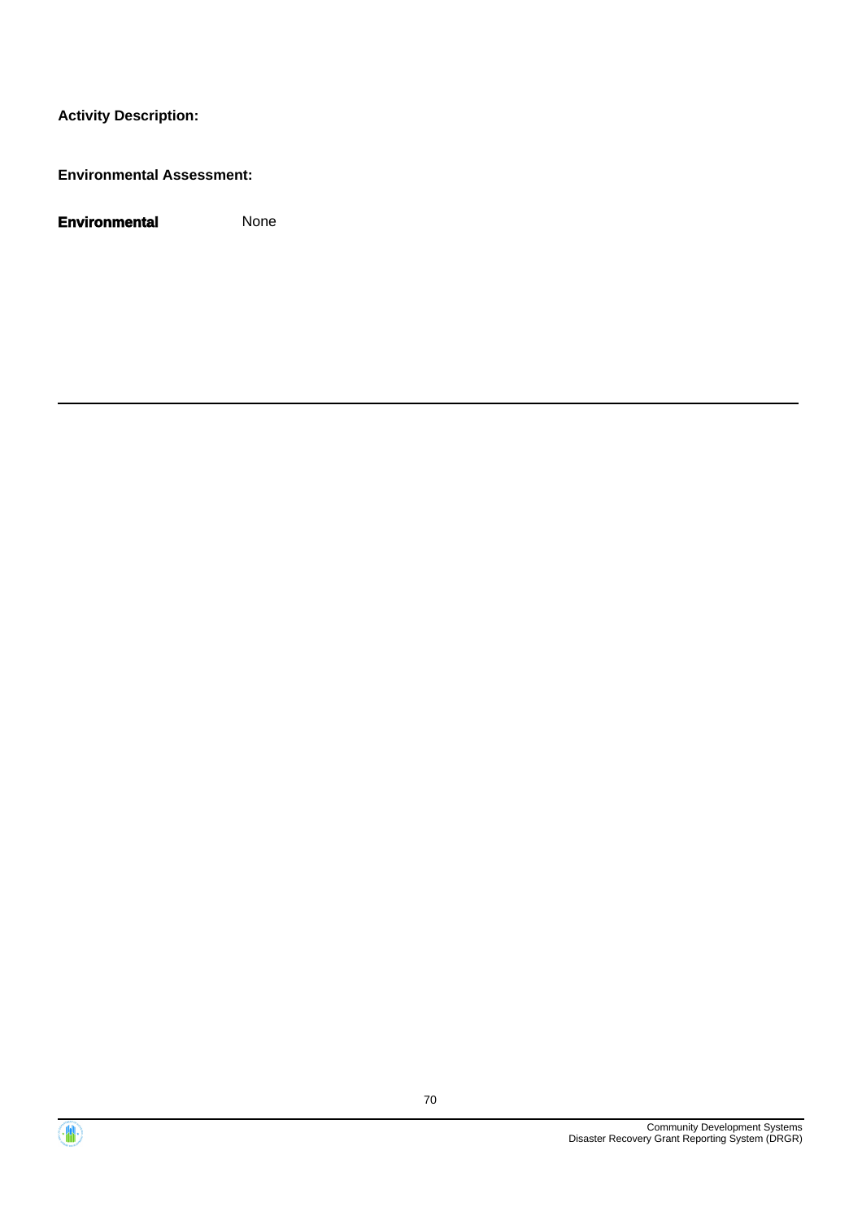**Activity Description:**

**Environmental Assessment:**

**Environmental** None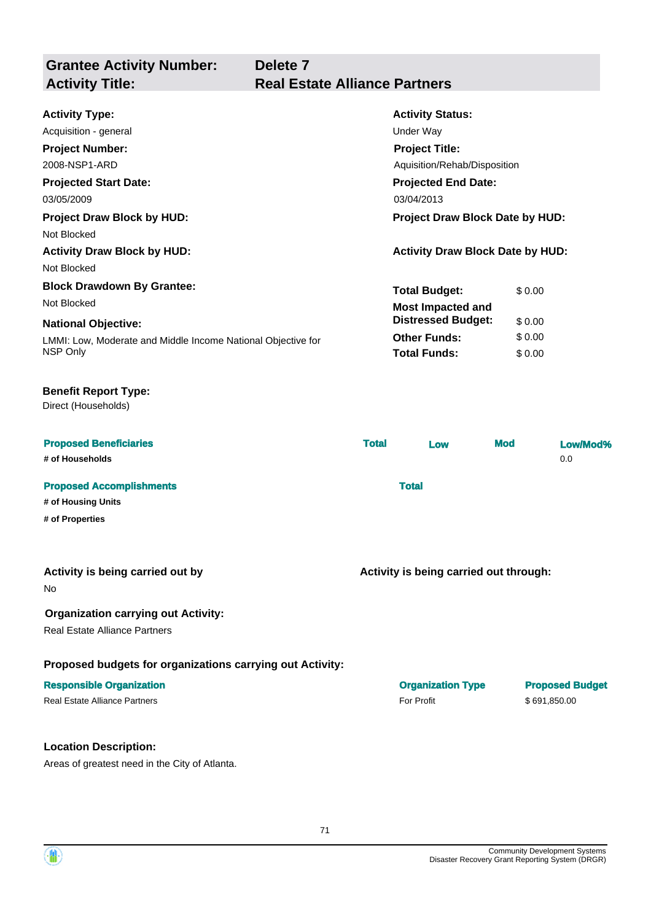| **Grantee Activity Number:** | **Delete 7** |
|---|---|
| **Activity Title:** | **Real Estate Alliance Partners** |

**Activity Type:**
Acquisition - general

**Activity Status:**
Under Way

**Project Number:**
2008-NSP1-ARD

**Project Title:**
Aquisition/Rehab/Disposition

**Projected Start Date:**
03/05/2009

**Projected End Date:**
03/04/2013

**Project Draw Block by HUD:**
Not Blocked

**Project Draw Block Date by HUD:**

**Activity Draw Block by HUD:**
Not Blocked

**Activity Draw Block Date by HUD:**

**Block Drawdown By Grantee:**
Not Blocked

**National Objective:**
LMMI: Low, Moderate and Middle Income National Objective for NSP Only

| | |
|---|---|
| **Total Budget:** | $ 0.00 |
| **Most Impacted and Distressed Budget:** | $ 0.00 |
| **Other Funds:** | $ 0.00 |
| **Total Funds:** | $ 0.00 |

**Benefit Report Type:**
Direct (Households)

| **Proposed Beneficiaries** | **Total** | **Low** | **Mod** | **Low/Mod%** |
|---|---|---|---|---|
| **# of Households** | | | | 0.0 |

| **Proposed Accomplishments** | **Total** |
|---|---|
| **# of Housing Units** | |
| **# of Properties** | |

**Activity is being carried out by**
No

**Activity is being carried out through:**

**Organization carrying out Activity:**
Real Estate Alliance Partners

**Proposed budgets for organizations carrying out Activity:**

| **Responsible Organization** | **Organization Type** | **Proposed Budget** |
|---|---|---|
| Real Estate Alliance Partners | For Profit | $ 691,850.00 |

**Location Description:**
Areas of greatest need in the City of Atlanta.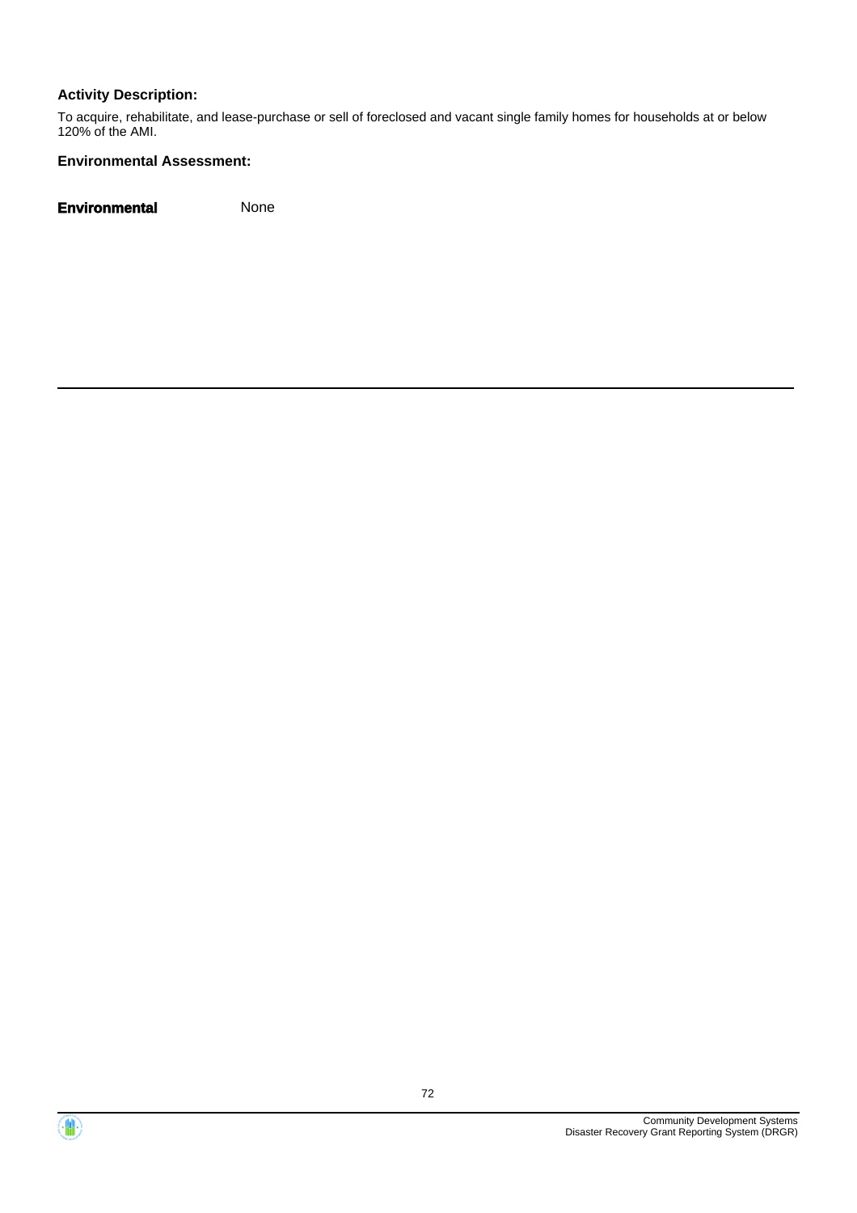**Activity Description:**

To acquire, rehabilitate, and lease-purchase or sell of foreclosed and vacant single family homes for households at or below 120% of the AMI.

**Environmental Assessment:**

**Environmental** None

---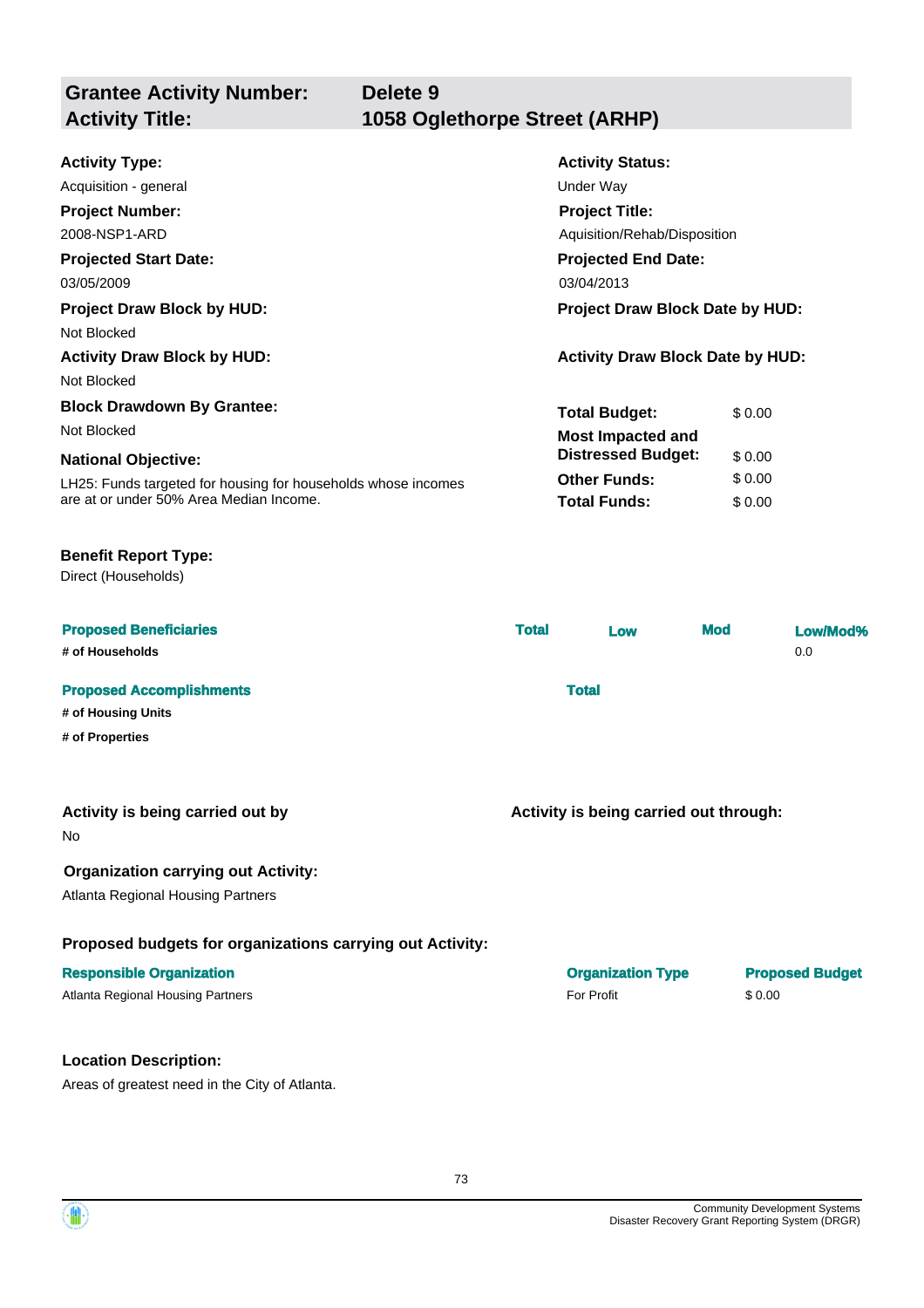| **Grantee Activity Number:** | **Delete 9** |
|---|---|
| **Activity Title:** | **1058 Oglethorpe Street (ARHP)** |

**Activity Type:**
Acquisition - general

**Activity Status:**
Under Way

**Project Number:**
2008-NSP1-ARD

**Project Title:**
Aquisition/Rehab/Disposition

**Projected Start Date:**
03/05/2009

**Projected End Date:**
03/04/2013

**Project Draw Block by HUD:**
Not Blocked

**Project Draw Block Date by HUD:**

**Activity Draw Block by HUD:**
Not Blocked

**Activity Draw Block Date by HUD:**

**Block Drawdown By Grantee:**
Not Blocked

**National Objective:**
LH25: Funds targeted for housing for households whose incomes are at or under 50% Area Median Income.

| | |
|---|---|
| **Total Budget:** | $ 0.00 |
| **Most Impacted and Distressed Budget:** | $ 0.00 |
| **Other Funds:** | $ 0.00 |
| **Total Funds:** | $ 0.00 |

**Benefit Report Type:**
Direct (Households)

| **Proposed Beneficiaries** | **Total** | **Low** | **Mod** | **Low/Mod%** |
|---|---|---|---|---|
| **# of Households** | | | | 0.0 |

| **Proposed Accomplishments** | **Total** |
|---|---|
| **# of Housing Units** | |
| **# of Properties** | |

**Activity is being carried out by**
No

**Activity is being carried out through:**

**Organization carrying out Activity:**
Atlanta Regional Housing Partners

**Proposed budgets for organizations carrying out Activity:**

| **Responsible Organization** | **Organization Type** | **Proposed Budget** |
|---|---|---|
| Atlanta Regional Housing Partners | For Profit | $ 0.00 |

**Location Description:**
Areas of greatest need in the City of Atlanta.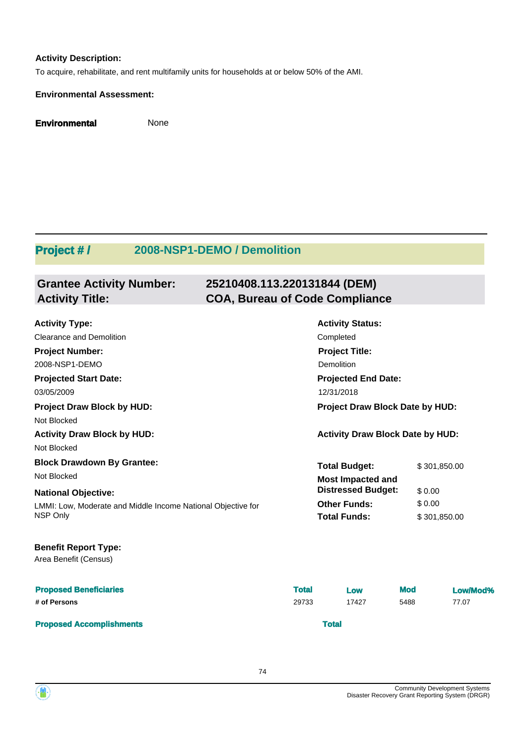**Activity Description:**

To acquire, rehabilitate, and rent multifamily units for households at or below 50% of the AMI.

**Environmental Assessment:**

**Environmental** None

## Project # / 2008-NSP1-DEMO / Demolition

### Grantee Activity Number: 25210408.113.220131844 (DEM)
### Activity Title: COA, Bureau of Code Compliance

**Activity Type:**
Clearance and Demolition

**Activity Status:**
Completed

**Project Number:**
2008-NSP1-DEMO

**Project Title:**
Demolition

**Projected Start Date:**
03/05/2009

**Projected End Date:**
12/31/2018

**Project Draw Block by HUD:**
Not Blocked

**Project Draw Block Date by HUD:**

**Activity Draw Block by HUD:**
Not Blocked

**Activity Draw Block Date by HUD:**

**Block Drawdown By Grantee:**
Not Blocked

**National Objective:**
LMMI: Low, Moderate and Middle Income National Objective for NSP Only

| | |
|---|---|
| **Total Budget:** | $ 301,850.00 |
| **Most Impacted and Distressed Budget:** | $ 0.00 |
| **Other Funds:** | $ 0.00 |
| **Total Funds:** | $ 301,850.00 |

**Benefit Report Type:**
Area Benefit (Census)

| Proposed Beneficiaries | Total | Low | Mod | Low/Mod% |
|---|---|---|---|---|
| # of Persons | 29733 | 17427 | 5488 | 77.07 |

| Proposed Accomplishments | Total |
|---|---|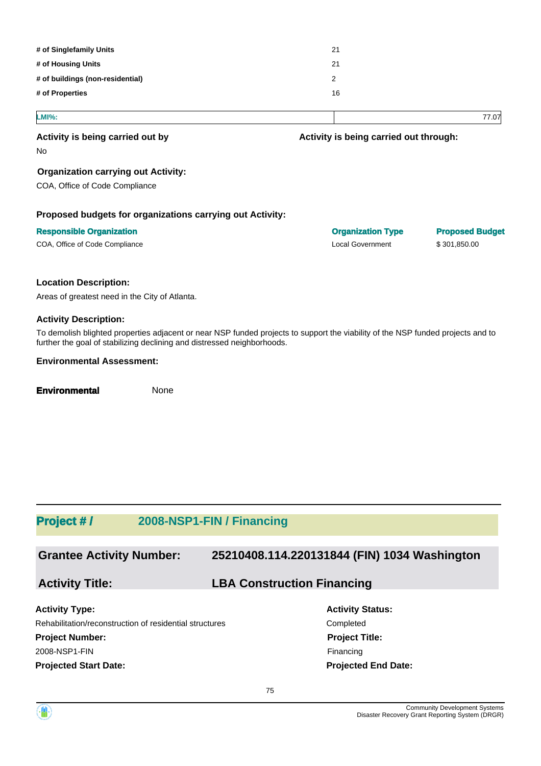| | |
|---|---|
| **# of Singlefamily Units** | 21 |
| **# of Housing Units** | 21 |
| **# of buildings (non-residential)** | 2 |
| **# of Properties** | 16 |

| **LMI%:** | 77.07 |
|---|---|

**Activity is being carried out by**

No

**Activity is being carried out through:**

**Organization carrying out Activity:**

COA, Office of Code Compliance

**Proposed budgets for organizations carrying out Activity:**

| Responsible Organization | Organization Type | Proposed Budget |
|---|---|---|
| COA, Office of Code Compliance | Local Government | $ 301,850.00 |

**Location Description:**

Areas of greatest need in the City of Atlanta.

**Activity Description:**

To demolish blighted properties adjacent or near NSP funded projects to support the viability of the NSP funded projects and to further the goal of stabilizing declining and distressed neighborhoods.

**Environmental Assessment:**

**Environmental** None

## Project # / 2008-NSP1-FIN / Financing

**Grantee Activity Number:** 25210408.114.220131844 (FIN) 1034 Washington

**Activity Title:** LBA Construction Financing

**Activity Type:**

Rehabilitation/reconstruction of residential structures

**Activity Status:**

Completed

**Project Number:**

2008-NSP1-FIN

**Project Title:**

Financing

**Projected Start Date:**

**Projected End Date:**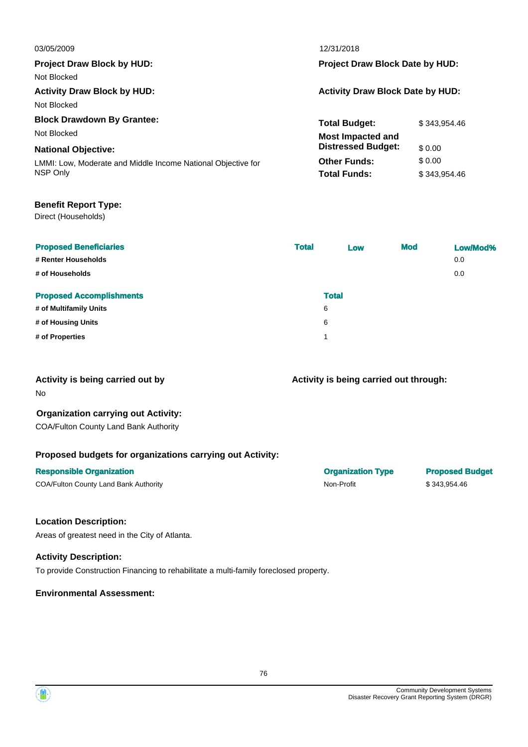03/05/2009

12/31/2018

**Project Draw Block by HUD:**
Not Blocked

**Project Draw Block Date by HUD:**

**Activity Draw Block by HUD:**
Not Blocked

**Activity Draw Block Date by HUD:**

**Block Drawdown By Grantee:**
Not Blocked

**National Objective:**
LMMI: Low, Moderate and Middle Income National Objective for NSP Only

| | |
|---|---|
| **Total Budget:** | $ 343,954.46 |
| **Most Impacted and Distressed Budget:** | $ 0.00 |
| **Other Funds:** | $ 0.00 |
| **Total Funds:** | $ 343,954.46 |

**Benefit Report Type:**
Direct (Households)

| Proposed Beneficiaries | Total | Low | Mod | Low/Mod% |
|---|---|---|---|---|
| # Renter Households | | | | 0.0 |
| # of Households | | | | 0.0 |

| Proposed Accomplishments | Total |
|---|---|
| # of Multifamily Units | 6 |
| # of Housing Units | 6 |
| # of Properties | 1 |

**Activity is being carried out by**
No

**Activity is being carried out through:**

**Organization carrying out Activity:**
COA/Fulton County Land Bank Authority

**Proposed budgets for organizations carrying out Activity:**

| Responsible Organization | Organization Type | Proposed Budget |
|---|---|---|
| COA/Fulton County Land Bank Authority | Non-Profit | $ 343,954.46 |

**Location Description:**
Areas of greatest need in the City of Atlanta.

**Activity Description:**
To provide Construction Financing to rehabilitate a multi-family foreclosed property.

**Environmental Assessment:**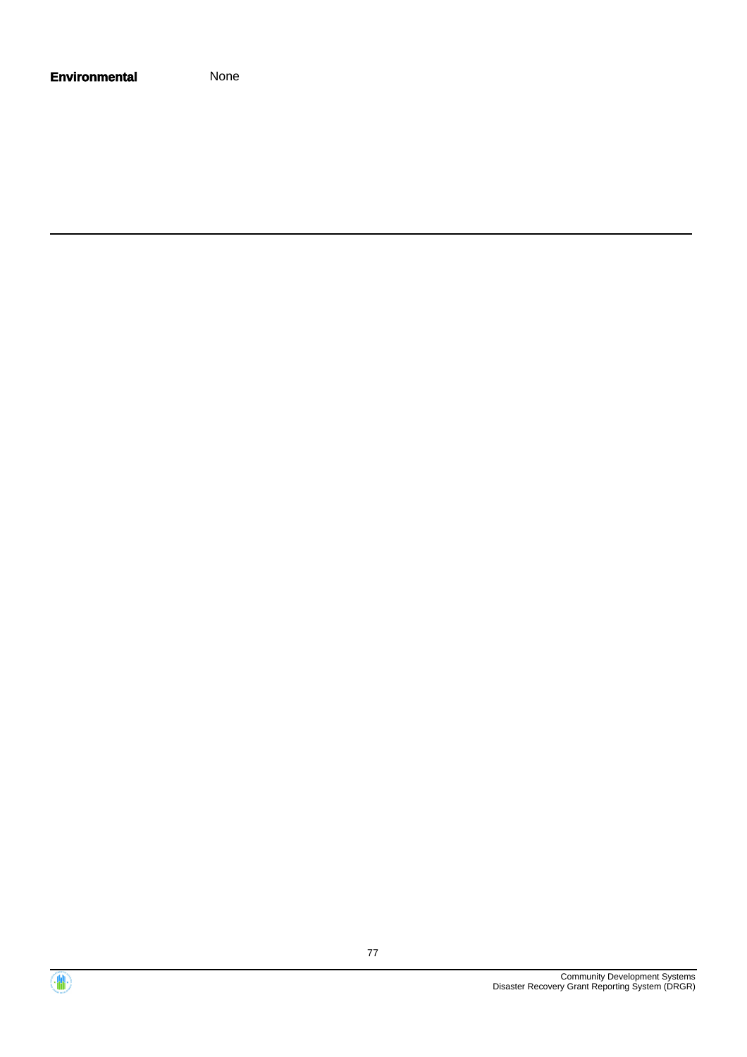**Environmental** None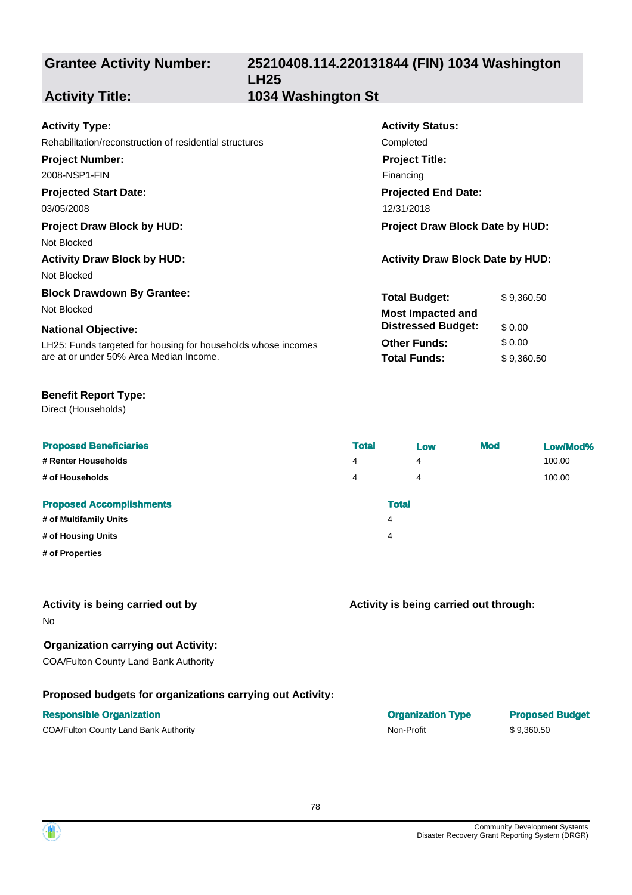| **Grantee Activity Number:** | **25210408.114.220131844 (FIN) 1034 Washington LH25** |
|---|---|
| **Activity Title:** | **1034 Washington St** |

**Activity Type:**
Rehabilitation/reconstruction of residential structures

**Activity Status:**
Completed

**Project Number:**
2008-NSP1-FIN

**Project Title:**
Financing

**Projected Start Date:**
03/05/2008

**Projected End Date:**
12/31/2018

**Project Draw Block by HUD:**
Not Blocked

**Project Draw Block Date by HUD:**

**Activity Draw Block by HUD:**
Not Blocked

**Activity Draw Block Date by HUD:**

**Block Drawdown By Grantee:**
Not Blocked

**National Objective:**
LH25: Funds targeted for housing for households whose incomes are at or under 50% Area Median Income.

| | |
|---|---|
| **Total Budget:** | $ 9,360.50 |
| **Most Impacted and Distressed Budget:** | $ 0.00 |
| **Other Funds:** | $ 0.00 |
| **Total Funds:** | $ 9,360.50 |

**Benefit Report Type:**
Direct (Households)

| Proposed Beneficiaries | Total | Low | Mod | Low/Mod% |
|---|---|---|---|---|
| # Renter Households | 4 | 4 | | 100.00 |
| # of Households | 4 | 4 | | 100.00 |

| Proposed Accomplishments | Total |
|---|---|
| # of Multifamily Units | 4 |
| # of Housing Units | 4 |
| # of Properties | |

**Activity is being carried out by**
No

**Activity is being carried out through:**

**Organization carrying out Activity:**
COA/Fulton County Land Bank Authority

**Proposed budgets for organizations carrying out Activity:**

| Responsible Organization | Organization Type | Proposed Budget |
|---|---|---|
| COA/Fulton County Land Bank Authority | Non-Profit | $ 9,360.50 |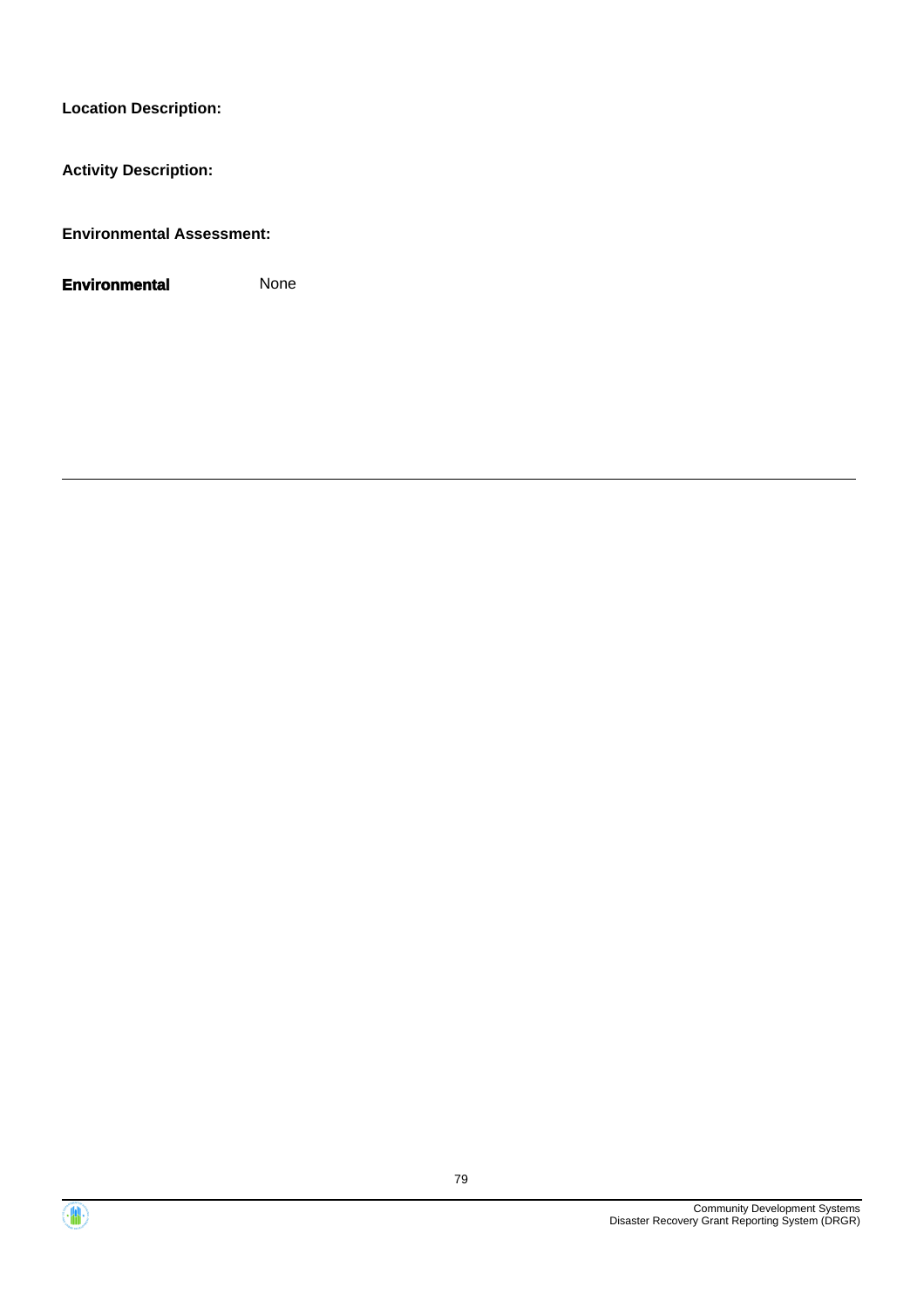**Location Description:**

**Activity Description:**

**Environmental Assessment:**

| **Environmental** | None |
|---|---|

---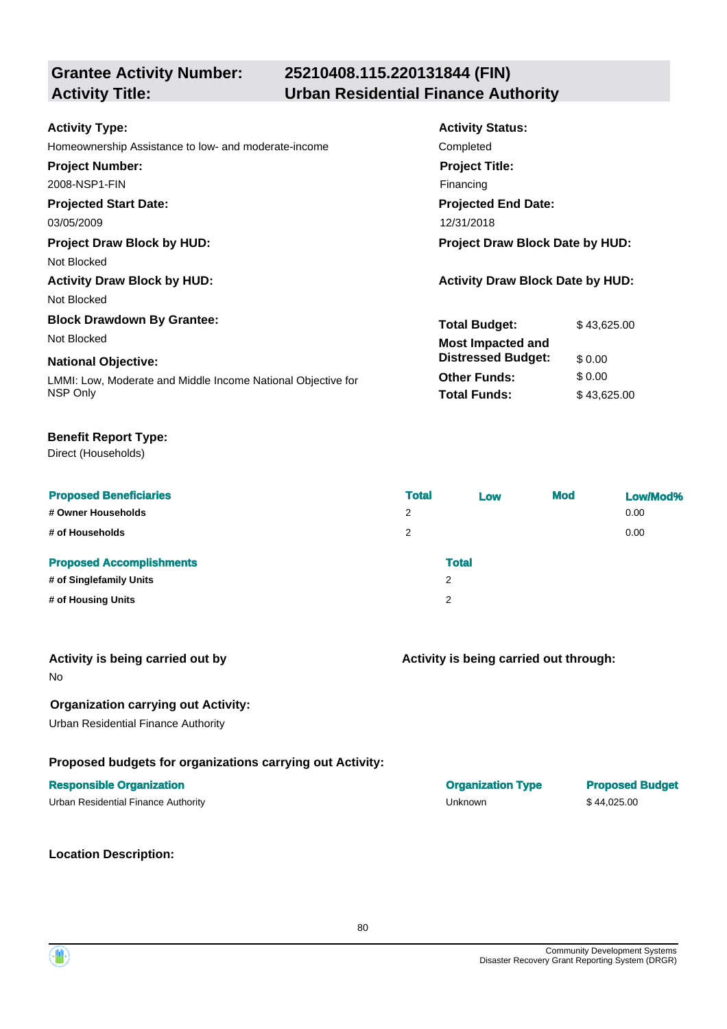**Grantee Activity Number:** 25210408.115.220131844 (FIN)
**Activity Title:** Urban Residential Finance Authority

**Activity Type:**
Homeownership Assistance to low- and moderate-income

**Activity Status:**
Completed

**Project Number:**
2008-NSP1-FIN

**Project Title:**
Financing

**Projected Start Date:**
03/05/2009

**Projected End Date:**
12/31/2018

**Project Draw Block by HUD:**
Not Blocked

**Project Draw Block Date by HUD:**

**Activity Draw Block by HUD:**
Not Blocked

**Activity Draw Block Date by HUD:**

**Block Drawdown By Grantee:**
Not Blocked

**National Objective:**
LMMI: Low, Moderate and Middle Income National Objective for NSP Only

| | |
|---|---|
| **Total Budget:** | $ 43,625.00 |
| **Most Impacted and Distressed Budget:** | $ 0.00 |
| **Other Funds:** | $ 0.00 |
| **Total Funds:** | $ 43,625.00 |

**Benefit Report Type:**
Direct (Households)

| Proposed Beneficiaries | Total | Low | Mod | Low/Mod% |
|---|---|---|---|---|
| # Owner Households | 2 | | | 0.00 |
| # of Households | 2 | | | 0.00 |

| Proposed Accomplishments | Total |
|---|---|
| # of Singlefamily Units | 2 |
| # of Housing Units | 2 |

**Activity is being carried out by**
No

**Activity is being carried out through:**

**Organization carrying out Activity:**
Urban Residential Finance Authority

**Proposed budgets for organizations carrying out Activity:**

| Responsible Organization | Organization Type | Proposed Budget |
|---|---|---|
| Urban Residential Finance Authority | Unknown | $ 44,025.00 |

**Location Description:**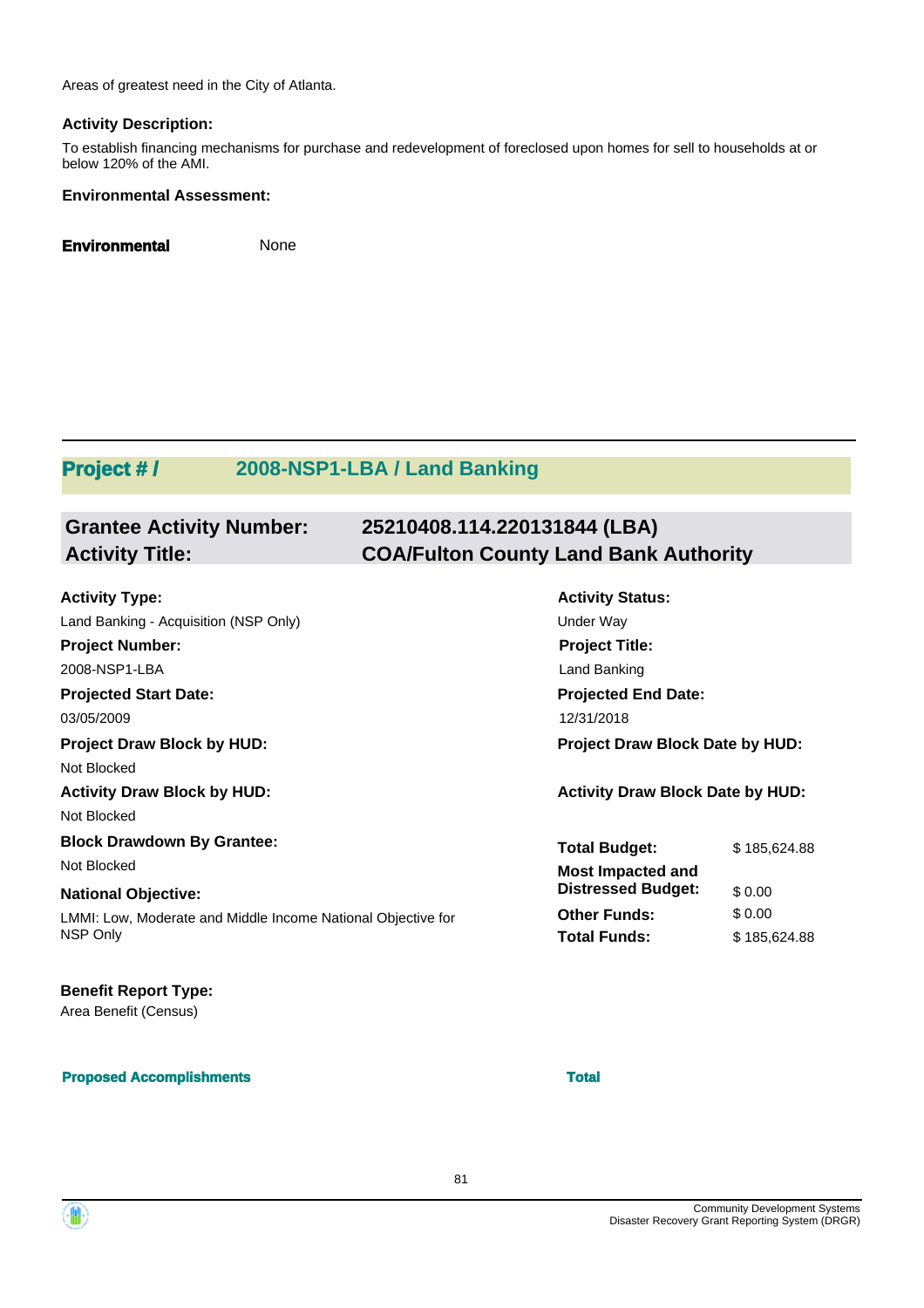Areas of greatest need in the City of Atlanta.

**Activity Description:**

To establish financing mechanisms for purchase and redevelopment of foreclosed upon homes for sell to households at or below 120% of the AMI.

**Environmental Assessment:**

**Environmental** None

## Project # / 2008-NSP1-LBA / Land Banking

| | |
|---|---|
| **Grantee Activity Number:** | **25210408.114.220131844 (LBA)** |
| **Activity Title:** | **COA/Fulton County Land Bank Authority** |

**Activity Type:**
Land Banking - Acquisition (NSP Only)

**Activity Status:**
Under Way

**Project Number:**
2008-NSP1-LBA

**Project Title:**
Land Banking

**Projected Start Date:**
03/05/2009

**Projected End Date:**
12/31/2018

**Project Draw Block by HUD:**
Not Blocked

**Project Draw Block Date by HUD:**

**Activity Draw Block by HUD:**
Not Blocked

**Activity Draw Block Date by HUD:**

**Block Drawdown By Grantee:**
Not Blocked

**National Objective:**
LMMI: Low, Moderate and Middle Income National Objective for NSP Only

| | |
|---|---|
| **Total Budget:** | $ 185,624.88 |
| **Most Impacted and Distressed Budget:** | $ 0.00 |
| **Other Funds:** | $ 0.00 |
| **Total Funds:** | $ 185,624.88 |

**Benefit Report Type:**
Area Benefit (Census)

| **Proposed Accomplishments** | **Total** |
|---|---|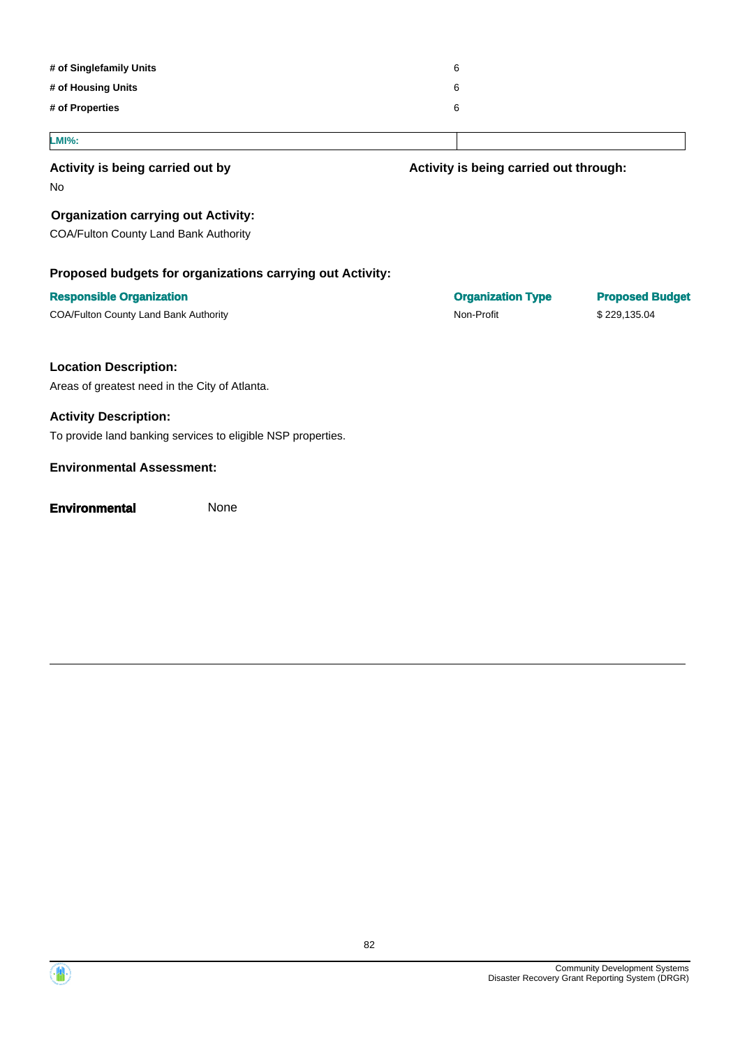| | |
|---|---|
| **# of Singlefamily Units** | 6 |
| **# of Housing Units** | 6 |
| **# of Properties** | 6 |

| **LMI%:** | |
|---|---|

**Activity is being carried out by**

No

**Activity is being carried out through:**

**Organization carrying out Activity:**

COA/Fulton County Land Bank Authority

**Proposed budgets for organizations carrying out Activity:**

| Responsible Organization | Organization Type | Proposed Budget |
|---|---|---|
| COA/Fulton County Land Bank Authority | Non-Profit | $ 229,135.04 |

**Location Description:**

Areas of greatest need in the City of Atlanta.

**Activity Description:**

To provide land banking services to eligible NSP properties.

**Environmental Assessment:**

**Environmental** None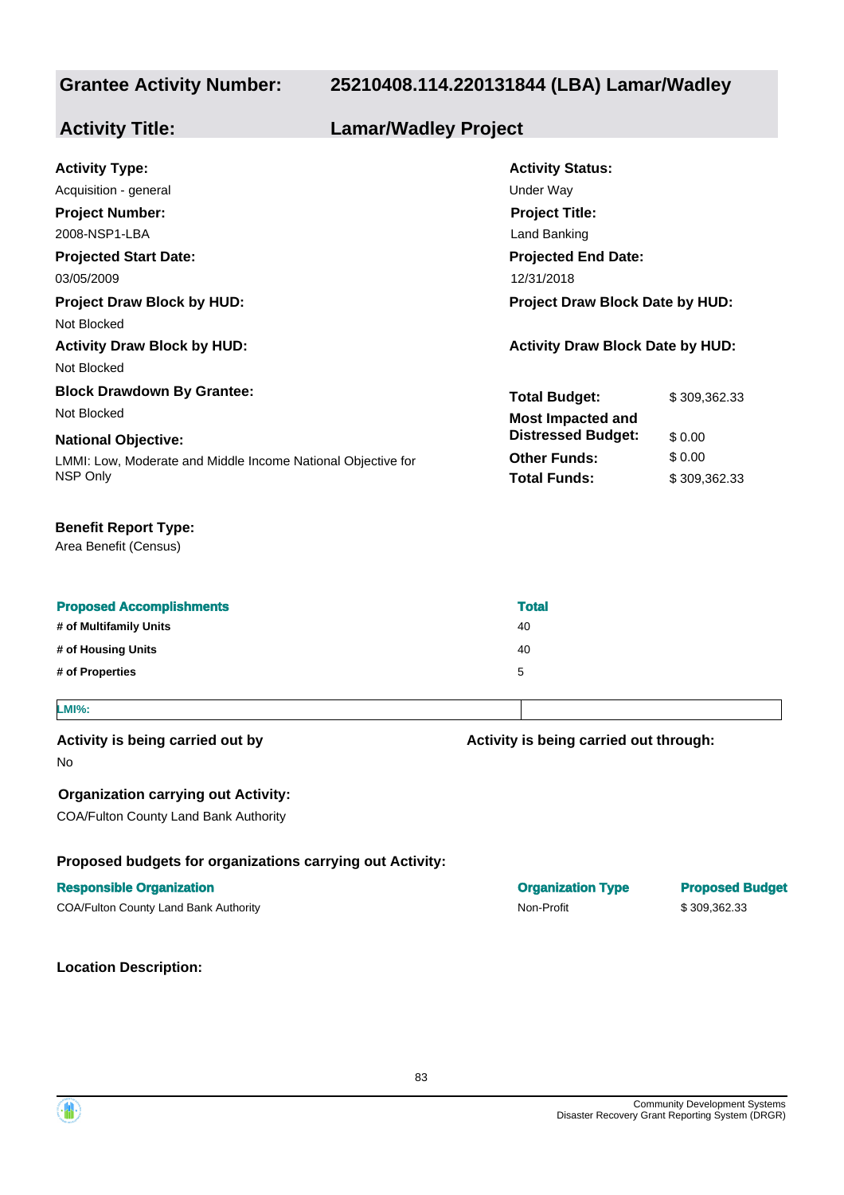| **Grantee Activity Number:** | **25210408.114.220131844 (LBA) Lamar/Wadley** |
|---|---|
| **Activity Title:** | **Lamar/Wadley Project** |

**Activity Type:**
Acquisition - general

**Activity Status:**
Under Way

**Project Number:**
2008-NSP1-LBA

**Project Title:**
Land Banking

**Projected Start Date:**
03/05/2009

**Projected End Date:**
12/31/2018

**Project Draw Block by HUD:**
Not Blocked

**Project Draw Block Date by HUD:**

**Activity Draw Block by HUD:**
Not Blocked

**Activity Draw Block Date by HUD:**

**Block Drawdown By Grantee:**
Not Blocked

**National Objective:**
LMMI: Low, Moderate and Middle Income National Objective for NSP Only

| | |
|---|---|
| **Total Budget:** | $ 309,362.33 |
| **Most Impacted and Distressed Budget:** | $ 0.00 |
| **Other Funds:** | $ 0.00 |
| **Total Funds:** | $ 309,362.33 |

**Benefit Report Type:**
Area Benefit (Census)

| Proposed Accomplishments | Total |
|---|---|
| # of Multifamily Units | 40 |
| # of Housing Units | 40 |
| # of Properties | 5 |

| LMI%: | |
|---|---|

**Activity is being carried out by**
No

**Activity is being carried out through:**

**Organization carrying out Activity:**
COA/Fulton County Land Bank Authority

**Proposed budgets for organizations carrying out Activity:**

| Responsible Organization | Organization Type | Proposed Budget |
|---|---|---|
| COA/Fulton County Land Bank Authority | Non-Profit | $ 309,362.33 |

**Location Description:**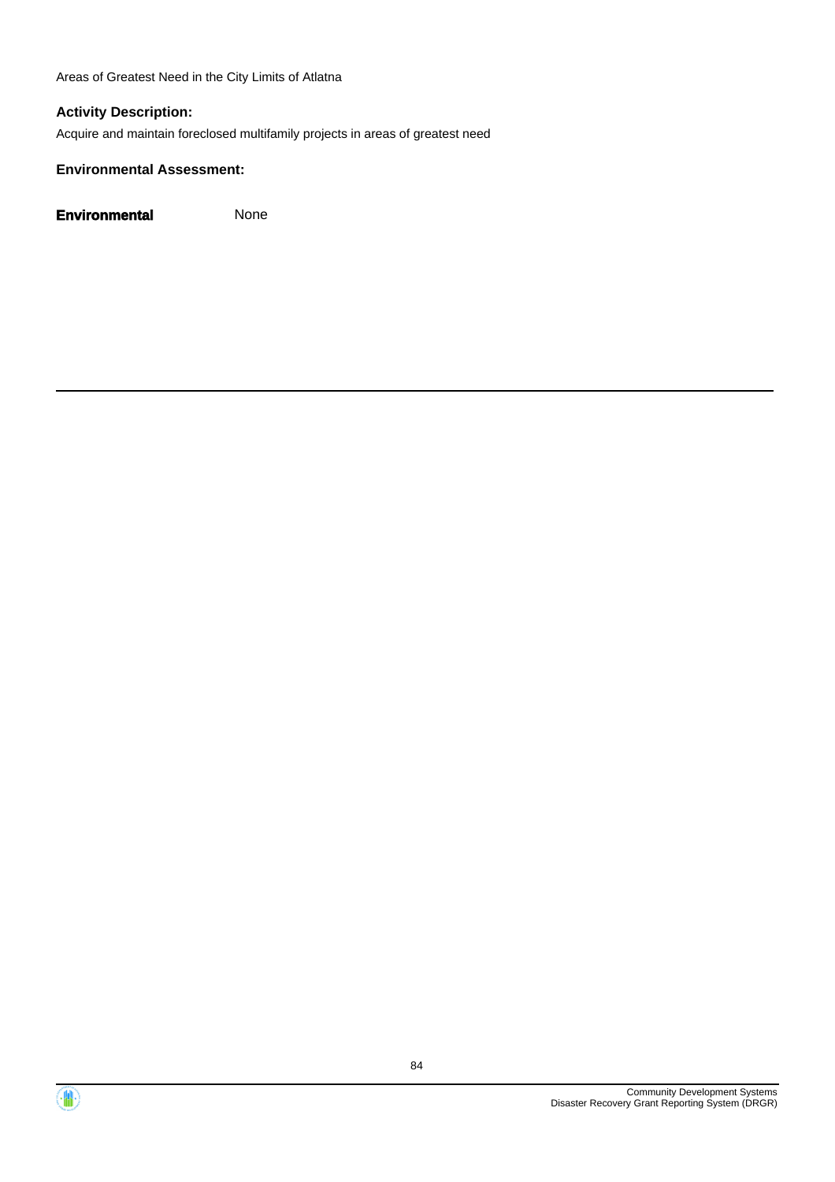Areas of Greatest Need in the City Limits of Atlatna

### Activity Description:

Acquire and maintain foreclosed multifamily projects in areas of greatest need

### Environmental Assessment:

**Environmental** None

---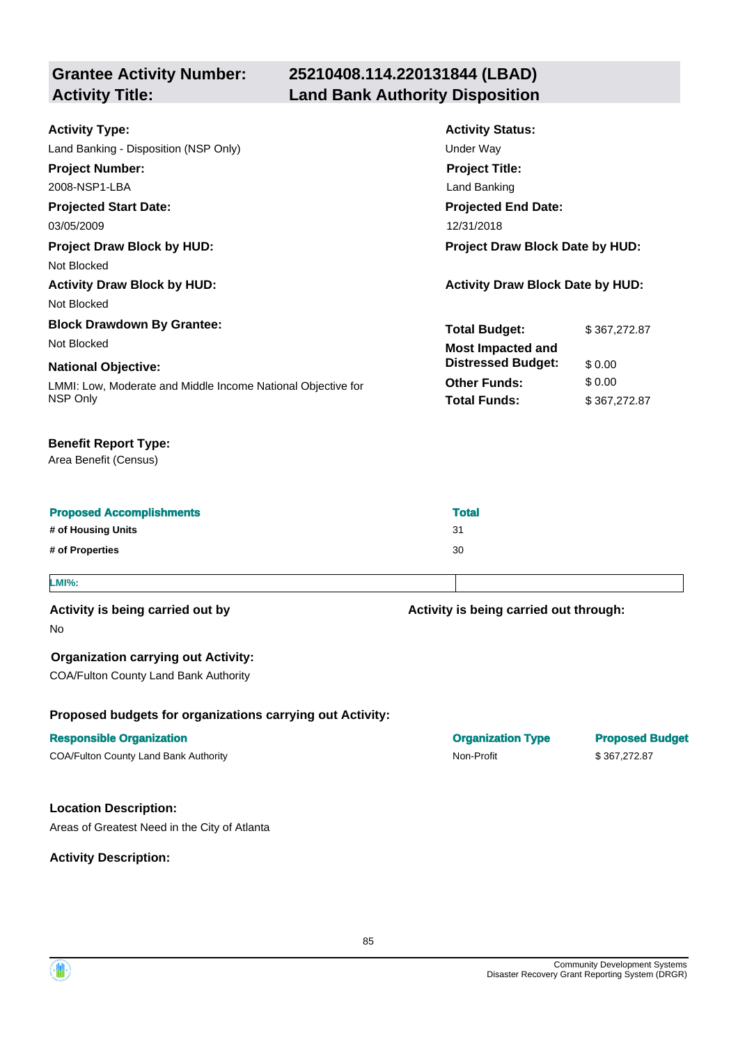## Grantee Activity Number: 25210408.114.220131844 (LBAD)
## Activity Title: Land Bank Authority Disposition

**Activity Type:**
Land Banking - Disposition (NSP Only)

**Activity Status:**
Under Way

**Project Number:**
2008-NSP1-LBA

**Project Title:**
Land Banking

**Projected Start Date:**
03/05/2009

**Projected End Date:**
12/31/2018

**Project Draw Block by HUD:**
Not Blocked

**Project Draw Block Date by HUD:**

**Activity Draw Block by HUD:**
Not Blocked

**Activity Draw Block Date by HUD:**

**Block Drawdown By Grantee:**
Not Blocked

**National Objective:**
LMMI: Low, Moderate and Middle Income National Objective for NSP Only

| | |
|---|---|
| **Total Budget:** | $ 367,272.87 |
| **Most Impacted and Distressed Budget:** | $ 0.00 |
| **Other Funds:** | $ 0.00 |
| **Total Funds:** | $ 367,272.87 |

**Benefit Report Type:**
Area Benefit (Census)

| Proposed Accomplishments | Total |
|---|---|
| # of Housing Units | 31 |
| # of Properties | 30 |

| LMI%: | |
|---|---|

**Activity is being carried out by**
No

**Activity is being carried out through:**

**Organization carrying out Activity:**
COA/Fulton County Land Bank Authority

**Proposed budgets for organizations carrying out Activity:**

| Responsible Organization | Organization Type | Proposed Budget |
|---|---|---|
| COA/Fulton County Land Bank Authority | Non-Profit | $ 367,272.87 |

**Location Description:**
Areas of Greatest Need in the City of Atlanta

**Activity Description:**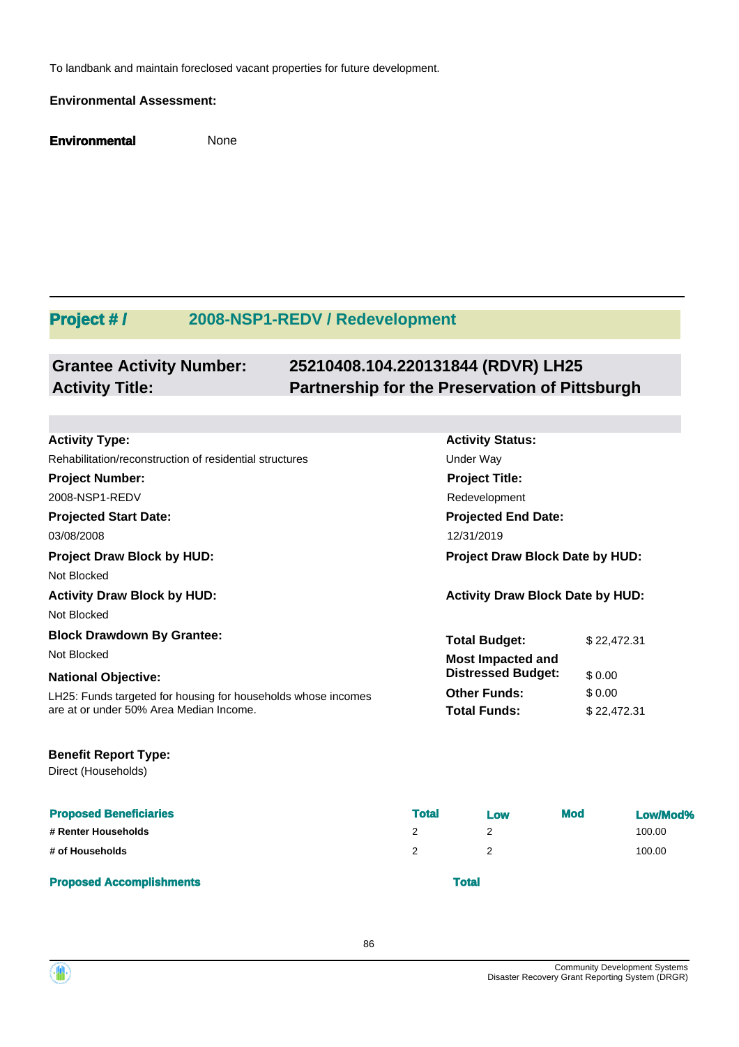To landbank and maintain foreclosed vacant properties for future development.

**Environmental Assessment:**

**Environmental** None

## Project # / 2008-NSP1-REDV / Redevelopment

### Grantee Activity Number: 25210408.104.220131844 (RDVR) LH25
### Activity Title: Partnership for the Preservation of Pittsburgh

**Activity Type:**
Rehabilitation/reconstruction of residential structures

**Activity Status:**
Under Way

**Project Number:**
2008-NSP1-REDV

**Project Title:**
Redevelopment

**Projected Start Date:**
03/08/2008

**Projected End Date:**
12/31/2019

**Project Draw Block by HUD:**
Not Blocked

**Project Draw Block Date by HUD:**

**Activity Draw Block by HUD:**
Not Blocked

**Activity Draw Block Date by HUD:**

**Block Drawdown By Grantee:**
Not Blocked

**National Objective:**
LH25: Funds targeted for housing for households whose incomes are at or under 50% Area Median Income.

| | |
|---|---|
| **Total Budget:** | $ 22,472.31 |
| **Most Impacted and Distressed Budget:** | $ 0.00 |
| **Other Funds:** | $ 0.00 |
| **Total Funds:** | $ 22,472.31 |

**Benefit Report Type:**
Direct (Households)

| Proposed Beneficiaries | Total | Low | Mod | Low/Mod% |
|---|---|---|---|---|
| # Renter Households | 2 | 2 | | 100.00 |
| # of Households | 2 | 2 | | 100.00 |

| Proposed Accomplishments | Total |
|---|---|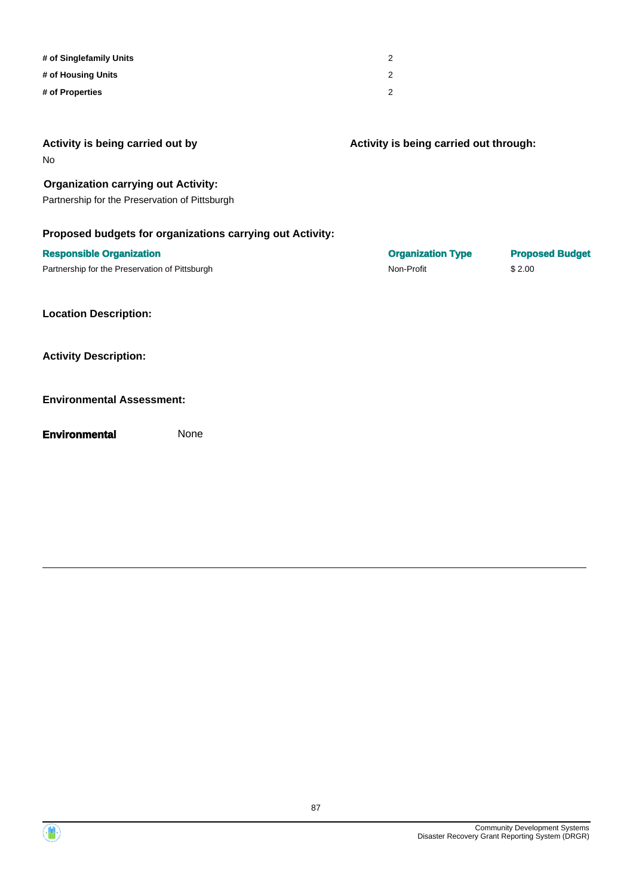| | |
|---|---|
| **# of Singlefamily Units** | 2 |
| **# of Housing Units** | 2 |
| **# of Properties** | 2 |

**Activity is being carried out by**

No

**Activity is being carried out through:**

**Organization carrying out Activity:**

Partnership for the Preservation of Pittsburgh

**Proposed budgets for organizations carrying out Activity:**

| Responsible Organization | Organization Type | Proposed Budget |
|---|---|---|
| Partnership for the Preservation of Pittsburgh | Non-Profit | $ 2.00 |

**Location Description:**

**Activity Description:**

**Environmental Assessment:**

**Environmental** None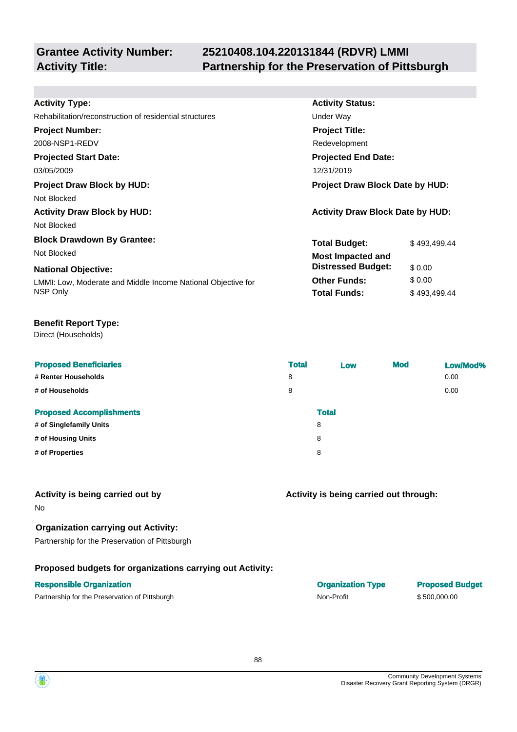## Grantee Activity Number: 25210408.104.220131844 (RDVR) LMMI
## Activity Title: Partnership for the Preservation of Pittsburgh

**Activity Type:**
Rehabilitation/reconstruction of residential structures

**Activity Status:**
Under Way

**Project Number:**
2008-NSP1-REDV

**Project Title:**
Redevelopment

**Projected Start Date:**
03/05/2009

**Projected End Date:**
12/31/2019

**Project Draw Block by HUD:**
Not Blocked

**Project Draw Block Date by HUD:**

**Activity Draw Block by HUD:**
Not Blocked

**Activity Draw Block Date by HUD:**

**Block Drawdown By Grantee:**
Not Blocked

**National Objective:**
LMMI: Low, Moderate and Middle Income National Objective for NSP Only

| | |
|---|---|
| **Total Budget:** | $ 493,499.44 |
| **Most Impacted and Distressed Budget:** | $ 0.00 |
| **Other Funds:** | $ 0.00 |
| **Total Funds:** | $ 493,499.44 |

**Benefit Report Type:**
Direct (Households)

| Proposed Beneficiaries | Total | Low | Mod | Low/Mod% |
|---|---|---|---|---|
| # Renter Households | 8 | | | 0.00 |
| # of Households | 8 | | | 0.00 |

| Proposed Accomplishments | Total |
|---|---|
| # of Singlefamily Units | 8 |
| # of Housing Units | 8 |
| # of Properties | 8 |

**Activity is being carried out by**
No

**Activity is being carried out through:**

**Organization carrying out Activity:**
Partnership for the Preservation of Pittsburgh

**Proposed budgets for organizations carrying out Activity:**

| Responsible Organization | Organization Type | Proposed Budget |
|---|---|---|
| Partnership for the Preservation of Pittsburgh | Non-Profit | $ 500,000.00 |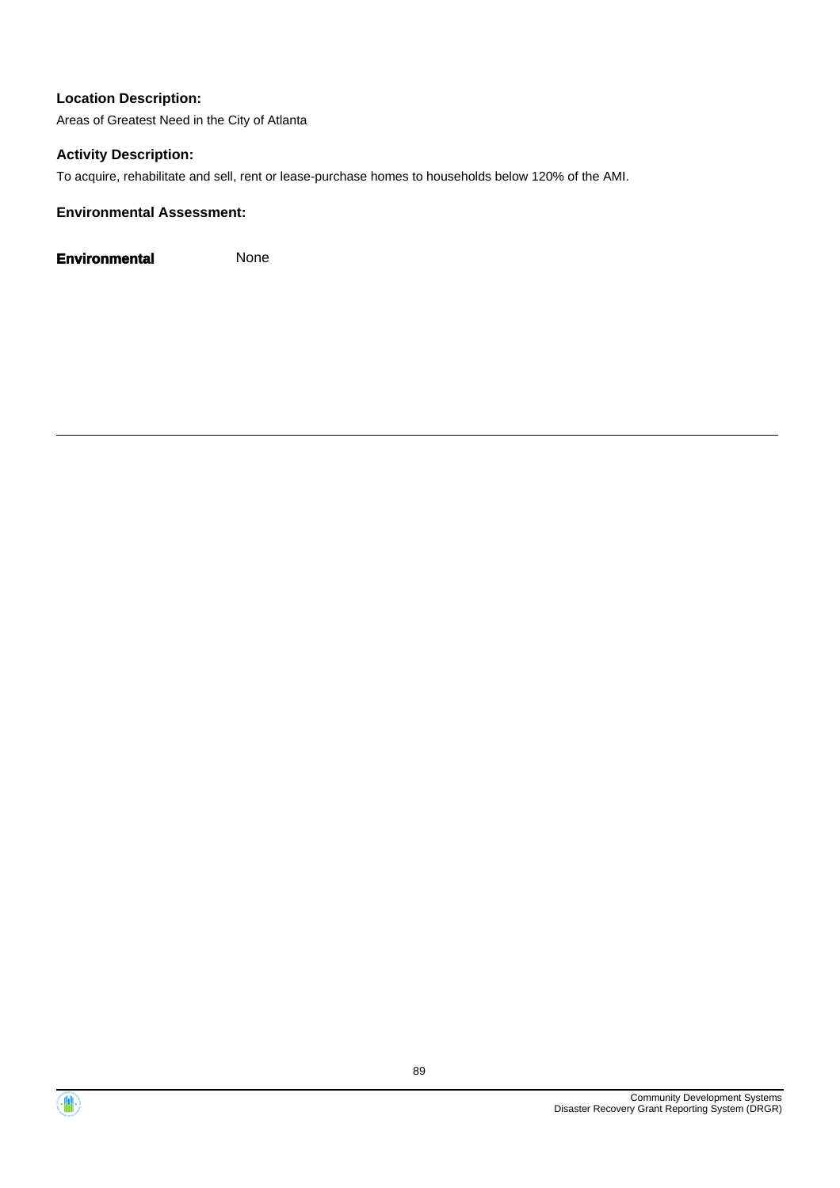**Location Description:**

Areas of Greatest Need in the City of Atlanta

**Activity Description:**

To acquire, rehabilitate and sell, rent or lease-purchase homes to households below 120% of the AMI.

**Environmental Assessment:**

**Environmental** None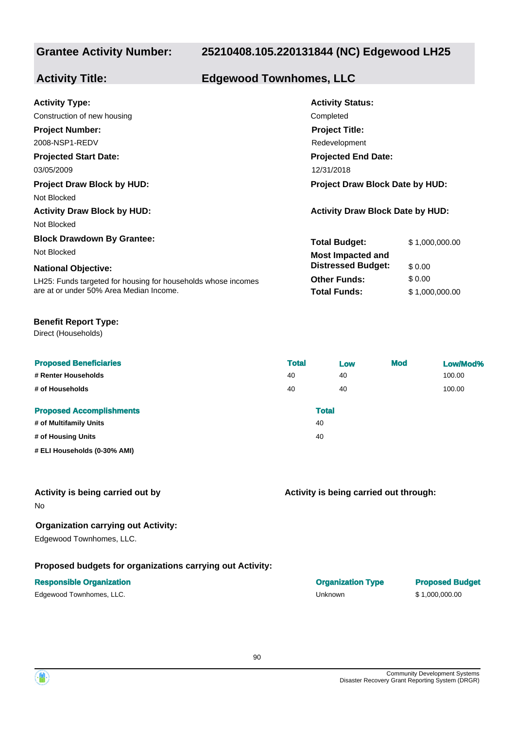| **Grantee Activity Number:** | **25210408.105.220131844 (NC) Edgewood LH25** |
|---|---|
| **Activity Title:** | **Edgewood Townhomes, LLC** |

**Activity Type:**
Construction of new housing

**Activity Status:**
Completed

**Project Number:**
2008-NSP1-REDV

**Project Title:**
Redevelopment

**Projected Start Date:**
03/05/2009

**Projected End Date:**
12/31/2018

**Project Draw Block by HUD:**
Not Blocked

**Project Draw Block Date by HUD:**

**Activity Draw Block by HUD:**
Not Blocked

**Activity Draw Block Date by HUD:**

**Block Drawdown By Grantee:**
Not Blocked

**National Objective:**
LH25: Funds targeted for housing for households whose incomes are at or under 50% Area Median Income.

| | |
|---|---|
| **Total Budget:** | $ 1,000,000.00 |
| **Most Impacted and Distressed Budget:** | $ 0.00 |
| **Other Funds:** | $ 0.00 |
| **Total Funds:** | $ 1,000,000.00 |

**Benefit Report Type:**
Direct (Households)

| Proposed Beneficiaries | Total | Low | Mod | Low/Mod% |
|---|---|---|---|---|
| # Renter Households | 40 | 40 | | 100.00 |
| # of Households | 40 | 40 | | 100.00 |

| Proposed Accomplishments | Total |
|---|---|
| # of Multifamily Units | 40 |
| # of Housing Units | 40 |
| # ELI Households (0-30% AMI) | |

**Activity is being carried out by**
No

**Activity is being carried out through:**

**Organization carrying out Activity:**
Edgewood Townhomes, LLC.

**Proposed budgets for organizations carrying out Activity:**

| Responsible Organization | Organization Type | Proposed Budget |
|---|---|---|
| Edgewood Townhomes, LLC. | Unknown | $ 1,000,000.00 |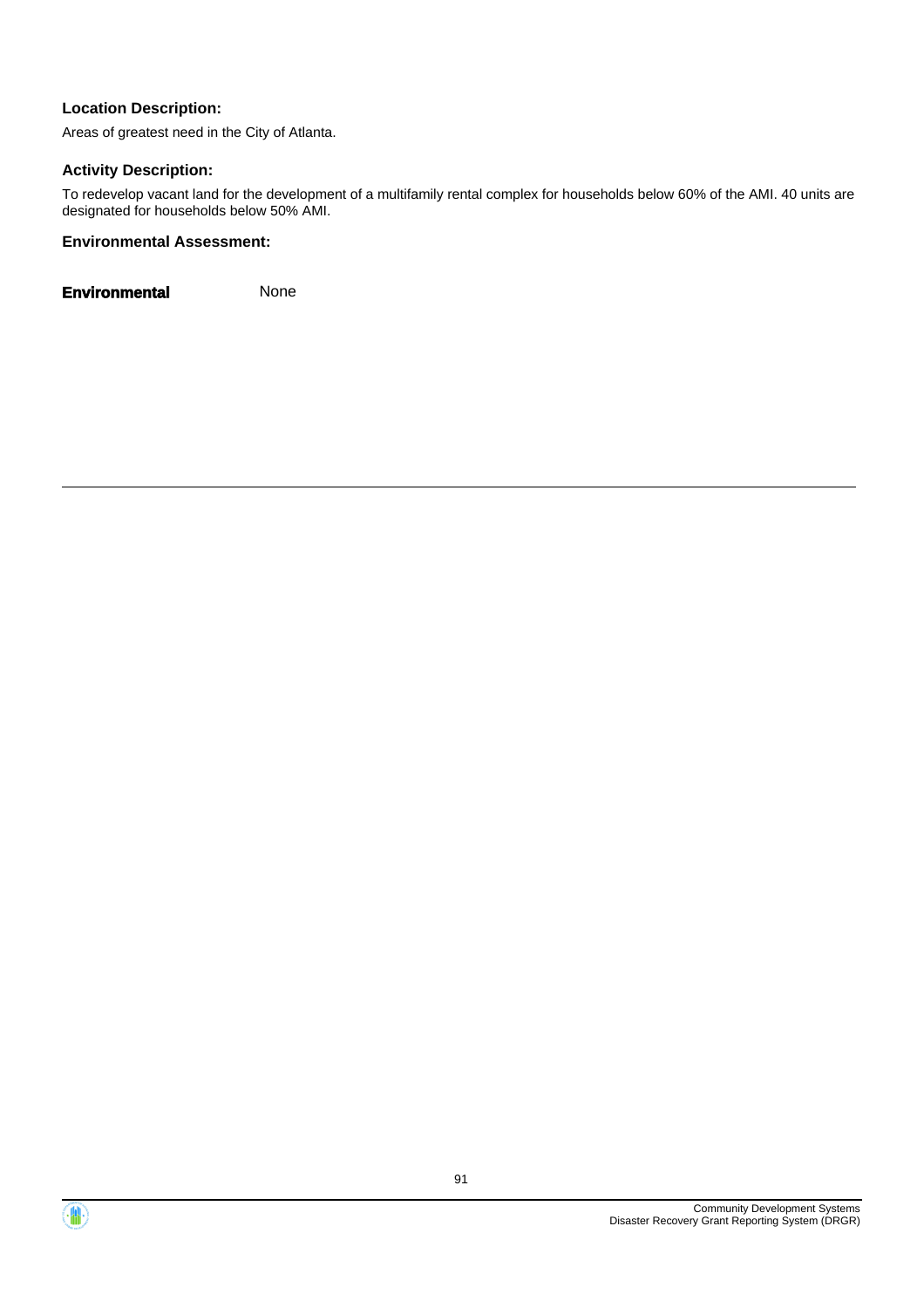**Location Description:**

Areas of greatest need in the City of Atlanta.

**Activity Description:**

To redevelop vacant land for the development of a multifamily rental complex for households below 60% of the AMI. 40 units are designated for households below 50% AMI.

**Environmental Assessment:**

**Environmental** None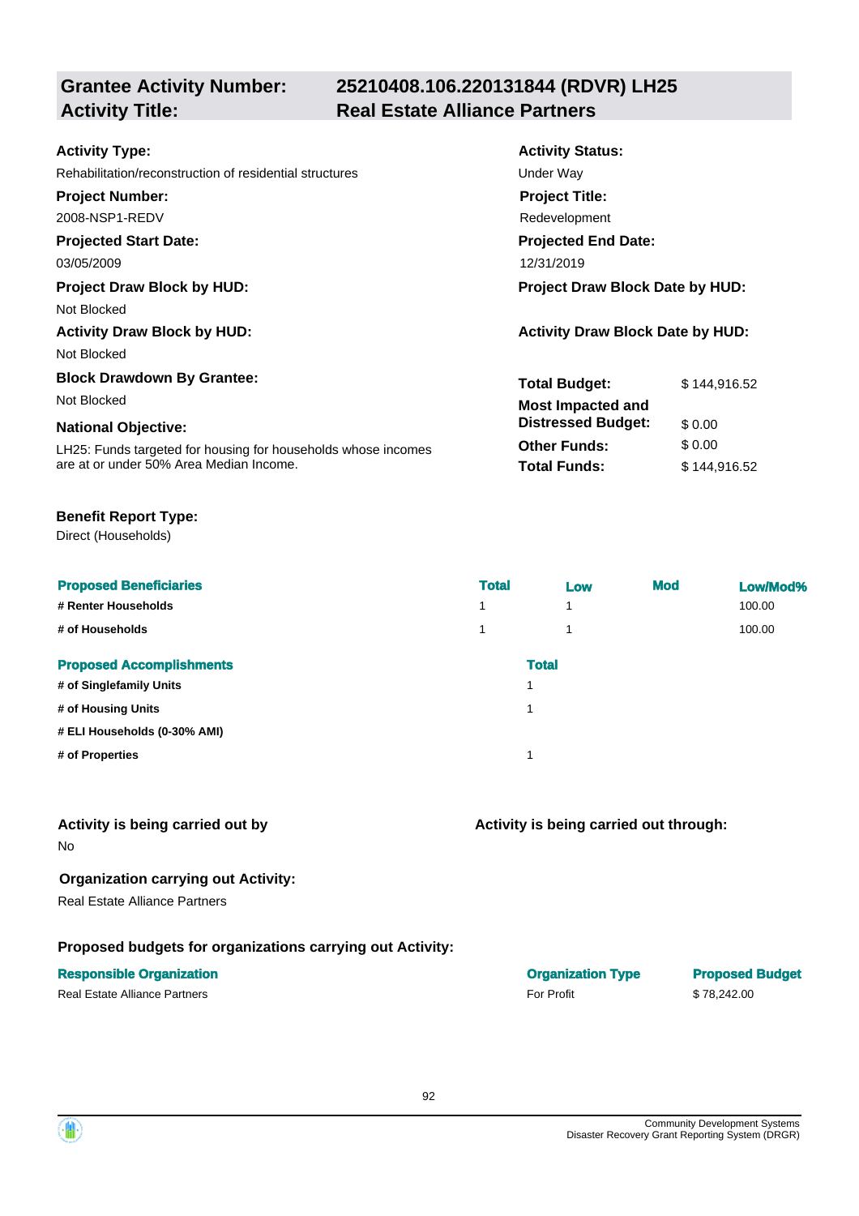## Grantee Activity Number: 25210408.106.220131844 (RDVR) LH25
## Activity Title: Real Estate Alliance Partners

**Activity Type:**
Rehabilitation/reconstruction of residential structures

**Activity Status:**
Under Way

**Project Number:**
2008-NSP1-REDV

**Project Title:**
Redevelopment

**Projected Start Date:**
03/05/2009

**Projected End Date:**
12/31/2019

**Project Draw Block by HUD:**
Not Blocked

**Project Draw Block Date by HUD:**

**Activity Draw Block by HUD:**
Not Blocked

**Activity Draw Block Date by HUD:**

**Block Drawdown By Grantee:**
Not Blocked

**National Objective:**
LH25: Funds targeted for housing for households whose incomes are at or under 50% Area Median Income.

| | |
|---|---|
| **Total Budget:** | $ 144,916.52 |
| **Most Impacted and Distressed Budget:** | $ 0.00 |
| **Other Funds:** | $ 0.00 |
| **Total Funds:** | $ 144,916.52 |

**Benefit Report Type:**
Direct (Households)

| Proposed Beneficiaries | Total | Low | Mod | Low/Mod% |
|---|---|---|---|---|
| # Renter Households | 1 | 1 | | 100.00 |
| # of Households | 1 | 1 | | 100.00 |

| Proposed Accomplishments | Total |
|---|---|
| # of Singlefamily Units | 1 |
| # of Housing Units | 1 |
| # ELI Households (0-30% AMI) | |
| # of Properties | 1 |

**Activity is being carried out by**
No

**Activity is being carried out through:**

**Organization carrying out Activity:**
Real Estate Alliance Partners

**Proposed budgets for organizations carrying out Activity:**

| Responsible Organization | Organization Type | Proposed Budget |
|---|---|---|
| Real Estate Alliance Partners | For Profit | $ 78,242.00 |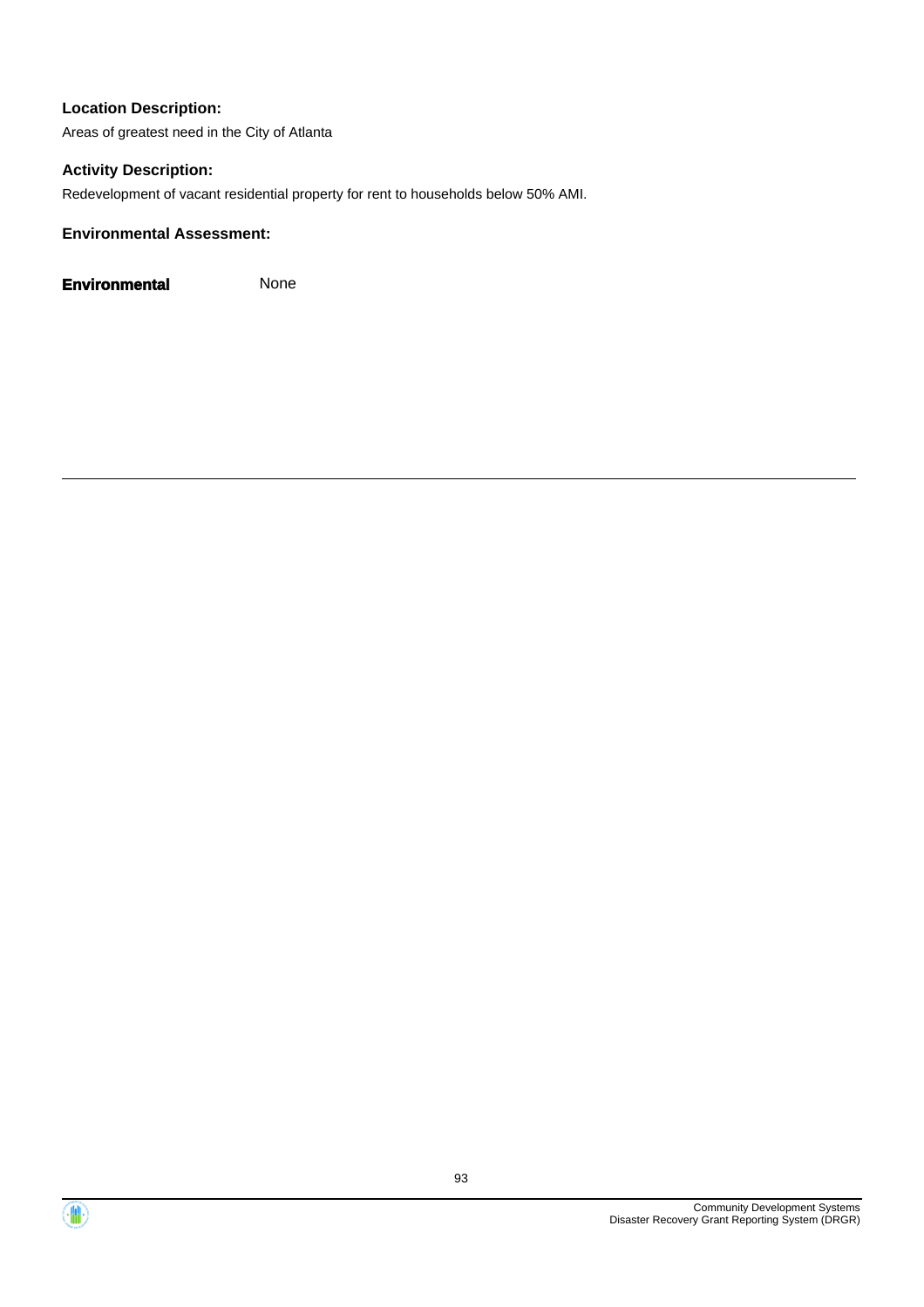**Location Description:**

Areas of greatest need in the City of Atlanta

**Activity Description:**

Redevelopment of vacant residential property for rent to households below 50% AMI.

**Environmental Assessment:**

**Environmental** None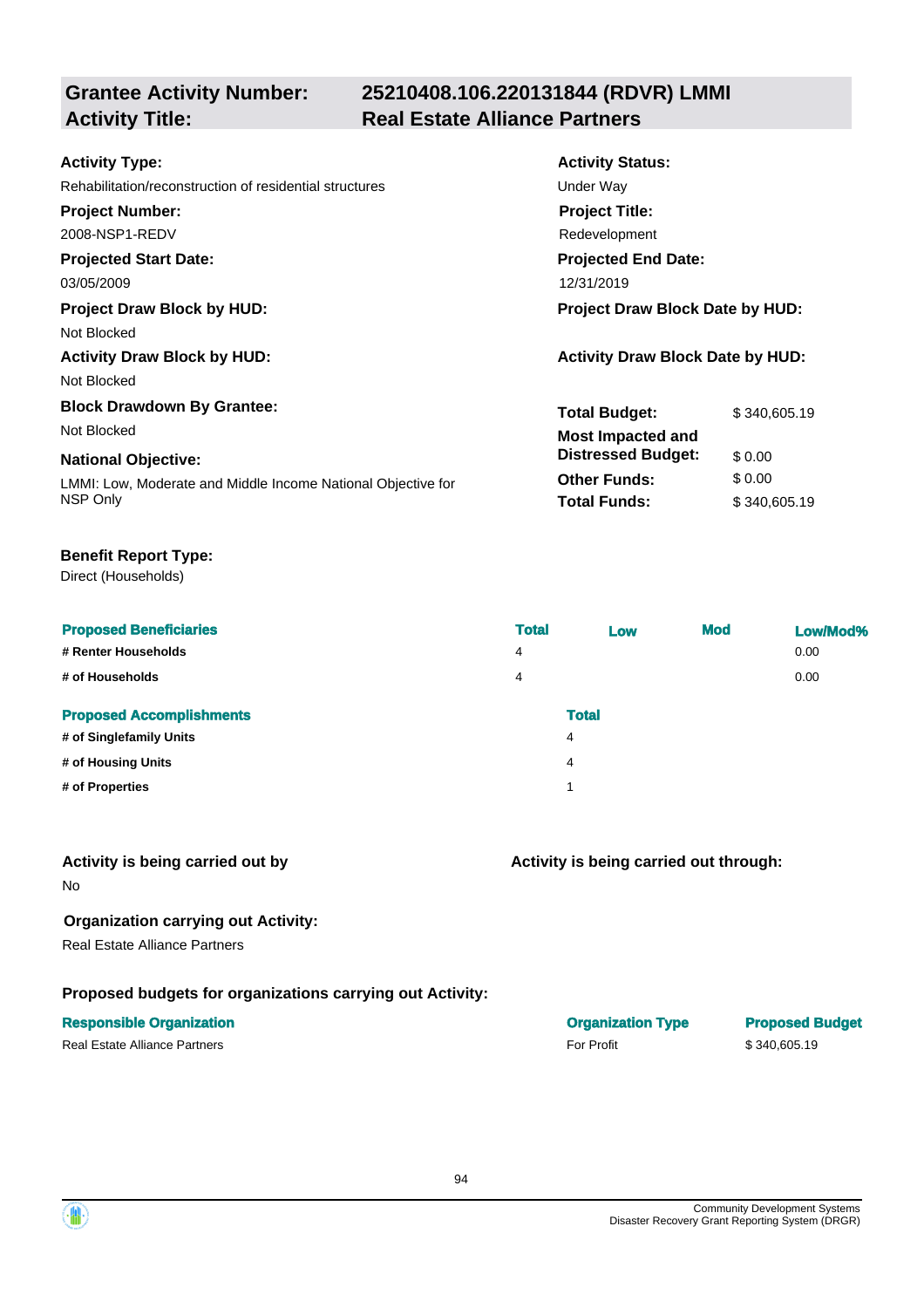## Grantee Activity Number: 25210408.106.220131844 (RDVR) LMMI
## Activity Title: Real Estate Alliance Partners

**Activity Type:**
Rehabilitation/reconstruction of residential structures

**Activity Status:**
Under Way

**Project Number:**
2008-NSP1-REDV

**Project Title:**
Redevelopment

**Projected Start Date:**
03/05/2009

**Projected End Date:**
12/31/2019

**Project Draw Block by HUD:**
Not Blocked

**Project Draw Block Date by HUD:**

**Activity Draw Block by HUD:**
Not Blocked

**Activity Draw Block Date by HUD:**

**Block Drawdown By Grantee:**
Not Blocked

**National Objective:**
LMMI: Low, Moderate and Middle Income National Objective for NSP Only

| | |
|---|---|
| **Total Budget:** | $ 340,605.19 |
| **Most Impacted and Distressed Budget:** | $ 0.00 |
| **Other Funds:** | $ 0.00 |
| **Total Funds:** | $ 340,605.19 |

**Benefit Report Type:**
Direct (Households)

| Proposed Beneficiaries | Total | Low | Mod | Low/Mod% |
|---|---|---|---|---|
| # Renter Households | 4 | | | 0.00 |
| # of Households | 4 | | | 0.00 |

| Proposed Accomplishments | Total |
|---|---|
| # of Singlefamily Units | 4 |
| # of Housing Units | 4 |
| # of Properties | 1 |

**Activity is being carried out by**
No

**Activity is being carried out through:**

**Organization carrying out Activity:**
Real Estate Alliance Partners

**Proposed budgets for organizations carrying out Activity:**

| Responsible Organization | Organization Type | Proposed Budget |
|---|---|---|
| Real Estate Alliance Partners | For Profit | $ 340,605.19 |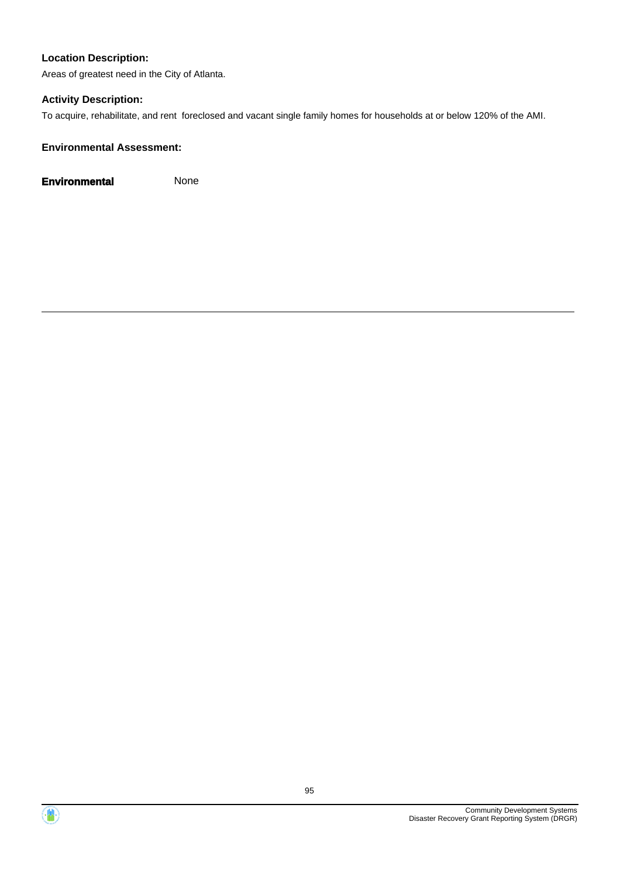**Location Description:**

Areas of greatest need in the City of Atlanta.

**Activity Description:**

To acquire, rehabilitate, and rent foreclosed and vacant single family homes for households at or below 120% of the AMI.

**Environmental Assessment:**

**Environmental** None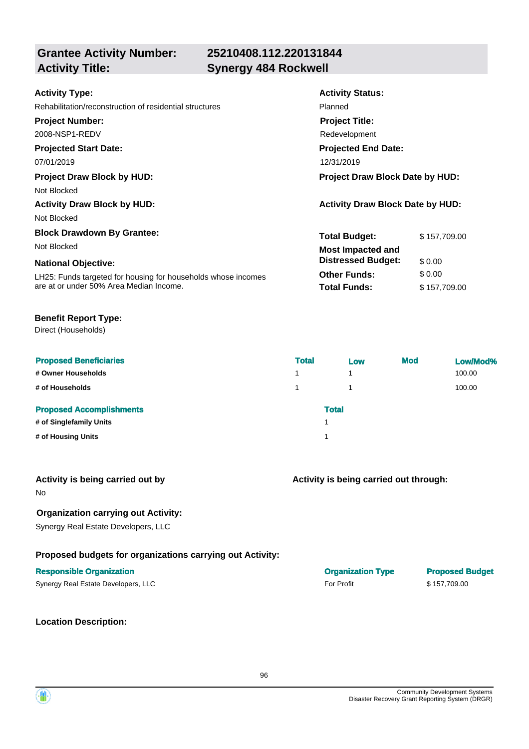| **Grantee Activity Number:** | **25210408.112.220131844** |
|---|---|
| **Activity Title:** | **Synergy 484 Rockwell** |

**Activity Type:**
Rehabilitation/reconstruction of residential structures

**Activity Status:**
Planned

**Project Number:**
2008-NSP1-REDV

**Project Title:**
Redevelopment

**Projected Start Date:**
07/01/2019

**Projected End Date:**
12/31/2019

**Project Draw Block by HUD:**
Not Blocked

**Project Draw Block Date by HUD:**

**Activity Draw Block by HUD:**
Not Blocked

**Activity Draw Block Date by HUD:**

**Block Drawdown By Grantee:**
Not Blocked

**National Objective:**
LH25: Funds targeted for housing for households whose incomes are at or under 50% Area Median Income.

| | |
|---|---|
| **Total Budget:** | $ 157,709.00 |
| **Most Impacted and Distressed Budget:** | $ 0.00 |
| **Other Funds:** | $ 0.00 |
| **Total Funds:** | $ 157,709.00 |

**Benefit Report Type:**
Direct (Households)

| Proposed Beneficiaries | Total | Low | Mod | Low/Mod% |
|---|---|---|---|---|
| # Owner Households | 1 | 1 | | 100.00 |
| # of Households | 1 | 1 | | 100.00 |

| Proposed Accomplishments | Total |
|---|---|
| # of Singlefamily Units | 1 |
| # of Housing Units | 1 |

**Activity is being carried out by**
No

**Activity is being carried out through:**

**Organization carrying out Activity:**
Synergy Real Estate Developers, LLC

**Proposed budgets for organizations carrying out Activity:**

| Responsible Organization | Organization Type | Proposed Budget |
|---|---|---|
| Synergy Real Estate Developers, LLC | For Profit | $ 157,709.00 |

**Location Description:**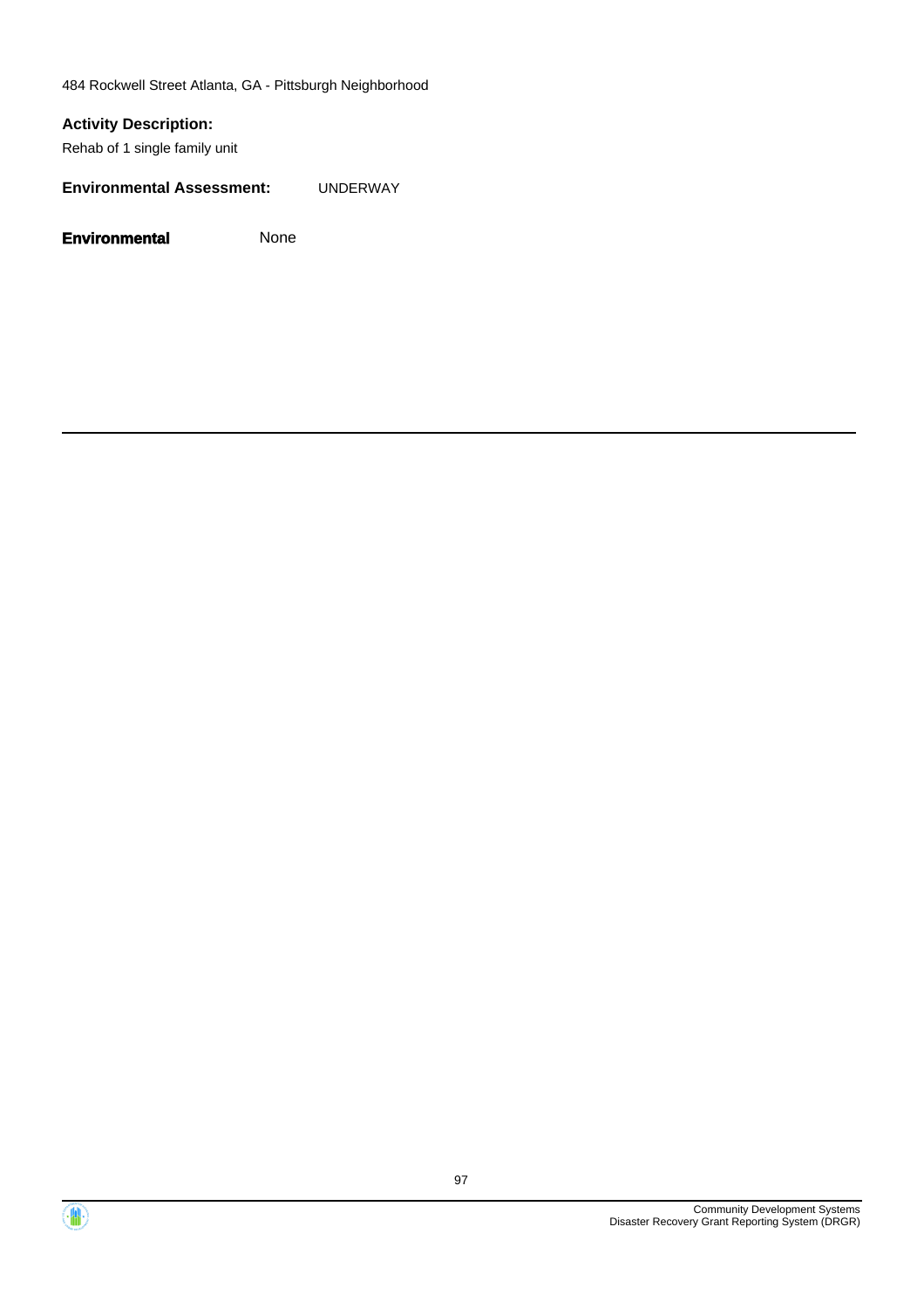484 Rockwell Street Atlanta, GA - Pittsburgh Neighborhood

**Activity Description:**

Rehab of 1 single family unit

**Environmental Assessment:** UNDERWAY

**Environmental** None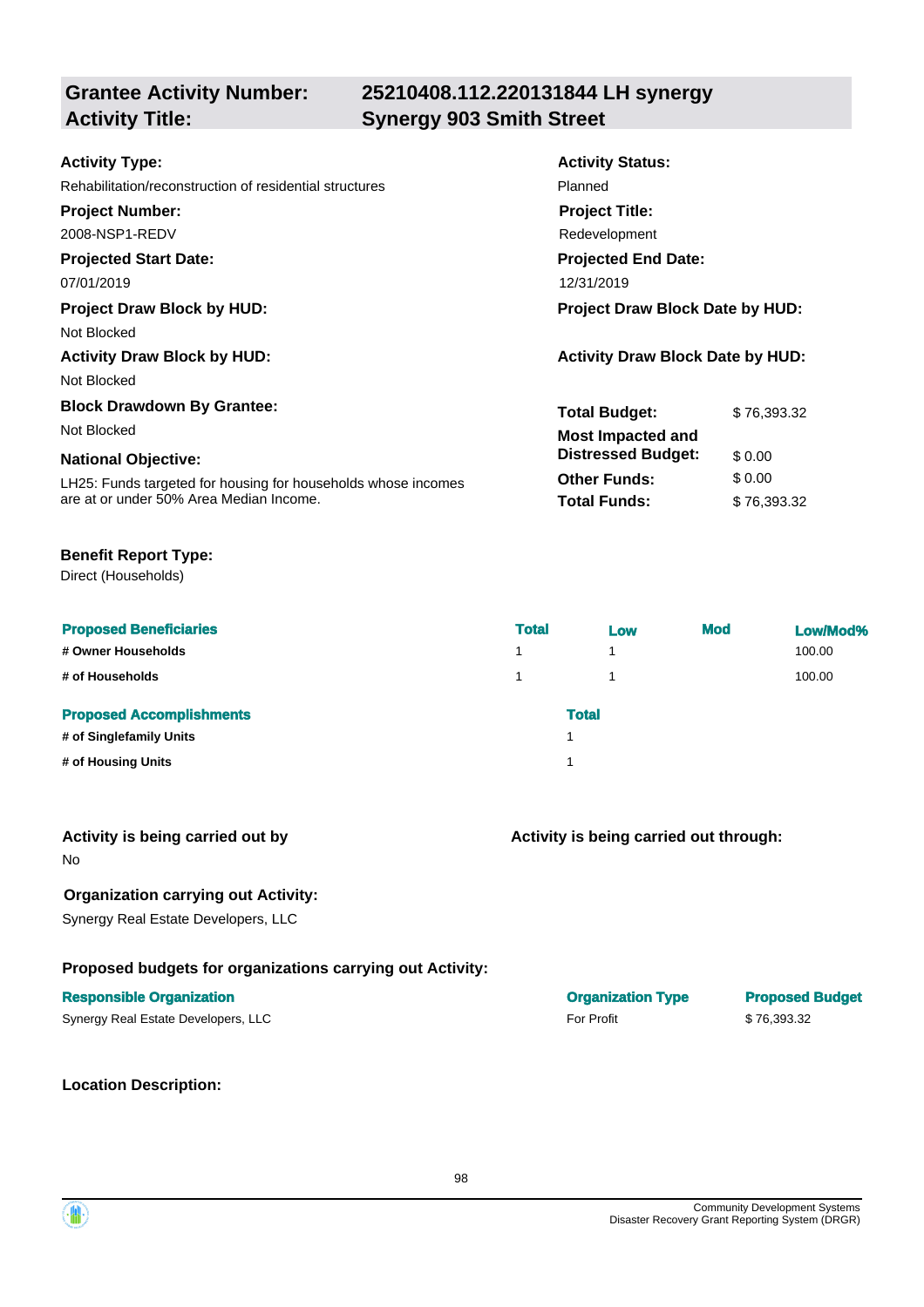## Grantee Activity Number: 25210408.112.220131844 LH synergy
## Activity Title: Synergy 903 Smith Street

**Activity Type:**
Rehabilitation/reconstruction of residential structures

**Activity Status:**
Planned

**Project Number:**
2008-NSP1-REDV

**Project Title:**
Redevelopment

**Projected Start Date:**
07/01/2019

**Projected End Date:**
12/31/2019

**Project Draw Block by HUD:**
Not Blocked

**Project Draw Block Date by HUD:**

**Activity Draw Block by HUD:**
Not Blocked

**Activity Draw Block Date by HUD:**

**Block Drawdown By Grantee:**
Not Blocked

**National Objective:**
LH25: Funds targeted for housing for households whose incomes are at or under 50% Area Median Income.

| | |
|---|---|
| **Total Budget:** | $ 76,393.32 |
| **Most Impacted and Distressed Budget:** | $ 0.00 |
| **Other Funds:** | $ 0.00 |
| **Total Funds:** | $ 76,393.32 |

**Benefit Report Type:**
Direct (Households)

| Proposed Beneficiaries | Total | Low | Mod | Low/Mod% |
|---|---|---|---|---|
| # Owner Households | 1 | 1 | | 100.00 |
| # of Households | 1 | 1 | | 100.00 |

| Proposed Accomplishments | Total |
|---|---|
| # of Singlefamily Units | 1 |
| # of Housing Units | 1 |

**Activity is being carried out by**
No

**Activity is being carried out through:**

**Organization carrying out Activity:**
Synergy Real Estate Developers, LLC

**Proposed budgets for organizations carrying out Activity:**

| Responsible Organization | Organization Type | Proposed Budget |
|---|---|---|
| Synergy Real Estate Developers, LLC | For Profit | $ 76,393.32 |

**Location Description:**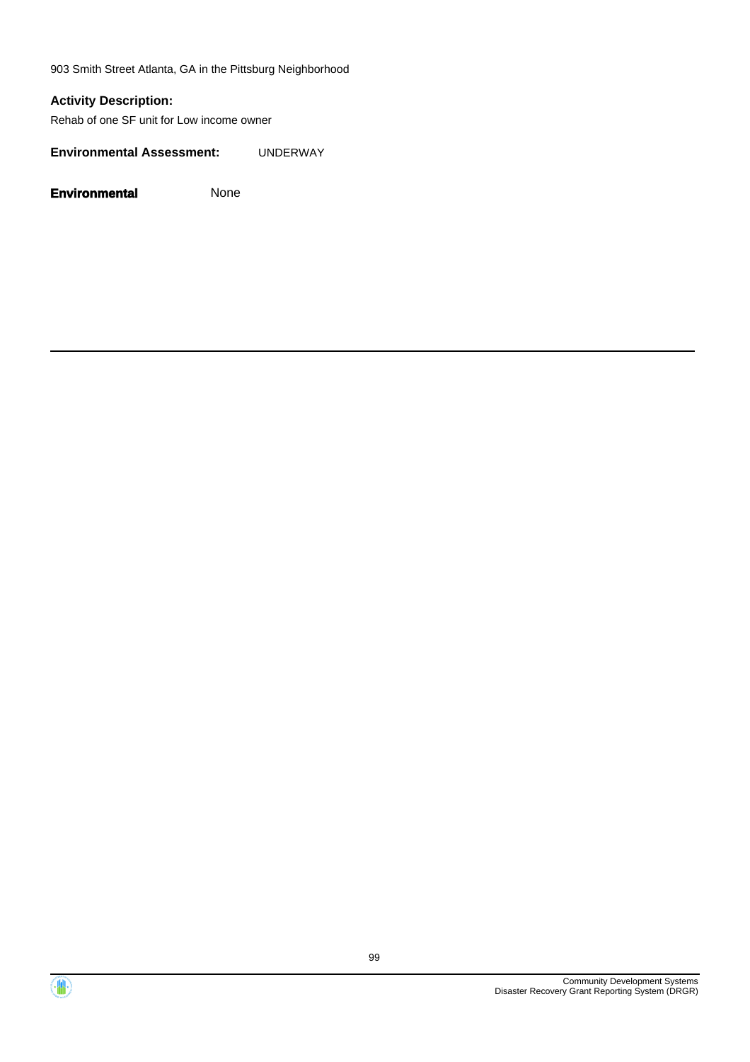903 Smith Street Atlanta, GA in the Pittsburg Neighborhood

**Activity Description:**

Rehab of one SF unit for Low income owner

**Environmental Assessment:** UNDERWAY

**Environmental** None

---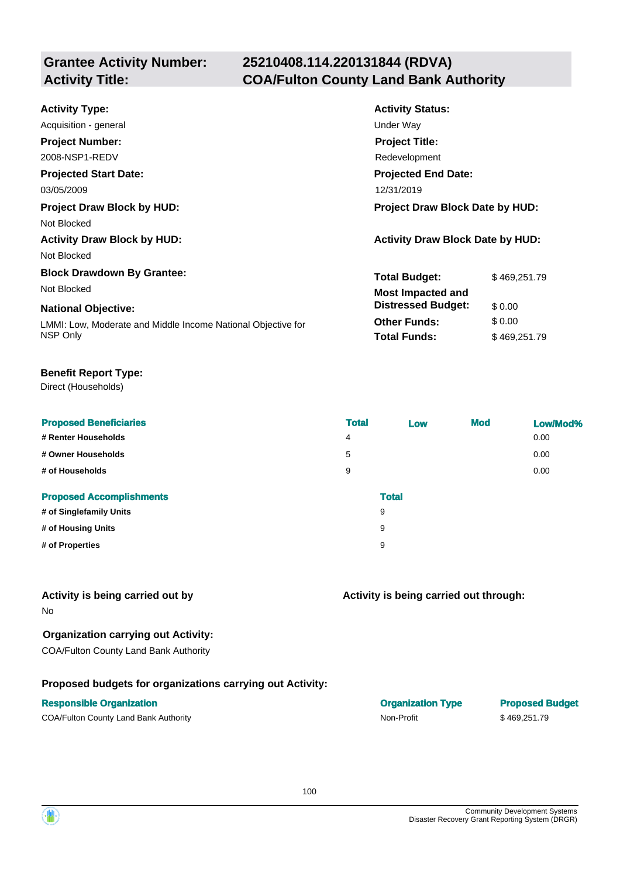| **Grantee Activity Number:** | **25210408.114.220131844 (RDVA)** |
|---|---|
| **Activity Title:** | **COA/Fulton County Land Bank Authority** |

**Activity Type:**
Acquisition - general

**Activity Status:**
Under Way

**Project Number:**
2008-NSP1-REDV

**Project Title:**
Redevelopment

**Projected Start Date:**
03/05/2009

**Projected End Date:**
12/31/2019

**Project Draw Block by HUD:**
Not Blocked

**Project Draw Block Date by HUD:**

**Activity Draw Block by HUD:**
Not Blocked

**Activity Draw Block Date by HUD:**

**Block Drawdown By Grantee:**
Not Blocked

**National Objective:**
LMMI: Low, Moderate and Middle Income National Objective for NSP Only

| | |
|---|---|
| **Total Budget:** | $ 469,251.79 |
| **Most Impacted and Distressed Budget:** | $ 0.00 |
| **Other Funds:** | $ 0.00 |
| **Total Funds:** | $ 469,251.79 |

**Benefit Report Type:**
Direct (Households)

| Proposed Beneficiaries | Total | Low | Mod | Low/Mod% |
|---|---|---|---|---|
| # Renter Households | 4 | | | 0.00 |
| # Owner Households | 5 | | | 0.00 |
| # of Households | 9 | | | 0.00 |

| Proposed Accomplishments | Total |
|---|---|
| # of Singlefamily Units | 9 |
| # of Housing Units | 9 |
| # of Properties | 9 |

**Activity is being carried out by**
No

**Activity is being carried out through:**

**Organization carrying out Activity:**
COA/Fulton County Land Bank Authority

**Proposed budgets for organizations carrying out Activity:**

| Responsible Organization | Organization Type | Proposed Budget |
|---|---|---|
| COA/Fulton County Land Bank Authority | Non-Profit | $ 469,251.79 |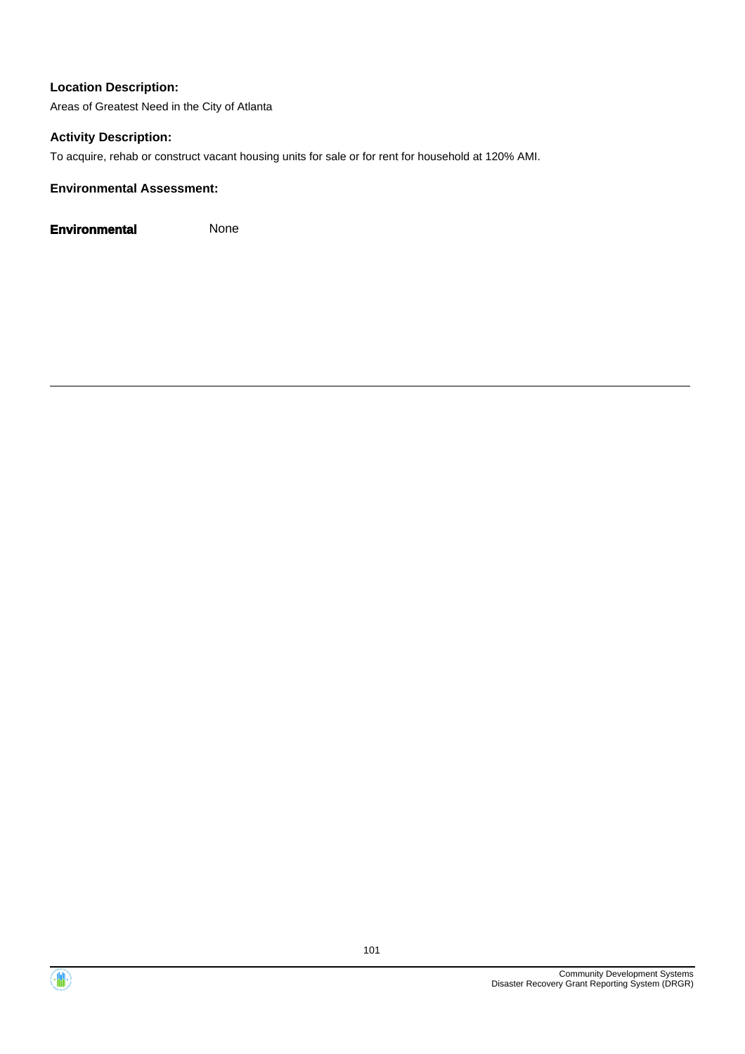**Location Description:**

Areas of Greatest Need in the City of Atlanta

**Activity Description:**

To acquire, rehab or construct vacant housing units for sale or for rent for household at 120% AMI.

**Environmental Assessment:**

**Environmental** None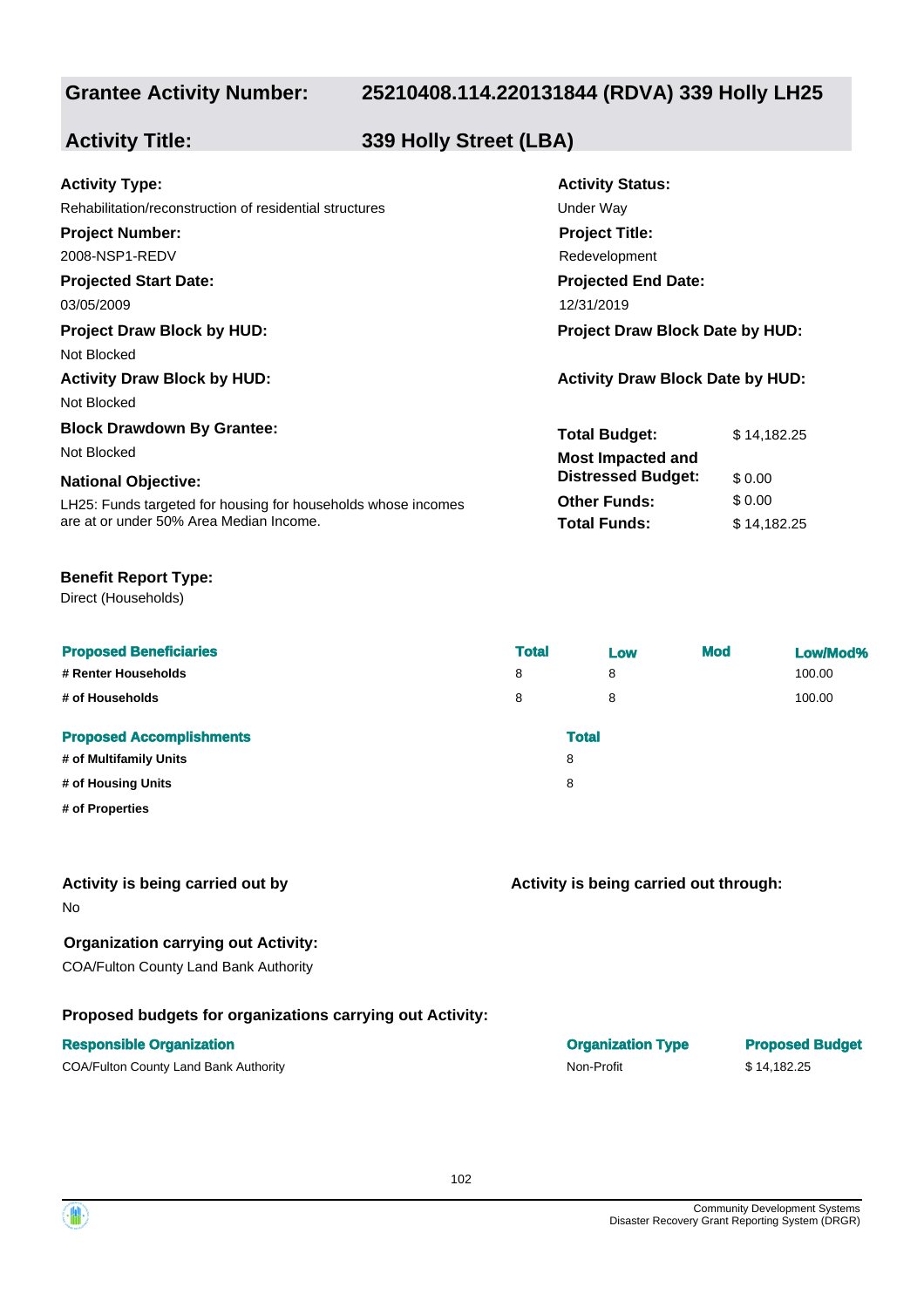## Grantee Activity Number: 25210408.114.220131844 (RDVA) 339 Holly LH25

## Activity Title: 339 Holly Street (LBA)

**Activity Type:**
Rehabilitation/reconstruction of residential structures

**Activity Status:**
Under Way

**Project Number:**
2008-NSP1-REDV

**Project Title:**
Redevelopment

**Projected Start Date:**
03/05/2009

**Projected End Date:**
12/31/2019

**Project Draw Block by HUD:**
Not Blocked

**Project Draw Block Date by HUD:**

**Activity Draw Block by HUD:**
Not Blocked

**Activity Draw Block Date by HUD:**

**Block Drawdown By Grantee:**
Not Blocked

**National Objective:**
LH25: Funds targeted for housing for households whose incomes are at or under 50% Area Median Income.

| | |
|---|---|
| **Total Budget:** | $ 14,182.25 |
| **Most Impacted and Distressed Budget:** | $ 0.00 |
| **Other Funds:** | $ 0.00 |
| **Total Funds:** | $ 14,182.25 |

**Benefit Report Type:**
Direct (Households)

| Proposed Beneficiaries | Total | Low | Mod | Low/Mod% |
|---|---|---|---|---|
| # Renter Households | 8 | 8 | | 100.00 |
| # of Households | 8 | 8 | | 100.00 |

| Proposed Accomplishments | Total |
|---|---|
| # of Multifamily Units | 8 |
| # of Housing Units | 8 |
| # of Properties | |

**Activity is being carried out by**
No

**Activity is being carried out through:**

**Organization carrying out Activity:**
COA/Fulton County Land Bank Authority

**Proposed budgets for organizations carrying out Activity:**

| Responsible Organization | Organization Type | Proposed Budget |
|---|---|---|
| COA/Fulton County Land Bank Authority | Non-Profit | $ 14,182.25 |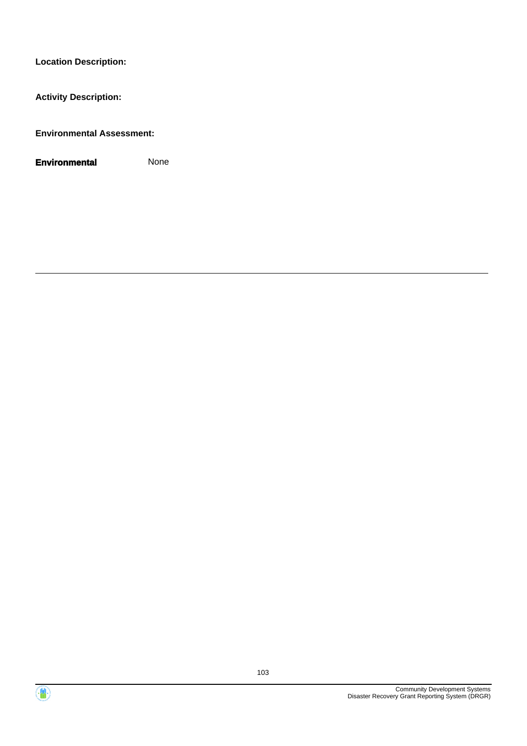**Location Description:**

**Activity Description:**

**Environmental Assessment:**

| **Environmental** | None |
|---|---|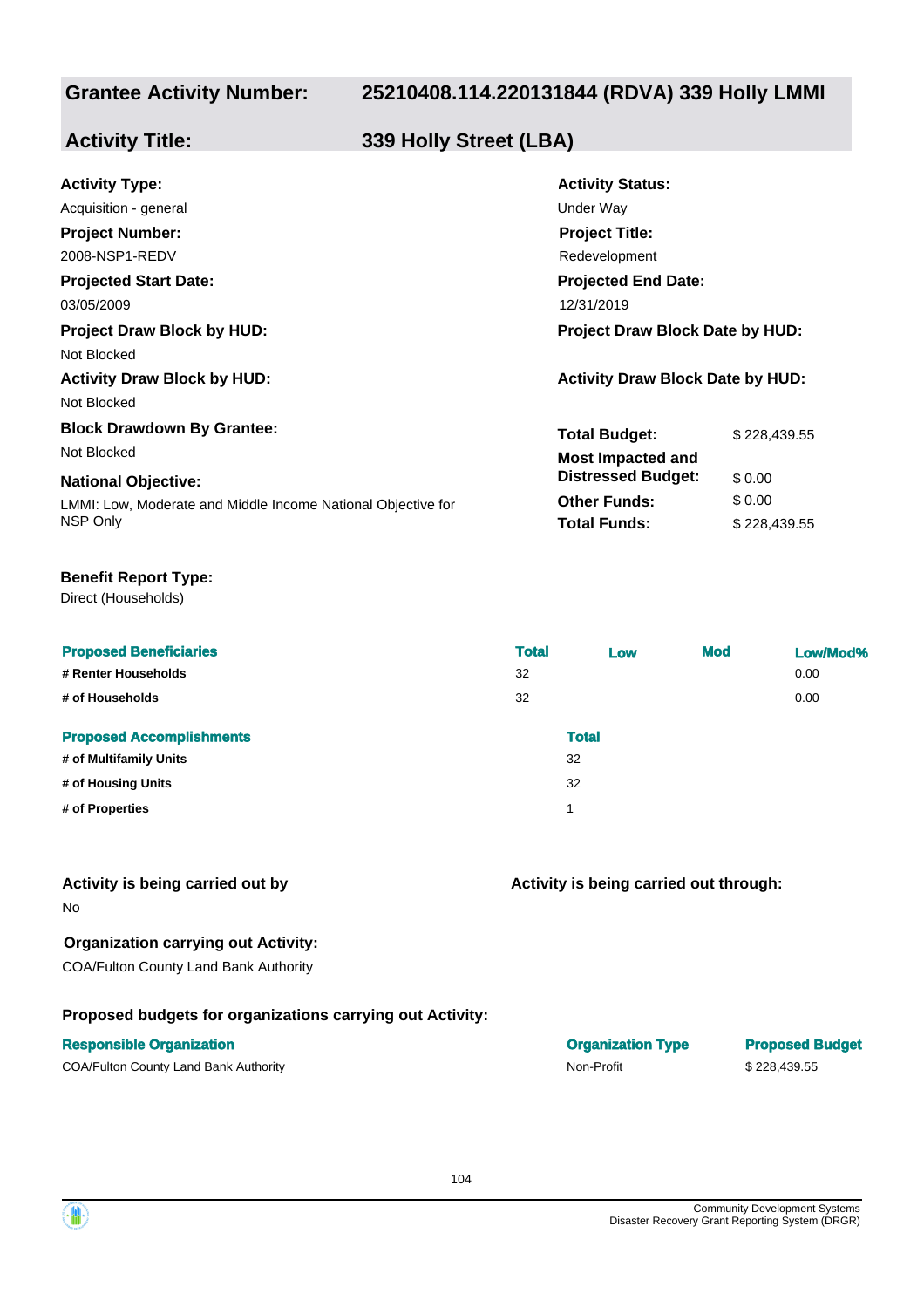| **Grantee Activity Number:** | **25210408.114.220131844 (RDVA) 339 Holly LMMI** |
|---|---|
| **Activity Title:** | **339 Holly Street (LBA)** |

**Activity Type:**
Acquisition - general

**Activity Status:**
Under Way

**Project Number:**
2008-NSP1-REDV

**Project Title:**
Redevelopment

**Projected Start Date:**
03/05/2009

**Projected End Date:**
12/31/2019

**Project Draw Block by HUD:**
Not Blocked

**Project Draw Block Date by HUD:**

**Activity Draw Block by HUD:**
Not Blocked

**Activity Draw Block Date by HUD:**

**Block Drawdown By Grantee:**
Not Blocked

**National Objective:**
LMMI: Low, Moderate and Middle Income National Objective for NSP Only

| | |
|---|---|
| **Total Budget:** | $ 228,439.55 |
| **Most Impacted and Distressed Budget:** | $ 0.00 |
| **Other Funds:** | $ 0.00 |
| **Total Funds:** | $ 228,439.55 |

**Benefit Report Type:**
Direct (Households)

| Proposed Beneficiaries | Total | Low | Mod | Low/Mod% |
|---|---|---|---|---|
| # Renter Households | 32 | | | 0.00 |
| # of Households | 32 | | | 0.00 |

| Proposed Accomplishments | Total |
|---|---|
| # of Multifamily Units | 32 |
| # of Housing Units | 32 |
| # of Properties | 1 |

**Activity is being carried out by**
No

**Activity is being carried out through:**

**Organization carrying out Activity:**
COA/Fulton County Land Bank Authority

**Proposed budgets for organizations carrying out Activity:**

| Responsible Organization | Organization Type | Proposed Budget |
|---|---|---|
| COA/Fulton County Land Bank Authority | Non-Profit | $ 228,439.55 |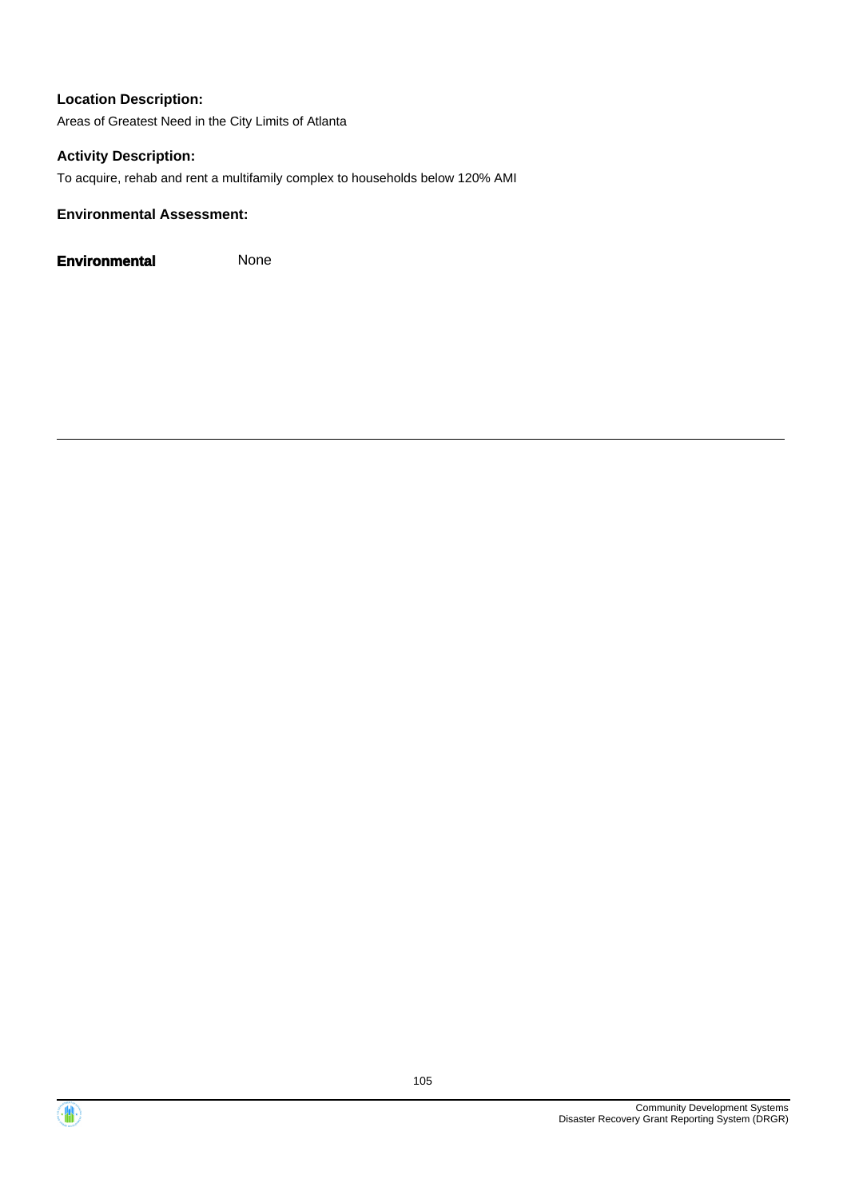**Location Description:**

Areas of Greatest Need in the City Limits of Atlanta

**Activity Description:**

To acquire, rehab and rent a multifamily complex to households below 120% AMI

**Environmental Assessment:**

**Environmental** None

---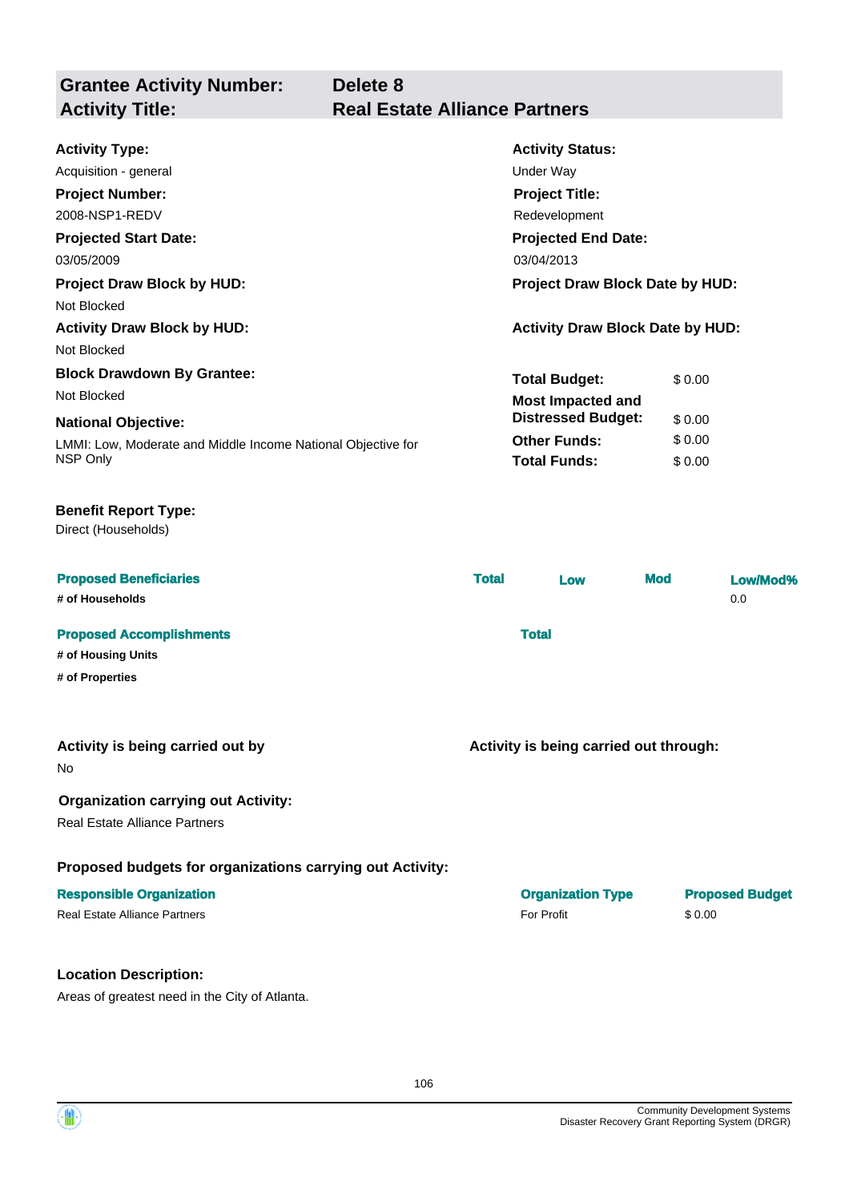| **Grantee Activity Number:** | **Delete 8** |
|---|---|
| **Activity Title:** | **Real Estate Alliance Partners** |

**Activity Type:**
Acquisition - general

**Activity Status:**
Under Way

**Project Number:**
2008-NSP1-REDV

**Project Title:**
Redevelopment

**Projected Start Date:**
03/05/2009

**Projected End Date:**
03/04/2013

**Project Draw Block by HUD:**
Not Blocked

**Project Draw Block Date by HUD:**

**Activity Draw Block by HUD:**
Not Blocked

**Activity Draw Block Date by HUD:**

**Block Drawdown By Grantee:**
Not Blocked

**National Objective:**
LMMI: Low, Moderate and Middle Income National Objective for NSP Only

| | |
|---|---|
| **Total Budget:** | $ 0.00 |
| **Most Impacted and Distressed Budget:** | $ 0.00 |
| **Other Funds:** | $ 0.00 |
| **Total Funds:** | $ 0.00 |

**Benefit Report Type:**
Direct (Households)

| Proposed Beneficiaries | Total | Low | Mod | Low/Mod% |
|---|---|---|---|---|
| # of Households | | | | 0.0 |

| Proposed Accomplishments | Total |
|---|---|
| # of Housing Units | |
| # of Properties | |

**Activity is being carried out by**
No

**Activity is being carried out through:**

**Organization carrying out Activity:**
Real Estate Alliance Partners

**Proposed budgets for organizations carrying out Activity:**

| Responsible Organization | Organization Type | Proposed Budget |
|---|---|---|
| Real Estate Alliance Partners | For Profit | $ 0.00 |

**Location Description:**
Areas of greatest need in the City of Atlanta.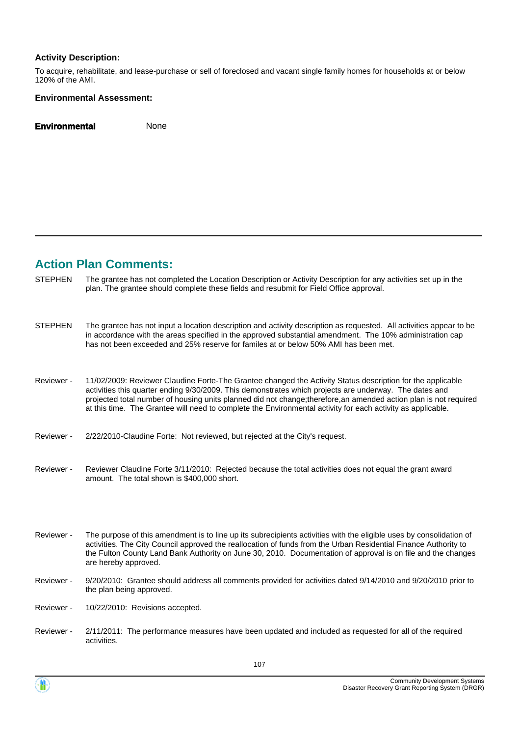**Activity Description:**

To acquire, rehabilitate, and lease-purchase or sell of foreclosed and vacant single family homes for households at or below 120% of the AMI.

**Environmental Assessment:**

| | |
|---|---|
| **Environmental** | None |

---

## Action Plan Comments:

| | |
|---|---|
| STEPHEN | The grantee has not completed the Location Description or Activity Description for any activities set up in the plan. The grantee should complete these fields and resubmit for Field Office approval. |
| STEPHEN | The grantee has not input a location description and activity description as requested. All activities appear to be in accordance with the areas specified in the approved substantial amendment. The 10% administration cap has not been exceeded and 25% reserve for familes at or below 50% AMI has been met. |
| Reviewer - | 11/02/2009: Reviewer Claudine Forte-The Grantee changed the Activity Status description for the applicable activities this quarter ending 9/30/2009. This demonstrates which projects are underway. The dates and projected total number of housing units planned did not change;therefore,an amended action plan is not required at this time. The Grantee will need to complete the Environmental activity for each activity as applicable. |
| Reviewer - | 2/22/2010-Claudine Forte: Not reviewed, but rejected at the City's request. |
| Reviewer - | Reviewer Claudine Forte 3/11/2010: Rejected because the total activities does not equal the grant award amount. The total shown is $400,000 short. |
| Reviewer - | The purpose of this amendment is to line up its subrecipients activities with the eligible uses by consolidation of activities. The City Council approved the reallocation of funds from the Urban Residential Finance Authority to the Fulton County Land Bank Authority on June 30, 2010. Documentation of approval is on file and the changes are hereby approved. |
| Reviewer - | 9/20/2010: Grantee should address all comments provided for activities dated 9/14/2010 and 9/20/2010 prior to the plan being approved. |
| Reviewer - | 10/22/2010: Revisions accepted. |
| Reviewer - | 2/11/2011: The performance measures have been updated and included as requested for all of the required activities. |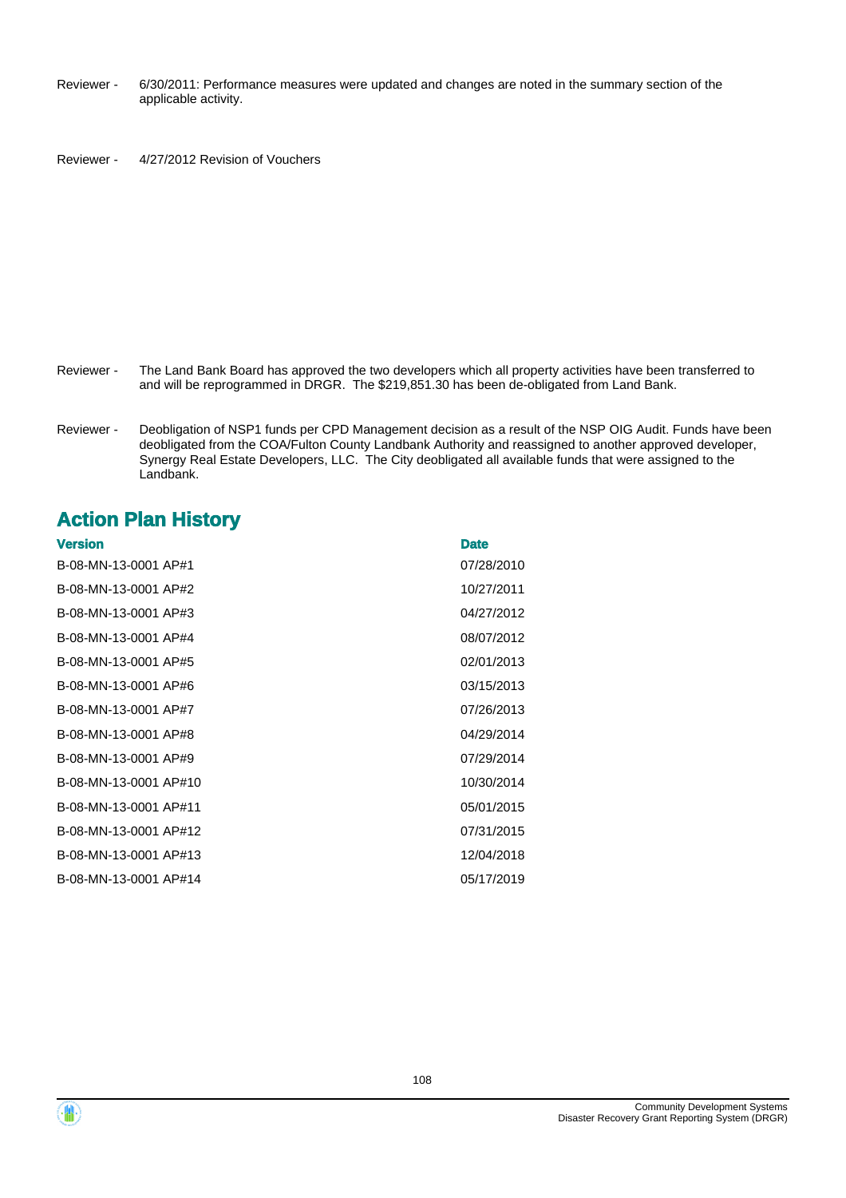Reviewer - 6/30/2011: Performance measures were updated and changes are noted in the summary section of the applicable activity.

Reviewer - 4/27/2012 Revision of Vouchers

Reviewer - The Land Bank Board has approved the two developers which all property activities have been transferred to and will be reprogrammed in DRGR. The $219,851.30 has been de-obligated from Land Bank.

Reviewer - Deobligation of NSP1 funds per CPD Management decision as a result of the NSP OIG Audit. Funds have been deobligated from the COA/Fulton County Landbank Authority and reassigned to another approved developer, Synergy Real Estate Developers, LLC. The City deobligated all available funds that were assigned to the Landbank.

## Action Plan History

| Version | Date |
| --- | --- |
| B-08-MN-13-0001 AP#1 | 07/28/2010 |
| B-08-MN-13-0001 AP#2 | 10/27/2011 |
| B-08-MN-13-0001 AP#3 | 04/27/2012 |
| B-08-MN-13-0001 AP#4 | 08/07/2012 |
| B-08-MN-13-0001 AP#5 | 02/01/2013 |
| B-08-MN-13-0001 AP#6 | 03/15/2013 |
| B-08-MN-13-0001 AP#7 | 07/26/2013 |
| B-08-MN-13-0001 AP#8 | 04/29/2014 |
| B-08-MN-13-0001 AP#9 | 07/29/2014 |
| B-08-MN-13-0001 AP#10 | 10/30/2014 |
| B-08-MN-13-0001 AP#11 | 05/01/2015 |
| B-08-MN-13-0001 AP#12 | 07/31/2015 |
| B-08-MN-13-0001 AP#13 | 12/04/2018 |
| B-08-MN-13-0001 AP#14 | 05/17/2019 |